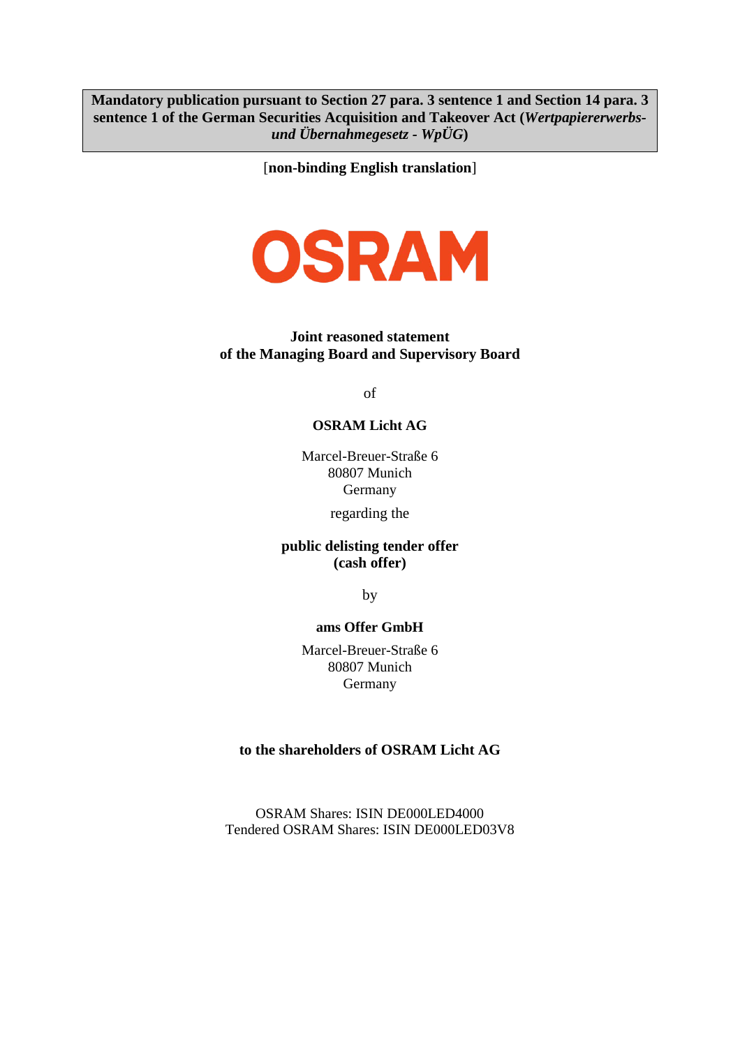**Mandatory publication pursuant to Section 27 para. 3 sentence 1 and Section 14 para. 3 sentence 1 of the German Securities Acquisition and Takeover Act (*Wertpapiererwerbs- und Übernahmegesetz - WpÜG*)**

[**non-binding English translation**]

OSRAM

**Joint reasoned statement**
**of the Managing Board and Supervisory Board**

of

**OSRAM Licht AG**

Marcel-Breuer-Straße 6
80807 Munich
Germany

regarding the

**public delisting tender offer**
**(cash offer)**

by

**ams Offer GmbH**

Marcel-Breuer-Straße 6
80807 Munich
Germany

**to the shareholders of OSRAM Licht AG**

OSRAM Shares: ISIN DE000LED4000
Tendered OSRAM Shares: ISIN DE000LED03V8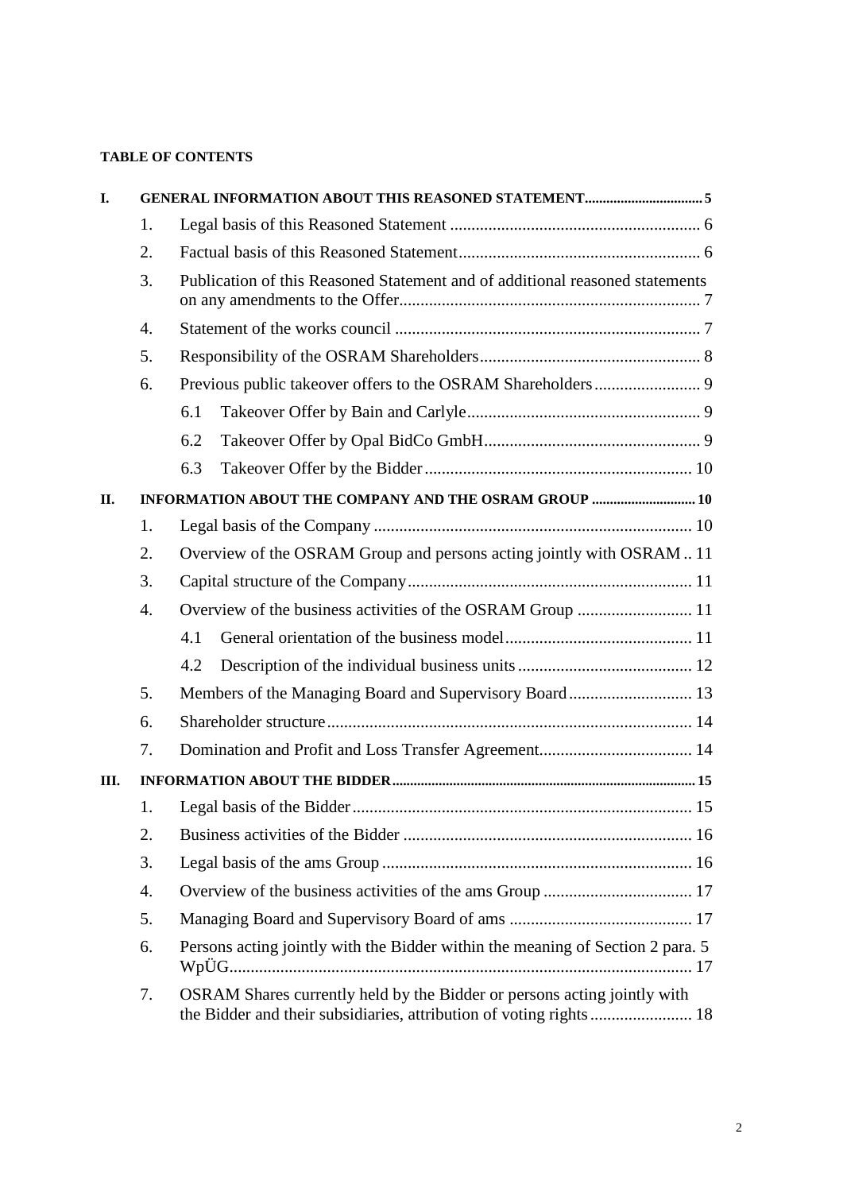**TABLE OF CONTENTS**

- **I. GENERAL INFORMATION ABOUT THIS REASONED STATEMENT** ... 5
  - 1. Legal basis of this Reasoned Statement ... 6
  - 2. Factual basis of this Reasoned Statement ... 6
  - 3. Publication of this Reasoned Statement and of additional reasoned statements on any amendments to the Offer ... 7
  - 4. Statement of the works council ... 7
  - 5. Responsibility of the OSRAM Shareholders ... 8
  - 6. Previous public takeover offers to the OSRAM Shareholders ... 9
    - 6.1 Takeover Offer by Bain and Carlyle ... 9
    - 6.2 Takeover Offer by Opal BidCo GmbH ... 9
    - 6.3 Takeover Offer by the Bidder ... 10
- **II. INFORMATION ABOUT THE COMPANY AND THE OSRAM GROUP** ... 10
  - 1. Legal basis of the Company ... 10
  - 2. Overview of the OSRAM Group and persons acting jointly with OSRAM .. 11
  - 3. Capital structure of the Company ... 11
  - 4. Overview of the business activities of the OSRAM Group ... 11
    - 4.1 General orientation of the business model ... 11
    - 4.2 Description of the individual business units ... 12
  - 5. Members of the Managing Board and Supervisory Board ... 13
  - 6. Shareholder structure ... 14
  - 7. Domination and Profit and Loss Transfer Agreement ... 14
- **III. INFORMATION ABOUT THE BIDDER** ... 15
  - 1. Legal basis of the Bidder ... 15
  - 2. Business activities of the Bidder ... 16
  - 3. Legal basis of the ams Group ... 16
  - 4. Overview of the business activities of the ams Group ... 17
  - 5. Managing Board and Supervisory Board of ams ... 17
  - 6. Persons acting jointly with the Bidder within the meaning of Section 2 para. 5 WpÜG ... 17
  - 7. OSRAM Shares currently held by the Bidder or persons acting jointly with the Bidder and their subsidiaries, attribution of voting rights ... 18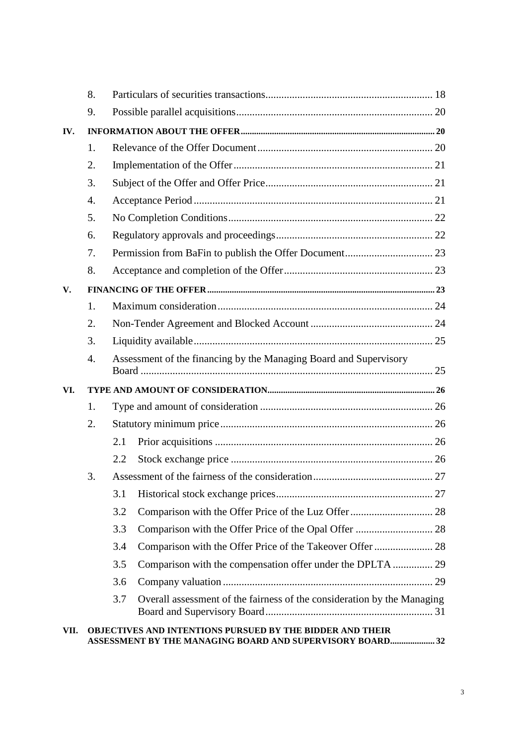| | | | |
|---|---|---|---|
| | 8. | Particulars of securities transactions | 18 |
| | 9. | Possible parallel acquisitions | 20 |
| **IV.** | **INFORMATION ABOUT THE OFFER** | | **20** |
| | 1. | Relevance of the Offer Document | 20 |
| | 2. | Implementation of the Offer | 21 |
| | 3. | Subject of the Offer and Offer Price | 21 |
| | 4. | Acceptance Period | 21 |
| | 5. | No Completion Conditions | 22 |
| | 6. | Regulatory approvals and proceedings | 22 |
| | 7. | Permission from BaFin to publish the Offer Document | 23 |
| | 8. | Acceptance and completion of the Offer | 23 |
| **V.** | **FINANCING OF THE OFFER** | | **23** |
| | 1. | Maximum consideration | 24 |
| | 2. | Non-Tender Agreement and Blocked Account | 24 |
| | 3. | Liquidity available | 25 |
| | 4. | Assessment of the financing by the Managing Board and Supervisory Board | 25 |
| **VI.** | **TYPE AND AMOUNT OF CONSIDERATION** | | **26** |
| | 1. | Type and amount of consideration | 26 |
| | 2. | Statutory minimum price | 26 |
| | | 2.1 Prior acquisitions | 26 |
| | | 2.2 Stock exchange price | 26 |
| | 3. | Assessment of the fairness of the consideration | 27 |
| | | 3.1 Historical stock exchange prices | 27 |
| | | 3.2 Comparison with the Offer Price of the Luz Offer | 28 |
| | | 3.3 Comparison with the Offer Price of the Opal Offer | 28 |
| | | 3.4 Comparison with the Offer Price of the Takeover Offer | 28 |
| | | 3.5 Comparison with the compensation offer under the DPLTA | 29 |
| | | 3.6 Company valuation | 29 |
| | | 3.7 Overall assessment of the fairness of the consideration by the Managing Board and Supervisory Board | 31 |
| **VII.** | **OBJECTIVES AND INTENTIONS PURSUED BY THE BIDDER AND THEIR ASSESSMENT BY THE MANAGING BOARD AND SUPERVISORY BOARD** | | **32** |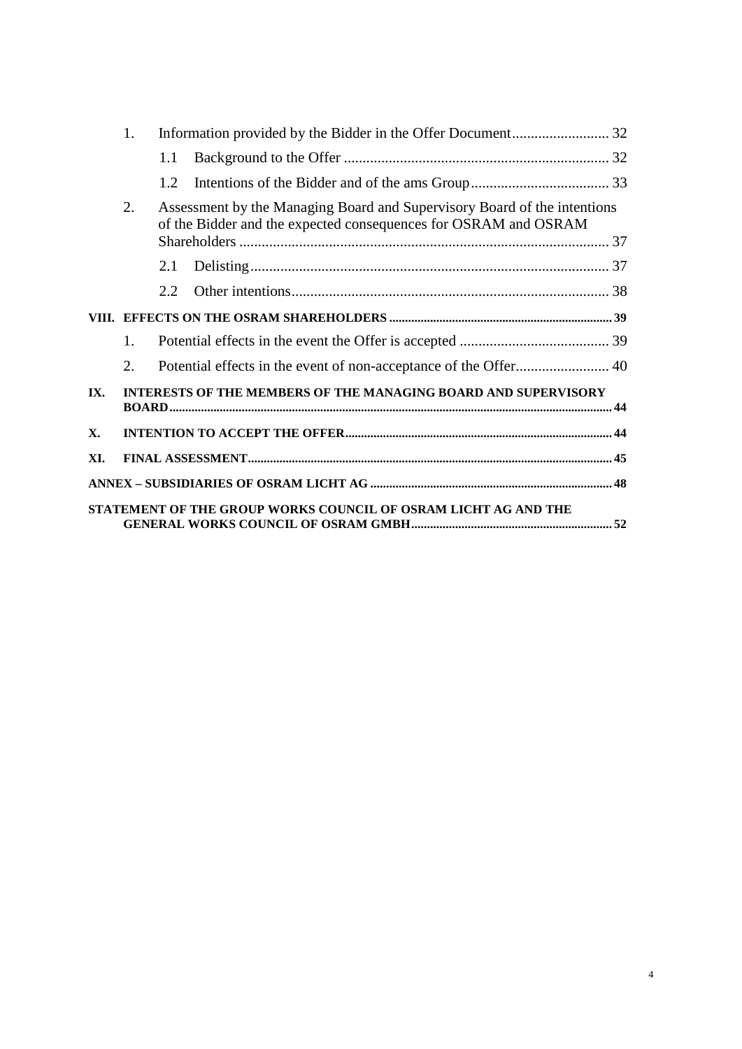1. Information provided by the Bidder in the Offer Document.......................... 32
   - 1.1 Background to the Offer ....................................................................... 32
   - 1.2 Intentions of the Bidder and of the ams Group..................................... 33
2. Assessment by the Managing Board and Supervisory Board of the intentions of the Bidder and the expected consequences for OSRAM and OSRAM Shareholders ................................................................................................... 37
   - 2.1 Delisting................................................................................................ 37
   - 2.2 Other intentions..................................................................................... 38

**VIII. EFFECTS ON THE OSRAM SHAREHOLDERS** ....................................................................... 39

1. Potential effects in the event the Offer is accepted ........................................ 39
2. Potential effects in the event of non-acceptance of the Offer......................... 40

**IX. INTERESTS OF THE MEMBERS OF THE MANAGING BOARD AND SUPERVISORY BOARD** ........................................................................................................................................... 44

**X. INTENTION TO ACCEPT THE OFFER** ..................................................................................... 44

**XI. FINAL ASSESSMENT** .................................................................................................................. 45

**ANNEX – SUBSIDIARIES OF OSRAM LICHT AG** ............................................................................ 48

**STATEMENT OF THE GROUP WORKS COUNCIL OF OSRAM LICHT AG AND THE GENERAL WORKS COUNCIL OF OSRAM GMBH** ................................................................ 52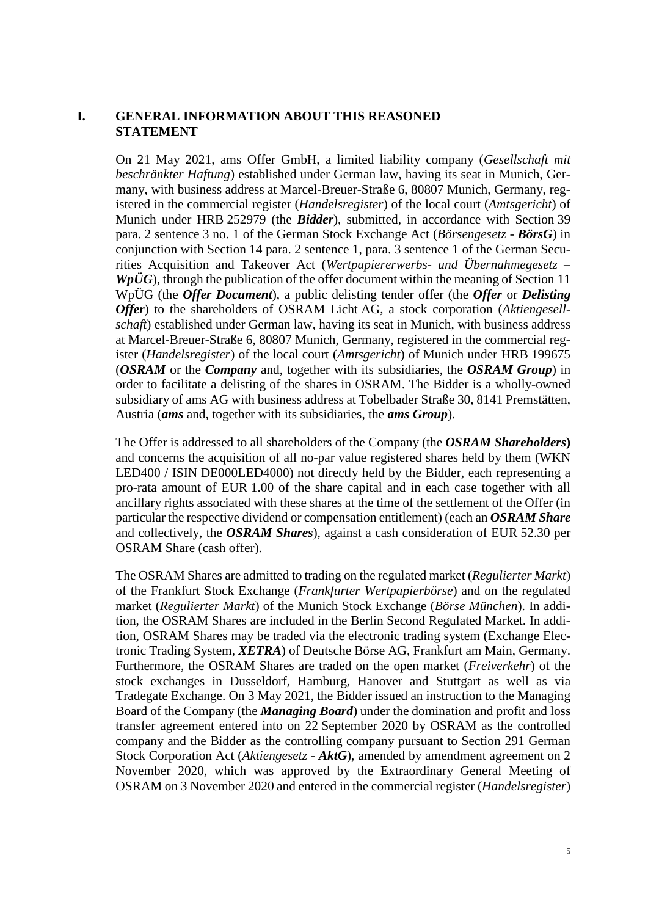# I. GENERAL INFORMATION ABOUT THIS REASONED STATEMENT

On 21 May 2021, ams Offer GmbH, a limited liability company (*Gesellschaft mit beschränkter Haftung*) established under German law, having its seat in Munich, Germany, with business address at Marcel-Breuer-Straße 6, 80807 Munich, Germany, registered in the commercial register (*Handelsregister*) of the local court (*Amtsgericht*) of Munich under HRB 252979 (the ***Bidder***), submitted, in accordance with Section 39 para. 2 sentence 3 no. 1 of the German Stock Exchange Act (*Börsengesetz* - ***BörsG***) in conjunction with Section 14 para. 2 sentence 1, para. 3 sentence 1 of the German Securities Acquisition and Takeover Act (*Wertpapiererwerbs- und Übernahmegesetz* – ***WpÜG***), through the publication of the offer document within the meaning of Section 11 WpÜG (the ***Offer Document***), a public delisting tender offer (the ***Offer*** or ***Delisting Offer***) to the shareholders of OSRAM Licht AG, a stock corporation (*Aktiengesellschaft*) established under German law, having its seat in Munich, with business address at Marcel-Breuer-Straße 6, 80807 Munich, Germany, registered in the commercial register (*Handelsregister*) of the local court (*Amtsgericht*) of Munich under HRB 199675 (***OSRAM*** or the ***Company*** and, together with its subsidiaries, the ***OSRAM Group***) in order to facilitate a delisting of the shares in OSRAM. The Bidder is a wholly-owned subsidiary of ams AG with business address at Tobelbader Straße 30, 8141 Premstätten, Austria (***ams*** and, together with its subsidiaries, the ***ams Group***).

The Offer is addressed to all shareholders of the Company (the ***OSRAM Shareholders***) and concerns the acquisition of all no-par value registered shares held by them (WKN LED400 / ISIN DE000LED4000) not directly held by the Bidder, each representing a pro-rata amount of EUR 1.00 of the share capital and in each case together with all ancillary rights associated with these shares at the time of the settlement of the Offer (in particular the respective dividend or compensation entitlement) (each an ***OSRAM Share*** and collectively, the ***OSRAM Shares***), against a cash consideration of EUR 52.30 per OSRAM Share (cash offer).

The OSRAM Shares are admitted to trading on the regulated market (*Regulierter Markt*) of the Frankfurt Stock Exchange (*Frankfurter Wertpapierbörse*) and on the regulated market (*Regulierter Markt*) of the Munich Stock Exchange (*Börse München*). In addition, the OSRAM Shares are included in the Berlin Second Regulated Market. In addition, OSRAM Shares may be traded via the electronic trading system (Exchange Electronic Trading System, ***XETRA***) of Deutsche Börse AG, Frankfurt am Main, Germany. Furthermore, the OSRAM Shares are traded on the open market (*Freiverkehr*) of the stock exchanges in Dusseldorf, Hamburg, Hanover and Stuttgart as well as via Tradegate Exchange. On 3 May 2021, the Bidder issued an instruction to the Managing Board of the Company (the ***Managing Board***) under the domination and profit and loss transfer agreement entered into on 22 September 2020 by OSRAM as the controlled company and the Bidder as the controlling company pursuant to Section 291 German Stock Corporation Act (*Aktiengesetz* - ***AktG***), amended by amendment agreement on 2 November 2020, which was approved by the Extraordinary General Meeting of OSRAM on 3 November 2020 and entered in the commercial register (*Handelsregister*)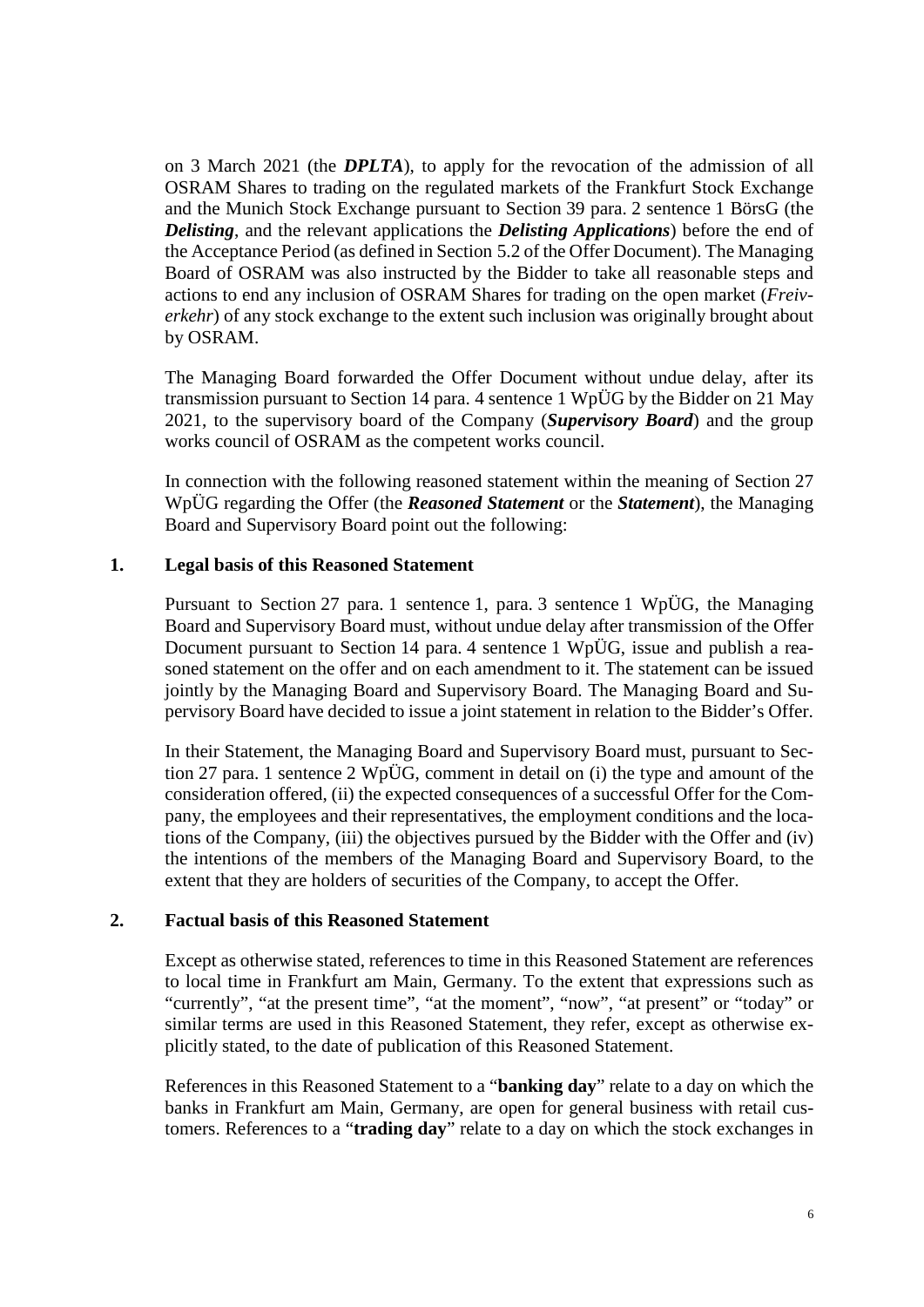on 3 March 2021 (the ***DPLTA***), to apply for the revocation of the admission of all OSRAM Shares to trading on the regulated markets of the Frankfurt Stock Exchange and the Munich Stock Exchange pursuant to Section 39 para. 2 sentence 1 BörsG (the ***Delisting***, and the relevant applications the ***Delisting Applications***) before the end of the Acceptance Period (as defined in Section 5.2 of the Offer Document). The Managing Board of OSRAM was also instructed by the Bidder to take all reasonable steps and actions to end any inclusion of OSRAM Shares for trading on the open market (*Freiverkehr*) of any stock exchange to the extent such inclusion was originally brought about by OSRAM.

The Managing Board forwarded the Offer Document without undue delay, after its transmission pursuant to Section 14 para. 4 sentence 1 WpÜG by the Bidder on 21 May 2021, to the supervisory board of the Company (***Supervisory Board***) and the group works council of OSRAM as the competent works council.

In connection with the following reasoned statement within the meaning of Section 27 WpÜG regarding the Offer (the ***Reasoned Statement*** or the ***Statement***), the Managing Board and Supervisory Board point out the following:

## 1. Legal basis of this Reasoned Statement

Pursuant to Section 27 para. 1 sentence 1, para. 3 sentence 1 WpÜG, the Managing Board and Supervisory Board must, without undue delay after transmission of the Offer Document pursuant to Section 14 para. 4 sentence 1 WpÜG, issue and publish a reasoned statement on the offer and on each amendment to it. The statement can be issued jointly by the Managing Board and Supervisory Board. The Managing Board and Supervisory Board have decided to issue a joint statement in relation to the Bidder's Offer.

In their Statement, the Managing Board and Supervisory Board must, pursuant to Section 27 para. 1 sentence 2 WpÜG, comment in detail on (i) the type and amount of the consideration offered, (ii) the expected consequences of a successful Offer for the Company, the employees and their representatives, the employment conditions and the locations of the Company, (iii) the objectives pursued by the Bidder with the Offer and (iv) the intentions of the members of the Managing Board and Supervisory Board, to the extent that they are holders of securities of the Company, to accept the Offer.

## 2. Factual basis of this Reasoned Statement

Except as otherwise stated, references to time in this Reasoned Statement are references to local time in Frankfurt am Main, Germany. To the extent that expressions such as "currently", "at the present time", "at the moment", "now", "at present" or "today" or similar terms are used in this Reasoned Statement, they refer, except as otherwise explicitly stated, to the date of publication of this Reasoned Statement.

References in this Reasoned Statement to a "**banking day**" relate to a day on which the banks in Frankfurt am Main, Germany, are open for general business with retail customers. References to a "**trading day**" relate to a day on which the stock exchanges in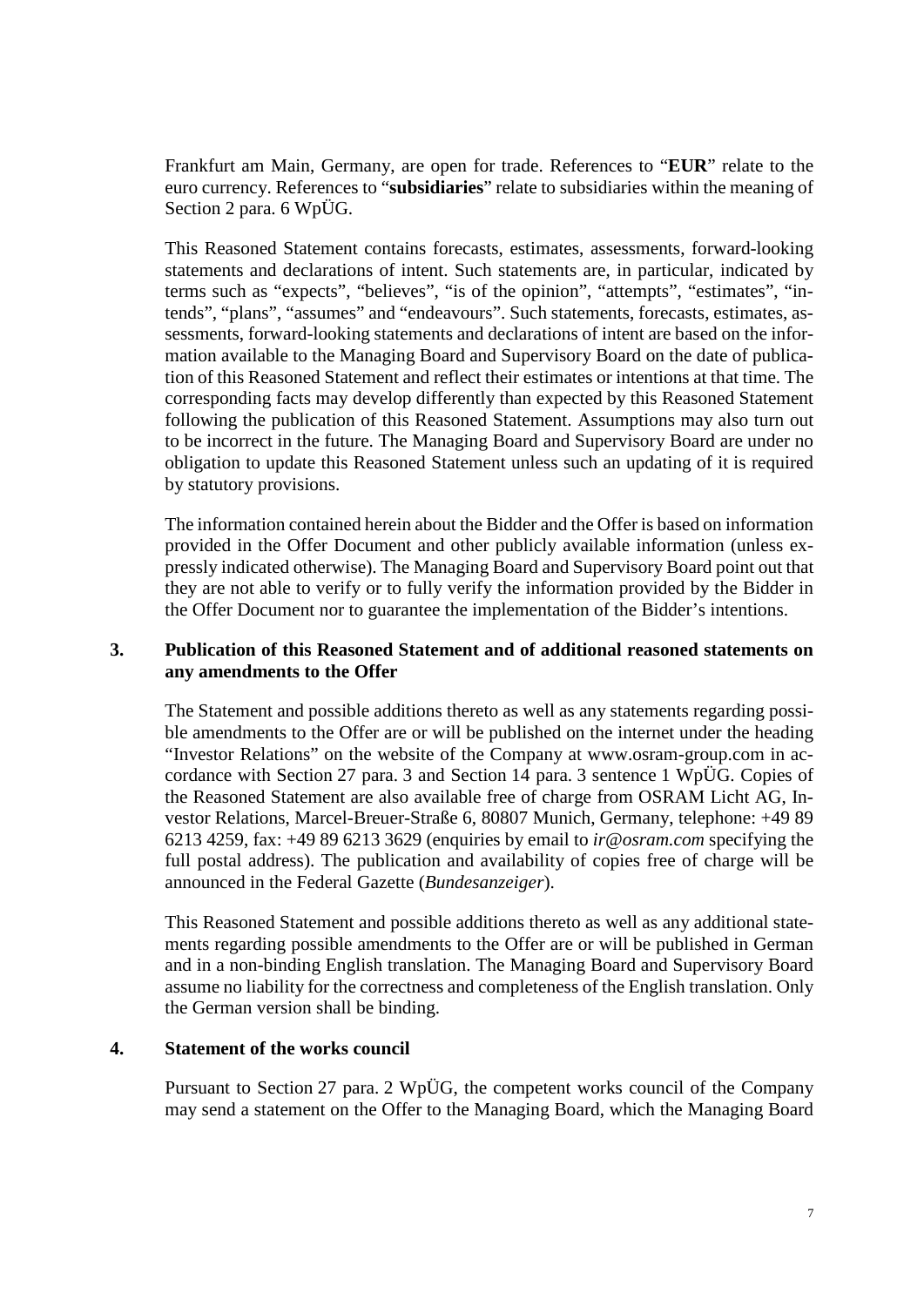Frankfurt am Main, Germany, are open for trade. References to "**EUR**" relate to the euro currency. References to "**subsidiaries**" relate to subsidiaries within the meaning of Section 2 para. 6 WpÜG.

This Reasoned Statement contains forecasts, estimates, assessments, forward-looking statements and declarations of intent. Such statements are, in particular, indicated by terms such as "expects", "believes", "is of the opinion", "attempts", "estimates", "intends", "plans", "assumes" and "endeavours". Such statements, forecasts, estimates, assessments, forward-looking statements and declarations of intent are based on the information available to the Managing Board and Supervisory Board on the date of publication of this Reasoned Statement and reflect their estimates or intentions at that time. The corresponding facts may develop differently than expected by this Reasoned Statement following the publication of this Reasoned Statement. Assumptions may also turn out to be incorrect in the future. The Managing Board and Supervisory Board are under no obligation to update this Reasoned Statement unless such an updating of it is required by statutory provisions.

The information contained herein about the Bidder and the Offer is based on information provided in the Offer Document and other publicly available information (unless expressly indicated otherwise). The Managing Board and Supervisory Board point out that they are not able to verify or to fully verify the information provided by the Bidder in the Offer Document nor to guarantee the implementation of the Bidder's intentions.

## 3. Publication of this Reasoned Statement and of additional reasoned statements on any amendments to the Offer

The Statement and possible additions thereto as well as any statements regarding possible amendments to the Offer are or will be published on the internet under the heading "Investor Relations" on the website of the Company at www.osram-group.com in accordance with Section 27 para. 3 and Section 14 para. 3 sentence 1 WpÜG. Copies of the Reasoned Statement are also available free of charge from OSRAM Licht AG, Investor Relations, Marcel-Breuer-Straße 6, 80807 Munich, Germany, telephone: +49 89 6213 4259, fax: +49 89 6213 3629 (enquiries by email to *ir@osram.com* specifying the full postal address). The publication and availability of copies free of charge will be announced in the Federal Gazette (*Bundesanzeiger*).

This Reasoned Statement and possible additions thereto as well as any additional statements regarding possible amendments to the Offer are or will be published in German and in a non-binding English translation. The Managing Board and Supervisory Board assume no liability for the correctness and completeness of the English translation. Only the German version shall be binding.

## 4. Statement of the works council

Pursuant to Section 27 para. 2 WpÜG, the competent works council of the Company may send a statement on the Offer to the Managing Board, which the Managing Board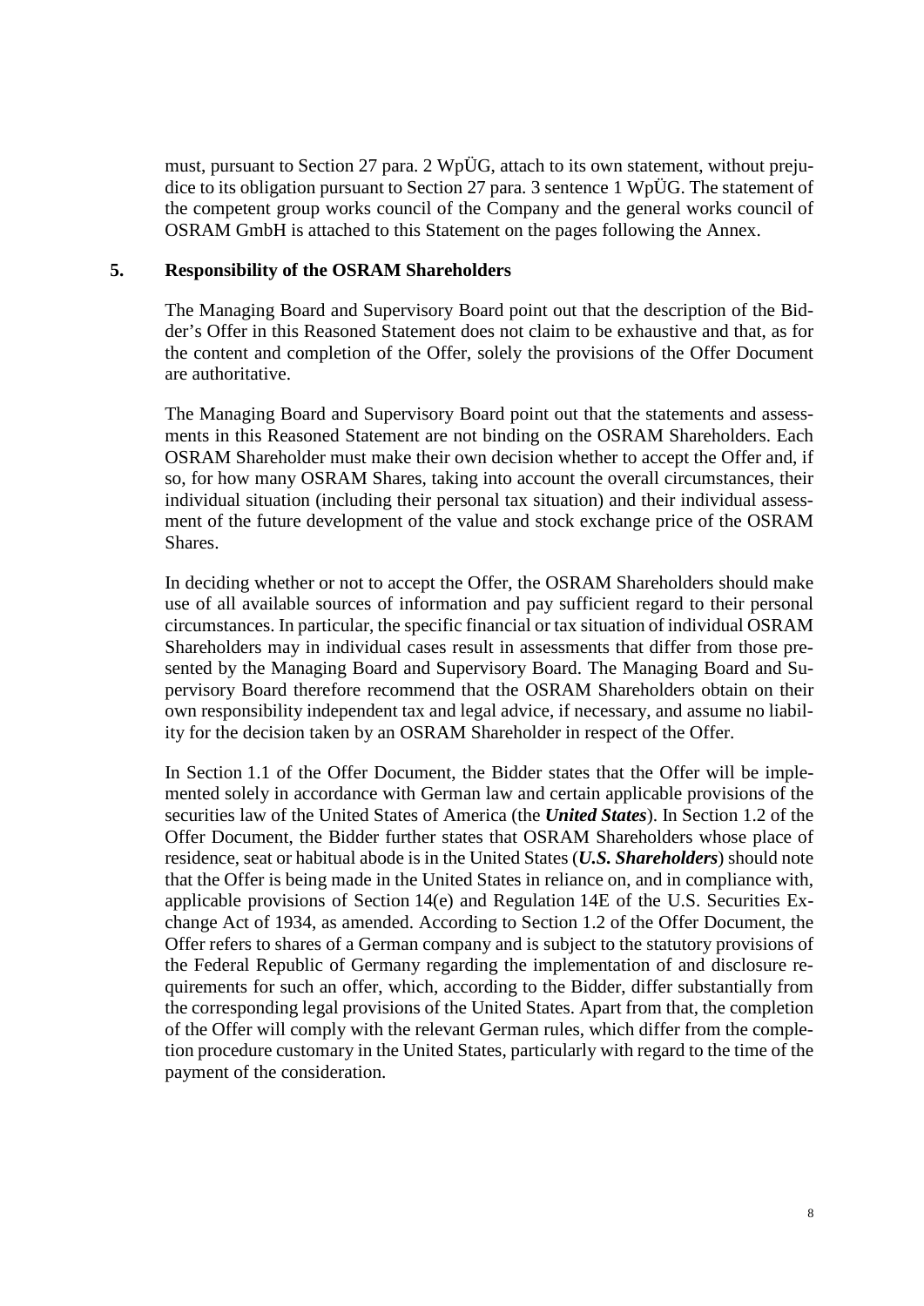must, pursuant to Section 27 para. 2 WpÜG, attach to its own statement, without prejudice to its obligation pursuant to Section 27 para. 3 sentence 1 WpÜG. The statement of the competent group works council of the Company and the general works council of OSRAM GmbH is attached to this Statement on the pages following the Annex.

## 5. Responsibility of the OSRAM Shareholders

The Managing Board and Supervisory Board point out that the description of the Bidder's Offer in this Reasoned Statement does not claim to be exhaustive and that, as for the content and completion of the Offer, solely the provisions of the Offer Document are authoritative.

The Managing Board and Supervisory Board point out that the statements and assessments in this Reasoned Statement are not binding on the OSRAM Shareholders. Each OSRAM Shareholder must make their own decision whether to accept the Offer and, if so, for how many OSRAM Shares, taking into account the overall circumstances, their individual situation (including their personal tax situation) and their individual assessment of the future development of the value and stock exchange price of the OSRAM Shares.

In deciding whether or not to accept the Offer, the OSRAM Shareholders should make use of all available sources of information and pay sufficient regard to their personal circumstances. In particular, the specific financial or tax situation of individual OSRAM Shareholders may in individual cases result in assessments that differ from those presented by the Managing Board and Supervisory Board. The Managing Board and Supervisory Board therefore recommend that the OSRAM Shareholders obtain on their own responsibility independent tax and legal advice, if necessary, and assume no liability for the decision taken by an OSRAM Shareholder in respect of the Offer.

In Section 1.1 of the Offer Document, the Bidder states that the Offer will be implemented solely in accordance with German law and certain applicable provisions of the securities law of the United States of America (the ***United States***). In Section 1.2 of the Offer Document, the Bidder further states that OSRAM Shareholders whose place of residence, seat or habitual abode is in the United States (***U.S. Shareholders***) should note that the Offer is being made in the United States in reliance on, and in compliance with, applicable provisions of Section 14(e) and Regulation 14E of the U.S. Securities Exchange Act of 1934, as amended. According to Section 1.2 of the Offer Document, the Offer refers to shares of a German company and is subject to the statutory provisions of the Federal Republic of Germany regarding the implementation of and disclosure requirements for such an offer, which, according to the Bidder, differ substantially from the corresponding legal provisions of the United States. Apart from that, the completion of the Offer will comply with the relevant German rules, which differ from the completion procedure customary in the United States, particularly with regard to the time of the payment of the consideration.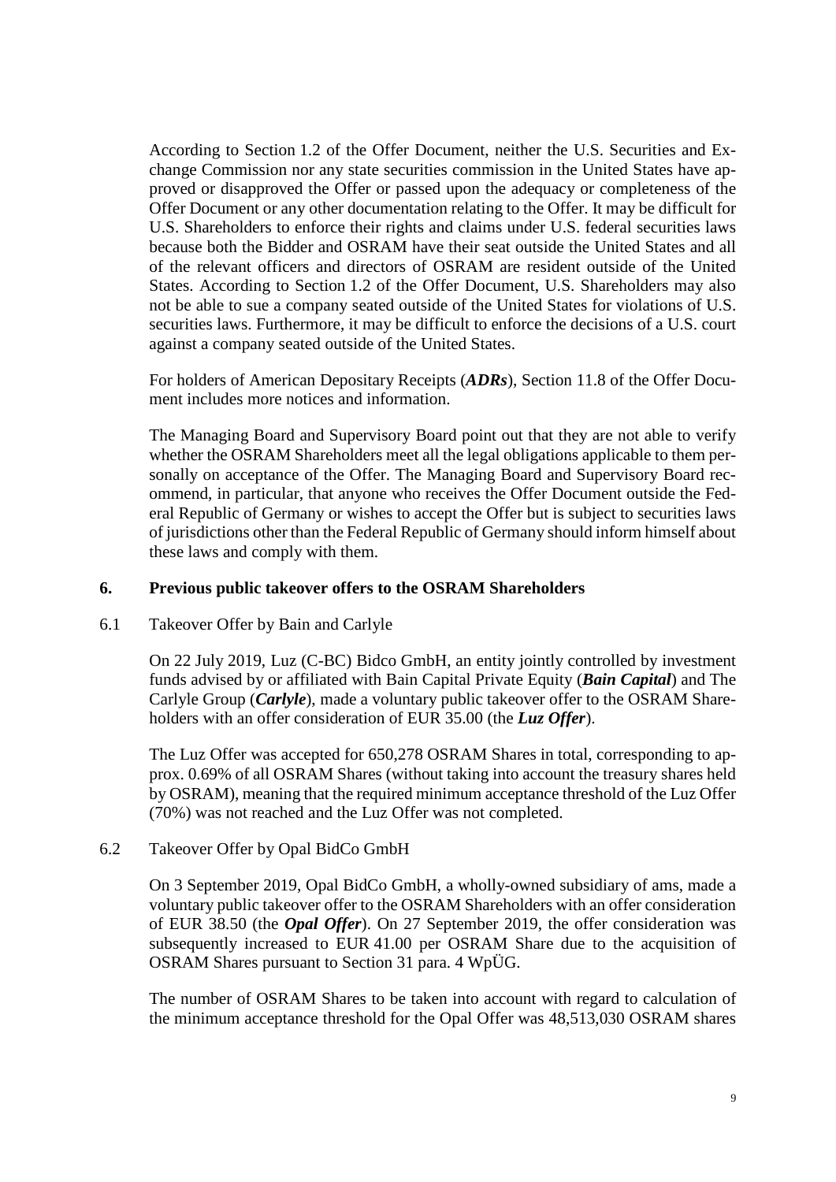According to Section 1.2 of the Offer Document, neither the U.S. Securities and Exchange Commission nor any state securities commission in the United States have approved or disapproved the Offer or passed upon the adequacy or completeness of the Offer Document or any other documentation relating to the Offer. It may be difficult for U.S. Shareholders to enforce their rights and claims under U.S. federal securities laws because both the Bidder and OSRAM have their seat outside the United States and all of the relevant officers and directors of OSRAM are resident outside of the United States. According to Section 1.2 of the Offer Document, U.S. Shareholders may also not be able to sue a company seated outside of the United States for violations of U.S. securities laws. Furthermore, it may be difficult to enforce the decisions of a U.S. court against a company seated outside of the United States.

For holders of American Depositary Receipts (***ADRs***), Section 11.8 of the Offer Document includes more notices and information.

The Managing Board and Supervisory Board point out that they are not able to verify whether the OSRAM Shareholders meet all the legal obligations applicable to them personally on acceptance of the Offer. The Managing Board and Supervisory Board recommend, in particular, that anyone who receives the Offer Document outside the Federal Republic of Germany or wishes to accept the Offer but is subject to securities laws of jurisdictions other than the Federal Republic of Germany should inform himself about these laws and comply with them.

## 6. Previous public takeover offers to the OSRAM Shareholders

### 6.1 Takeover Offer by Bain and Carlyle

On 22 July 2019, Luz (C-BC) Bidco GmbH, an entity jointly controlled by investment funds advised by or affiliated with Bain Capital Private Equity (***Bain Capital***) and The Carlyle Group (***Carlyle***), made a voluntary public takeover offer to the OSRAM Shareholders with an offer consideration of EUR 35.00 (the ***Luz Offer***).

The Luz Offer was accepted for 650,278 OSRAM Shares in total, corresponding to approx. 0.69% of all OSRAM Shares (without taking into account the treasury shares held by OSRAM), meaning that the required minimum acceptance threshold of the Luz Offer (70%) was not reached and the Luz Offer was not completed.

### 6.2 Takeover Offer by Opal BidCo GmbH

On 3 September 2019, Opal BidCo GmbH, a wholly-owned subsidiary of ams, made a voluntary public takeover offer to the OSRAM Shareholders with an offer consideration of EUR 38.50 (the ***Opal Offer***). On 27 September 2019, the offer consideration was subsequently increased to EUR 41.00 per OSRAM Share due to the acquisition of OSRAM Shares pursuant to Section 31 para. 4 WpÜG.

The number of OSRAM Shares to be taken into account with regard to calculation of the minimum acceptance threshold for the Opal Offer was 48,513,030 OSRAM shares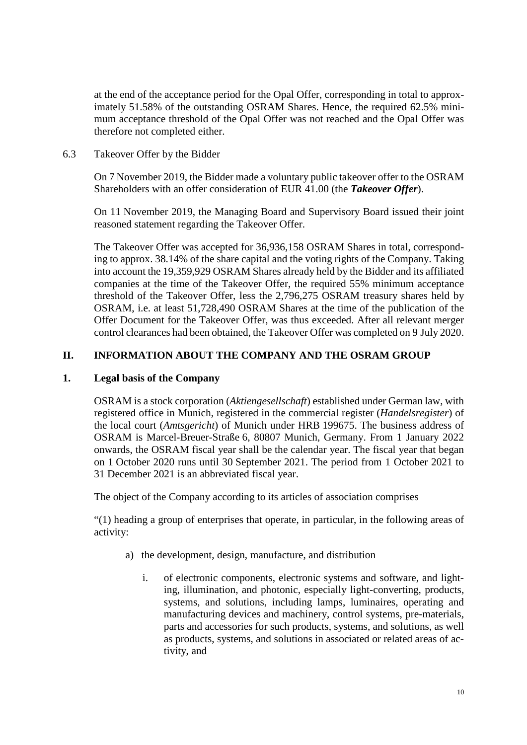at the end of the acceptance period for the Opal Offer, corresponding in total to approximately 51.58% of the outstanding OSRAM Shares. Hence, the required 62.5% minimum acceptance threshold of the Opal Offer was not reached and the Opal Offer was therefore not completed either.

6.3 Takeover Offer by the Bidder

On 7 November 2019, the Bidder made a voluntary public takeover offer to the OSRAM Shareholders with an offer consideration of EUR 41.00 (the ***Takeover Offer***).

On 11 November 2019, the Managing Board and Supervisory Board issued their joint reasoned statement regarding the Takeover Offer.

The Takeover Offer was accepted for 36,936,158 OSRAM Shares in total, corresponding to approx. 38.14% of the share capital and the voting rights of the Company. Taking into account the 19,359,929 OSRAM Shares already held by the Bidder and its affiliated companies at the time of the Takeover Offer, the required 55% minimum acceptance threshold of the Takeover Offer, less the 2,796,275 OSRAM treasury shares held by OSRAM, i.e. at least 51,728,490 OSRAM Shares at the time of the publication of the Offer Document for the Takeover Offer, was thus exceeded. After all relevant merger control clearances had been obtained, the Takeover Offer was completed on 9 July 2020.

## II. INFORMATION ABOUT THE COMPANY AND THE OSRAM GROUP

### 1. Legal basis of the Company

OSRAM is a stock corporation (*Aktiengesellschaft*) established under German law, with registered office in Munich, registered in the commercial register (*Handelsregister*) of the local court (*Amtsgericht*) of Munich under HRB 199675. The business address of OSRAM is Marcel-Breuer-Straße 6, 80807 Munich, Germany. From 1 January 2022 onwards, the OSRAM fiscal year shall be the calendar year. The fiscal year that began on 1 October 2020 runs until 30 September 2021. The period from 1 October 2021 to 31 December 2021 is an abbreviated fiscal year.

The object of the Company according to its articles of association comprises

"(1) heading a group of enterprises that operate, in particular, in the following areas of activity:

a) the development, design, manufacture, and distribution

   i. of electronic components, electronic systems and software, and lighting, illumination, and photonic, especially light-converting, products, systems, and solutions, including lamps, luminaires, operating and manufacturing devices and machinery, control systems, pre-materials, parts and accessories for such products, systems, and solutions, as well as products, systems, and solutions in associated or related areas of activity, and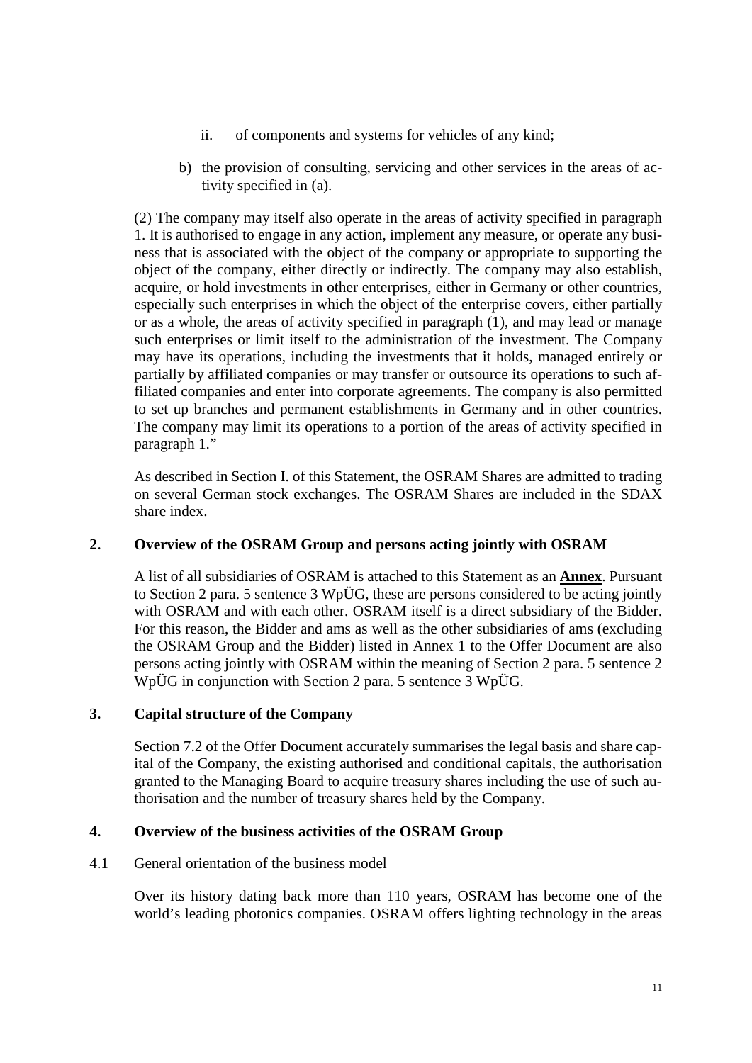ii. of components and systems for vehicles of any kind;

b) the provision of consulting, servicing and other services in the areas of activity specified in (a).

(2) The company may itself also operate in the areas of activity specified in paragraph 1. It is authorised to engage in any action, implement any measure, or operate any business that is associated with the object of the company or appropriate to supporting the object of the company, either directly or indirectly. The company may also establish, acquire, or hold investments in other enterprises, either in Germany or other countries, especially such enterprises in which the object of the enterprise covers, either partially or as a whole, the areas of activity specified in paragraph (1), and may lead or manage such enterprises or limit itself to the administration of the investment. The Company may have its operations, including the investments that it holds, managed entirely or partially by affiliated companies or may transfer or outsource its operations to such affiliated companies and enter into corporate agreements. The company is also permitted to set up branches and permanent establishments in Germany and in other countries. The company may limit its operations to a portion of the areas of activity specified in paragraph 1."

As described in Section I. of this Statement, the OSRAM Shares are admitted to trading on several German stock exchanges. The OSRAM Shares are included in the SDAX share index.

## 2. Overview of the OSRAM Group and persons acting jointly with OSRAM

A list of all subsidiaries of OSRAM is attached to this Statement as an **Annex**. Pursuant to Section 2 para. 5 sentence 3 WpÜG, these are persons considered to be acting jointly with OSRAM and with each other. OSRAM itself is a direct subsidiary of the Bidder. For this reason, the Bidder and ams as well as the other subsidiaries of ams (excluding the OSRAM Group and the Bidder) listed in Annex 1 to the Offer Document are also persons acting jointly with OSRAM within the meaning of Section 2 para. 5 sentence 2 WpÜG in conjunction with Section 2 para. 5 sentence 3 WpÜG.

## 3. Capital structure of the Company

Section 7.2 of the Offer Document accurately summarises the legal basis and share capital of the Company, the existing authorised and conditional capitals, the authorisation granted to the Managing Board to acquire treasury shares including the use of such authorisation and the number of treasury shares held by the Company.

## 4. Overview of the business activities of the OSRAM Group

### 4.1 General orientation of the business model

Over its history dating back more than 110 years, OSRAM has become one of the world's leading photonics companies. OSRAM offers lighting technology in the areas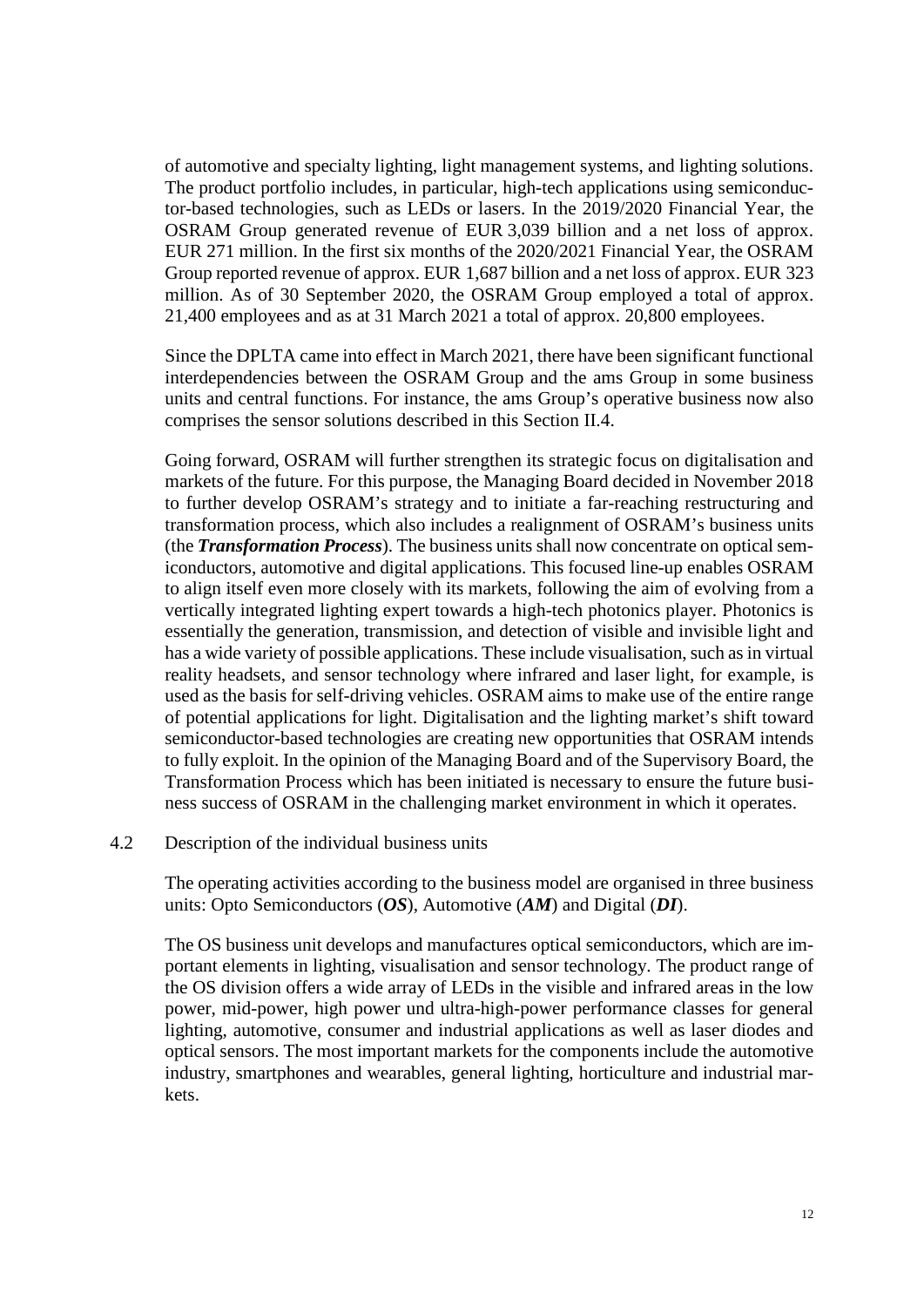of automotive and specialty lighting, light management systems, and lighting solutions. The product portfolio includes, in particular, high-tech applications using semiconductor-based technologies, such as LEDs or lasers. In the 2019/2020 Financial Year, the OSRAM Group generated revenue of EUR 3,039 billion and a net loss of approx. EUR 271 million. In the first six months of the 2020/2021 Financial Year, the OSRAM Group reported revenue of approx. EUR 1,687 billion and a net loss of approx. EUR 323 million. As of 30 September 2020, the OSRAM Group employed a total of approx. 21,400 employees and as at 31 March 2021 a total of approx. 20,800 employees.

Since the DPLTA came into effect in March 2021, there have been significant functional interdependencies between the OSRAM Group and the ams Group in some business units and central functions. For instance, the ams Group's operative business now also comprises the sensor solutions described in this Section II.4.

Going forward, OSRAM will further strengthen its strategic focus on digitalisation and markets of the future. For this purpose, the Managing Board decided in November 2018 to further develop OSRAM's strategy and to initiate a far-reaching restructuring and transformation process, which also includes a realignment of OSRAM's business units (the ***Transformation Process***). The business units shall now concentrate on optical semiconductors, automotive and digital applications. This focused line-up enables OSRAM to align itself even more closely with its markets, following the aim of evolving from a vertically integrated lighting expert towards a high-tech photonics player. Photonics is essentially the generation, transmission, and detection of visible and invisible light and has a wide variety of possible applications. These include visualisation, such as in virtual reality headsets, and sensor technology where infrared and laser light, for example, is used as the basis for self-driving vehicles. OSRAM aims to make use of the entire range of potential applications for light. Digitalisation and the lighting market's shift toward semiconductor-based technologies are creating new opportunities that OSRAM intends to fully exploit. In the opinion of the Managing Board and of the Supervisory Board, the Transformation Process which has been initiated is necessary to ensure the future business success of OSRAM in the challenging market environment in which it operates.

4.2 Description of the individual business units

The operating activities according to the business model are organised in three business units: Opto Semiconductors (***OS***), Automotive (***AM***) and Digital (***DI***).

The OS business unit develops and manufactures optical semiconductors, which are important elements in lighting, visualisation and sensor technology. The product range of the OS division offers a wide array of LEDs in the visible and infrared areas in the low power, mid-power, high power und ultra-high-power performance classes for general lighting, automotive, consumer and industrial applications as well as laser diodes and optical sensors. The most important markets for the components include the automotive industry, smartphones and wearables, general lighting, horticulture and industrial markets.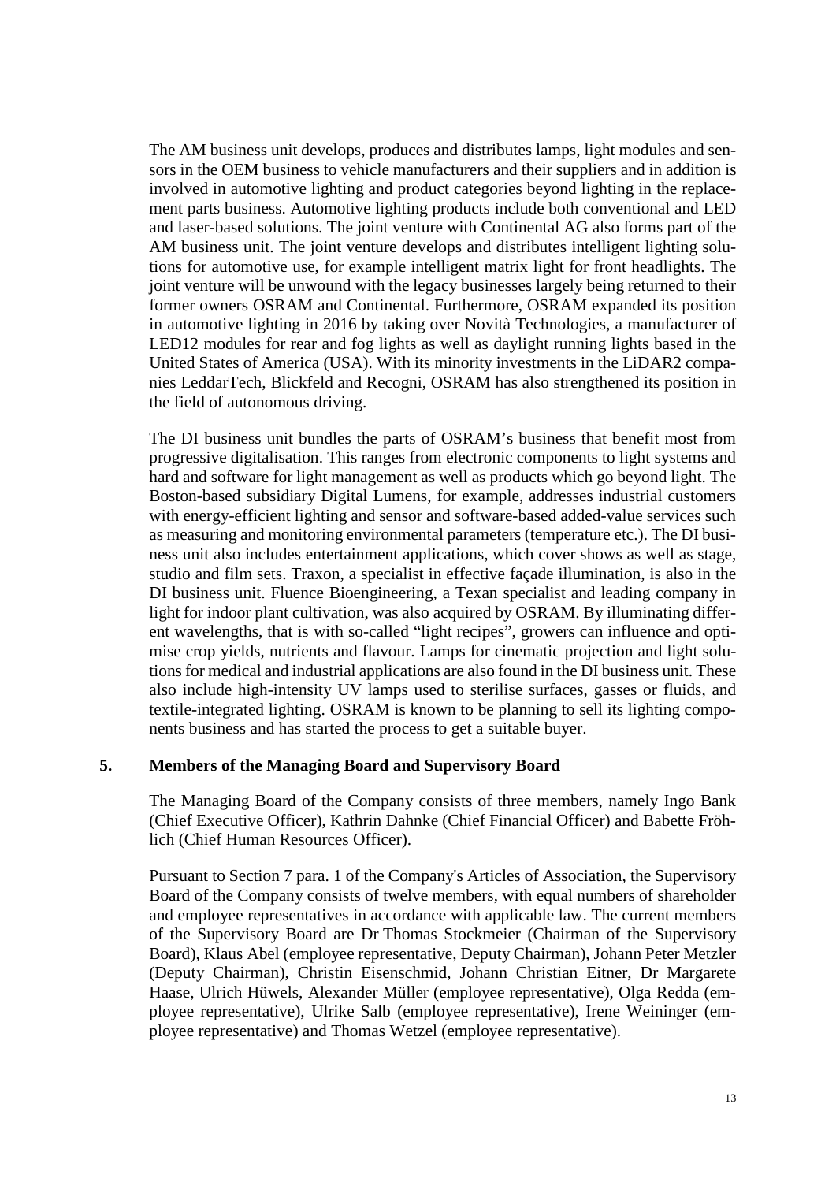The AM business unit develops, produces and distributes lamps, light modules and sensors in the OEM business to vehicle manufacturers and their suppliers and in addition is involved in automotive lighting and product categories beyond lighting in the replacement parts business. Automotive lighting products include both conventional and LED and laser-based solutions. The joint venture with Continental AG also forms part of the AM business unit. The joint venture develops and distributes intelligent lighting solutions for automotive use, for example intelligent matrix light for front headlights. The joint venture will be unwound with the legacy businesses largely being returned to their former owners OSRAM and Continental. Furthermore, OSRAM expanded its position in automotive lighting in 2016 by taking over Novità Technologies, a manufacturer of LED12 modules for rear and fog lights as well as daylight running lights based in the United States of America (USA). With its minority investments in the LiDAR2 companies LeddarTech, Blickfeld and Recogni, OSRAM has also strengthened its position in the field of autonomous driving.

The DI business unit bundles the parts of OSRAM's business that benefit most from progressive digitalisation. This ranges from electronic components to light systems and hard and software for light management as well as products which go beyond light. The Boston-based subsidiary Digital Lumens, for example, addresses industrial customers with energy-efficient lighting and sensor and software-based added-value services such as measuring and monitoring environmental parameters (temperature etc.). The DI business unit also includes entertainment applications, which cover shows as well as stage, studio and film sets. Traxon, a specialist in effective façade illumination, is also in the DI business unit. Fluence Bioengineering, a Texan specialist and leading company in light for indoor plant cultivation, was also acquired by OSRAM. By illuminating different wavelengths, that is with so-called "light recipes", growers can influence and optimise crop yields, nutrients and flavour. Lamps for cinematic projection and light solutions for medical and industrial applications are also found in the DI business unit. These also include high-intensity UV lamps used to sterilise surfaces, gasses or fluids, and textile-integrated lighting. OSRAM is known to be planning to sell its lighting components business and has started the process to get a suitable buyer.

## 5. Members of the Managing Board and Supervisory Board

The Managing Board of the Company consists of three members, namely Ingo Bank (Chief Executive Officer), Kathrin Dahnke (Chief Financial Officer) and Babette Fröhlich (Chief Human Resources Officer).

Pursuant to Section 7 para. 1 of the Company's Articles of Association, the Supervisory Board of the Company consists of twelve members, with equal numbers of shareholder and employee representatives in accordance with applicable law. The current members of the Supervisory Board are Dr Thomas Stockmeier (Chairman of the Supervisory Board), Klaus Abel (employee representative, Deputy Chairman), Johann Peter Metzler (Deputy Chairman), Christin Eisenschmid, Johann Christian Eitner, Dr Margarete Haase, Ulrich Hüwels, Alexander Müller (employee representative), Olga Redda (employee representative), Ulrike Salb (employee representative), Irene Weininger (employee representative) and Thomas Wetzel (employee representative).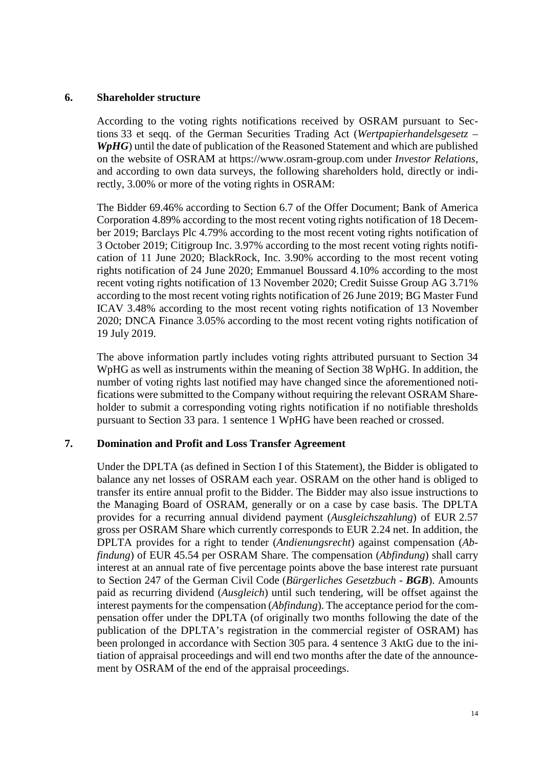## 6. Shareholder structure

According to the voting rights notifications received by OSRAM pursuant to Sections 33 et seqq. of the German Securities Trading Act (*Wertpapierhandelsgesetz* – ***WpHG***) until the date of publication of the Reasoned Statement and which are published on the website of OSRAM at https://www.osram-group.com under *Investor Relations*, and according to own data surveys, the following shareholders hold, directly or indirectly, 3.00% or more of the voting rights in OSRAM:

The Bidder 69.46% according to Section 6.7 of the Offer Document; Bank of America Corporation 4.89% according to the most recent voting rights notification of 18 December 2019; Barclays Plc 4.79% according to the most recent voting rights notification of 3 October 2019; Citigroup Inc. 3.97% according to the most recent voting rights notification of 11 June 2020; BlackRock, Inc. 3.90% according to the most recent voting rights notification of 24 June 2020; Emmanuel Boussard 4.10% according to the most recent voting rights notification of 13 November 2020; Credit Suisse Group AG 3.71% according to the most recent voting rights notification of 26 June 2019; BG Master Fund ICAV 3.48% according to the most recent voting rights notification of 13 November 2020; DNCA Finance 3.05% according to the most recent voting rights notification of 19 July 2019.

The above information partly includes voting rights attributed pursuant to Section 34 WpHG as well as instruments within the meaning of Section 38 WpHG. In addition, the number of voting rights last notified may have changed since the aforementioned notifications were submitted to the Company without requiring the relevant OSRAM Shareholder to submit a corresponding voting rights notification if no notifiable thresholds pursuant to Section 33 para. 1 sentence 1 WpHG have been reached or crossed.

## 7. Domination and Profit and Loss Transfer Agreement

Under the DPLTA (as defined in Section I of this Statement), the Bidder is obligated to balance any net losses of OSRAM each year. OSRAM on the other hand is obliged to transfer its entire annual profit to the Bidder. The Bidder may also issue instructions to the Managing Board of OSRAM, generally or on a case by case basis. The DPLTA provides for a recurring annual dividend payment (*Ausgleichszahlung*) of EUR 2.57 gross per OSRAM Share which currently corresponds to EUR 2.24 net. In addition, the DPLTA provides for a right to tender (*Andienungsrecht*) against compensation (*Abfindung*) of EUR 45.54 per OSRAM Share. The compensation (*Abfindung*) shall carry interest at an annual rate of five percentage points above the base interest rate pursuant to Section 247 of the German Civil Code (*Bürgerliches Gesetzbuch* - ***BGB***). Amounts paid as recurring dividend (*Ausgleich*) until such tendering, will be offset against the interest payments for the compensation (*Abfindung*). The acceptance period for the compensation offer under the DPLTA (of originally two months following the date of the publication of the DPLTA's registration in the commercial register of OSRAM) has been prolonged in accordance with Section 305 para. 4 sentence 3 AktG due to the initiation of appraisal proceedings and will end two months after the date of the announcement by OSRAM of the end of the appraisal proceedings.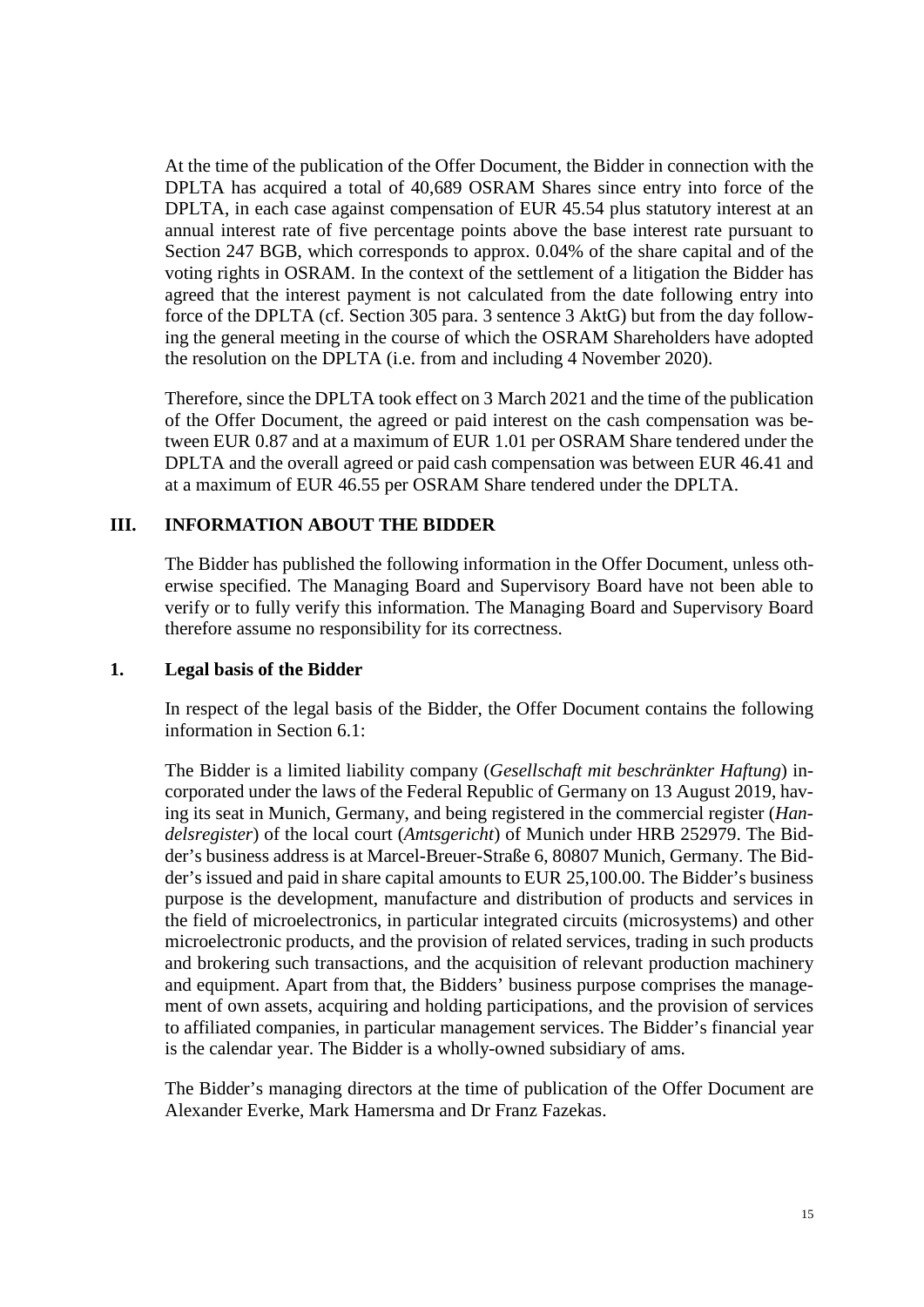At the time of the publication of the Offer Document, the Bidder in connection with the DPLTA has acquired a total of 40,689 OSRAM Shares since entry into force of the DPLTA, in each case against compensation of EUR 45.54 plus statutory interest at an annual interest rate of five percentage points above the base interest rate pursuant to Section 247 BGB, which corresponds to approx. 0.04% of the share capital and of the voting rights in OSRAM. In the context of the settlement of a litigation the Bidder has agreed that the interest payment is not calculated from the date following entry into force of the DPLTA (cf. Section 305 para. 3 sentence 3 AktG) but from the day following the general meeting in the course of which the OSRAM Shareholders have adopted the resolution on the DPLTA (i.e. from and including 4 November 2020).

Therefore, since the DPLTA took effect on 3 March 2021 and the time of the publication of the Offer Document, the agreed or paid interest on the cash compensation was between EUR 0.87 and at a maximum of EUR 1.01 per OSRAM Share tendered under the DPLTA and the overall agreed or paid cash compensation was between EUR 46.41 and at a maximum of EUR 46.55 per OSRAM Share tendered under the DPLTA.

## III. INFORMATION ABOUT THE BIDDER

The Bidder has published the following information in the Offer Document, unless otherwise specified. The Managing Board and Supervisory Board have not been able to verify or to fully verify this information. The Managing Board and Supervisory Board therefore assume no responsibility for its correctness.

### 1. Legal basis of the Bidder

In respect of the legal basis of the Bidder, the Offer Document contains the following information in Section 6.1:

The Bidder is a limited liability company (*Gesellschaft mit beschränkter Haftung*) incorporated under the laws of the Federal Republic of Germany on 13 August 2019, having its seat in Munich, Germany, and being registered in the commercial register (*Handelsregister*) of the local court (*Amtsgericht*) of Munich under HRB 252979. The Bidder's business address is at Marcel-Breuer-Straße 6, 80807 Munich, Germany. The Bidder's issued and paid in share capital amounts to EUR 25,100.00. The Bidder's business purpose is the development, manufacture and distribution of products and services in the field of microelectronics, in particular integrated circuits (microsystems) and other microelectronic products, and the provision of related services, trading in such products and brokering such transactions, and the acquisition of relevant production machinery and equipment. Apart from that, the Bidders' business purpose comprises the management of own assets, acquiring and holding participations, and the provision of services to affiliated companies, in particular management services. The Bidder's financial year is the calendar year. The Bidder is a wholly-owned subsidiary of ams.

The Bidder's managing directors at the time of publication of the Offer Document are Alexander Everke, Mark Hamersma and Dr Franz Fazekas.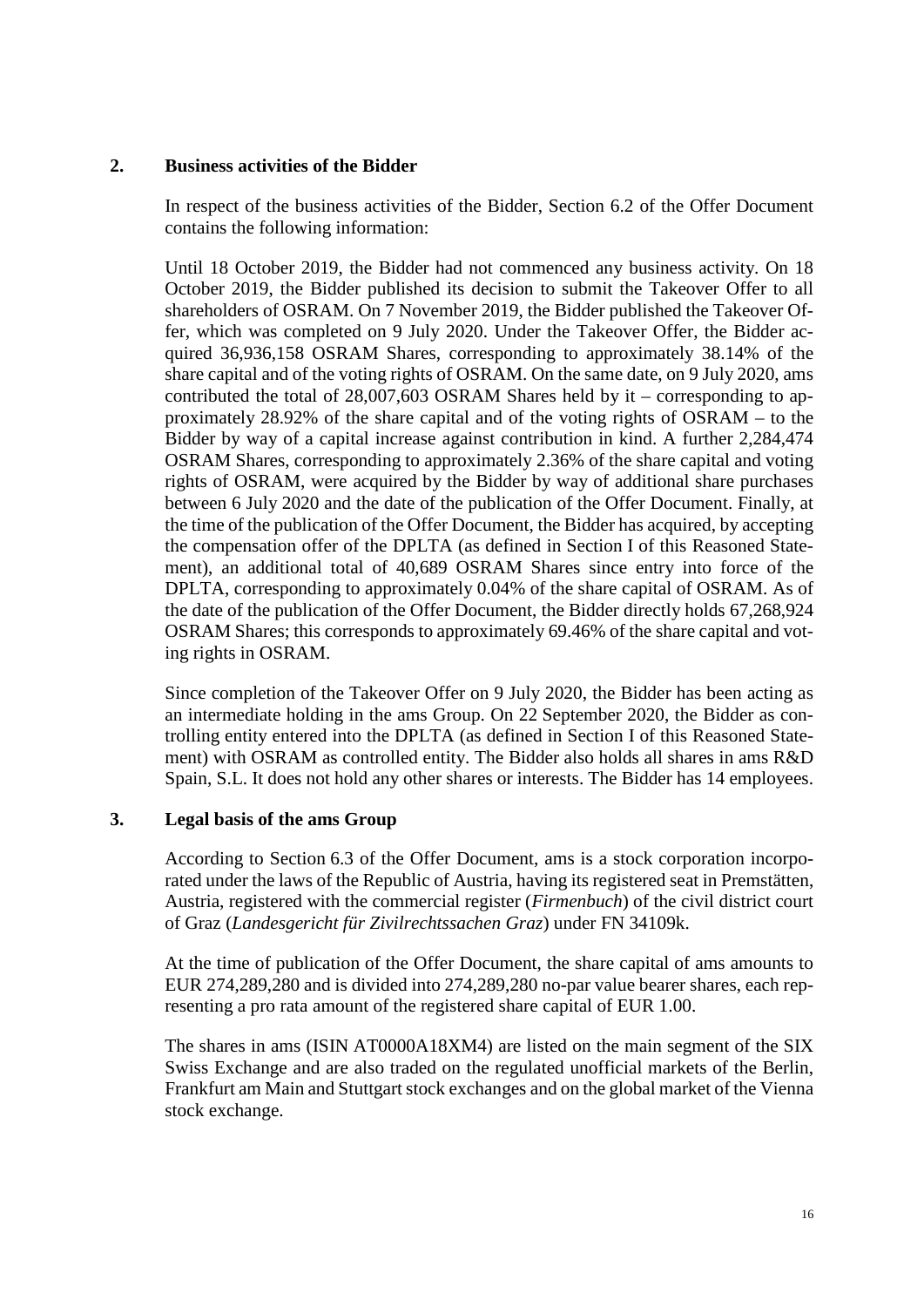## 2. Business activities of the Bidder

In respect of the business activities of the Bidder, Section 6.2 of the Offer Document contains the following information:

Until 18 October 2019, the Bidder had not commenced any business activity. On 18 October 2019, the Bidder published its decision to submit the Takeover Offer to all shareholders of OSRAM. On 7 November 2019, the Bidder published the Takeover Offer, which was completed on 9 July 2020. Under the Takeover Offer, the Bidder acquired 36,936,158 OSRAM Shares, corresponding to approximately 38.14% of the share capital and of the voting rights of OSRAM. On the same date, on 9 July 2020, ams contributed the total of 28,007,603 OSRAM Shares held by it – corresponding to approximately 28.92% of the share capital and of the voting rights of OSRAM – to the Bidder by way of a capital increase against contribution in kind. A further 2,284,474 OSRAM Shares, corresponding to approximately 2.36% of the share capital and voting rights of OSRAM, were acquired by the Bidder by way of additional share purchases between 6 July 2020 and the date of the publication of the Offer Document. Finally, at the time of the publication of the Offer Document, the Bidder has acquired, by accepting the compensation offer of the DPLTA (as defined in Section I of this Reasoned Statement), an additional total of 40,689 OSRAM Shares since entry into force of the DPLTA, corresponding to approximately 0.04% of the share capital of OSRAM. As of the date of the publication of the Offer Document, the Bidder directly holds 67,268,924 OSRAM Shares; this corresponds to approximately 69.46% of the share capital and voting rights in OSRAM.

Since completion of the Takeover Offer on 9 July 2020, the Bidder has been acting as an intermediate holding in the ams Group. On 22 September 2020, the Bidder as controlling entity entered into the DPLTA (as defined in Section I of this Reasoned Statement) with OSRAM as controlled entity. The Bidder also holds all shares in ams R&D Spain, S.L. It does not hold any other shares or interests. The Bidder has 14 employees.

## 3. Legal basis of the ams Group

According to Section 6.3 of the Offer Document, ams is a stock corporation incorporated under the laws of the Republic of Austria, having its registered seat in Premstätten, Austria, registered with the commercial register (*Firmenbuch*) of the civil district court of Graz (*Landesgericht für Zivilrechtssachen Graz*) under FN 34109k.

At the time of publication of the Offer Document, the share capital of ams amounts to EUR 274,289,280 and is divided into 274,289,280 no-par value bearer shares, each representing a pro rata amount of the registered share capital of EUR 1.00.

The shares in ams (ISIN AT0000A18XM4) are listed on the main segment of the SIX Swiss Exchange and are also traded on the regulated unofficial markets of the Berlin, Frankfurt am Main and Stuttgart stock exchanges and on the global market of the Vienna stock exchange.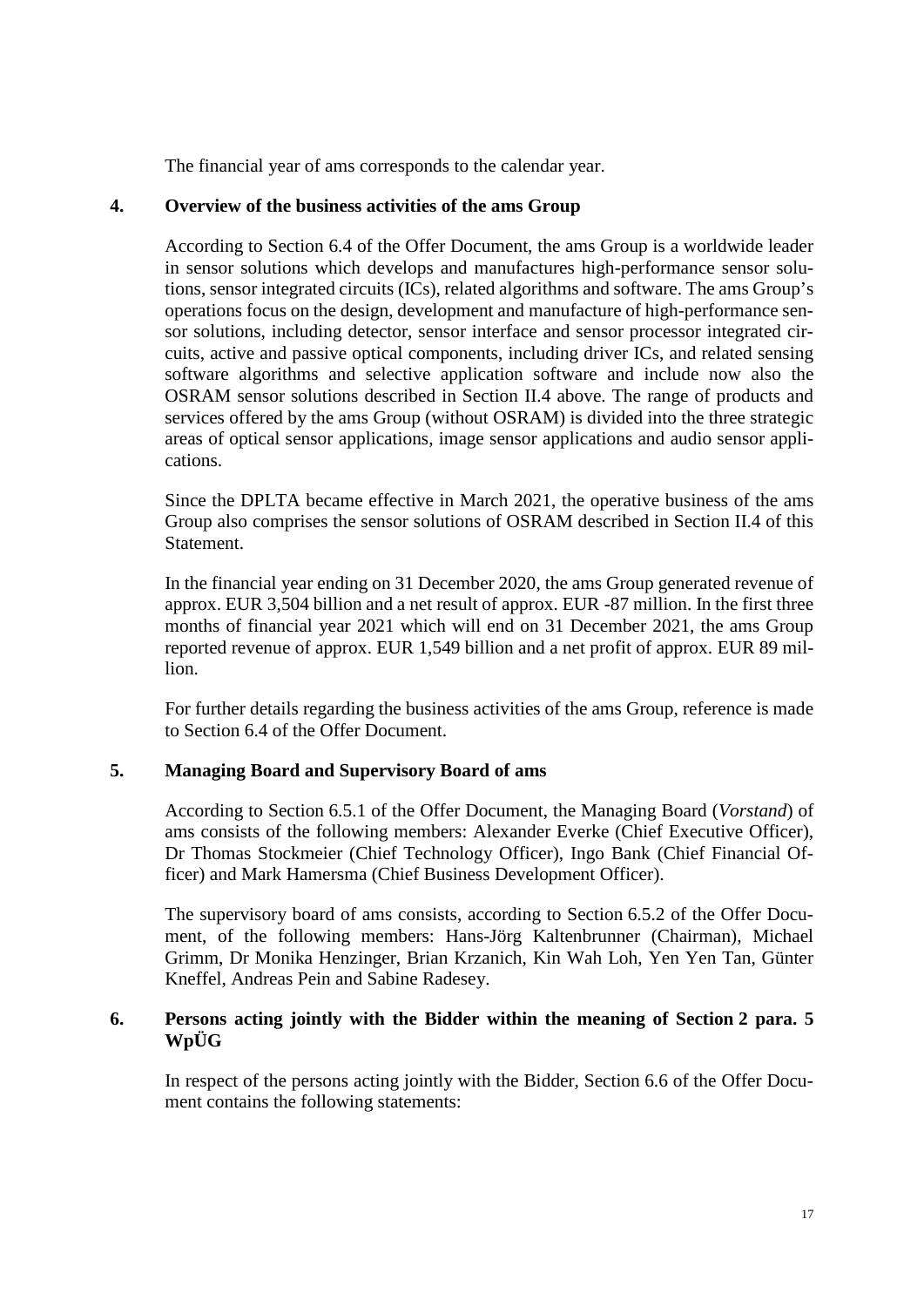The financial year of ams corresponds to the calendar year.

## 4. Overview of the business activities of the ams Group

According to Section 6.4 of the Offer Document, the ams Group is a worldwide leader in sensor solutions which develops and manufactures high-performance sensor solutions, sensor integrated circuits (ICs), related algorithms and software. The ams Group's operations focus on the design, development and manufacture of high-performance sensor solutions, including detector, sensor interface and sensor processor integrated circuits, active and passive optical components, including driver ICs, and related sensing software algorithms and selective application software and include now also the OSRAM sensor solutions described in Section II.4 above. The range of products and services offered by the ams Group (without OSRAM) is divided into the three strategic areas of optical sensor applications, image sensor applications and audio sensor applications.

Since the DPLTA became effective in March 2021, the operative business of the ams Group also comprises the sensor solutions of OSRAM described in Section II.4 of this Statement.

In the financial year ending on 31 December 2020, the ams Group generated revenue of approx. EUR 3,504 billion and a net result of approx. EUR -87 million. In the first three months of financial year 2021 which will end on 31 December 2021, the ams Group reported revenue of approx. EUR 1,549 billion and a net profit of approx. EUR 89 million.

For further details regarding the business activities of the ams Group, reference is made to Section 6.4 of the Offer Document.

## 5. Managing Board and Supervisory Board of ams

According to Section 6.5.1 of the Offer Document, the Managing Board (*Vorstand*) of ams consists of the following members: Alexander Everke (Chief Executive Officer), Dr Thomas Stockmeier (Chief Technology Officer), Ingo Bank (Chief Financial Officer) and Mark Hamersma (Chief Business Development Officer).

The supervisory board of ams consists, according to Section 6.5.2 of the Offer Document, of the following members: Hans-Jörg Kaltenbrunner (Chairman), Michael Grimm, Dr Monika Henzinger, Brian Krzanich, Kin Wah Loh, Yen Yen Tan, Günter Kneffel, Andreas Pein and Sabine Radesey.

## 6. Persons acting jointly with the Bidder within the meaning of Section 2 para. 5 WpÜG

In respect of the persons acting jointly with the Bidder, Section 6.6 of the Offer Document contains the following statements: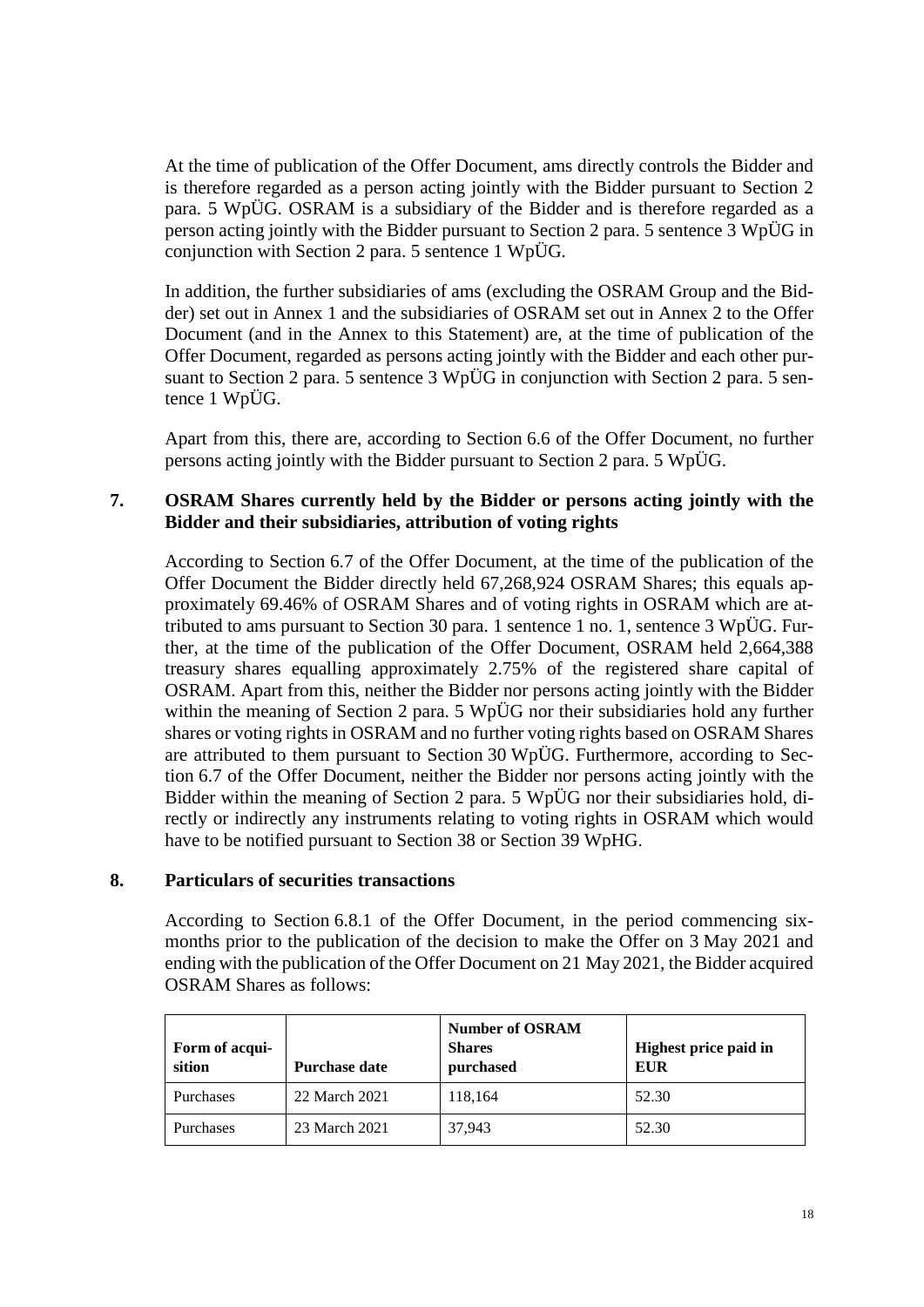At the time of publication of the Offer Document, ams directly controls the Bidder and is therefore regarded as a person acting jointly with the Bidder pursuant to Section 2 para. 5 WpÜG. OSRAM is a subsidiary of the Bidder and is therefore regarded as a person acting jointly with the Bidder pursuant to Section 2 para. 5 sentence 3 WpÜG in conjunction with Section 2 para. 5 sentence 1 WpÜG.

In addition, the further subsidiaries of ams (excluding the OSRAM Group and the Bidder) set out in Annex 1 and the subsidiaries of OSRAM set out in Annex 2 to the Offer Document (and in the Annex to this Statement) are, at the time of publication of the Offer Document, regarded as persons acting jointly with the Bidder and each other pursuant to Section 2 para. 5 sentence 3 WpÜG in conjunction with Section 2 para. 5 sentence 1 WpÜG.

Apart from this, there are, according to Section 6.6 of the Offer Document, no further persons acting jointly with the Bidder pursuant to Section 2 para. 5 WpÜG.

## 7. OSRAM Shares currently held by the Bidder or persons acting jointly with the Bidder and their subsidiaries, attribution of voting rights

According to Section 6.7 of the Offer Document, at the time of the publication of the Offer Document the Bidder directly held 67,268,924 OSRAM Shares; this equals approximately 69.46% of OSRAM Shares and of voting rights in OSRAM which are attributed to ams pursuant to Section 30 para. 1 sentence 1 no. 1, sentence 3 WpÜG. Further, at the time of the publication of the Offer Document, OSRAM held 2,664,388 treasury shares equalling approximately 2.75% of the registered share capital of OSRAM. Apart from this, neither the Bidder nor persons acting jointly with the Bidder within the meaning of Section 2 para. 5 WpÜG nor their subsidiaries hold any further shares or voting rights in OSRAM and no further voting rights based on OSRAM Shares are attributed to them pursuant to Section 30 WpÜG. Furthermore, according to Section 6.7 of the Offer Document, neither the Bidder nor persons acting jointly with the Bidder within the meaning of Section 2 para. 5 WpÜG nor their subsidiaries hold, directly or indirectly any instruments relating to voting rights in OSRAM which would have to be notified pursuant to Section 38 or Section 39 WpHG.

## 8. Particulars of securities transactions

According to Section 6.8.1 of the Offer Document, in the period commencing six-months prior to the publication of the decision to make the Offer on 3 May 2021 and ending with the publication of the Offer Document on 21 May 2021, the Bidder acquired OSRAM Shares as follows:

| Form of acquisition | Purchase date | Number of OSRAM Shares purchased | Highest price paid in EUR |
|---|---|---|---|
| Purchases | 22 March 2021 | 118,164 | 52.30 |
| Purchases | 23 March 2021 | 37,943 | 52.30 |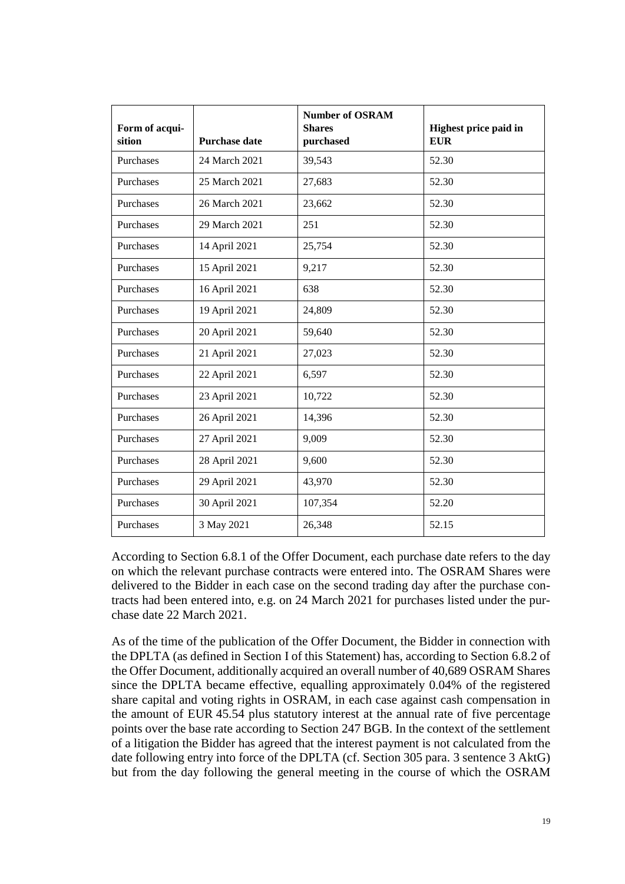| Form of acquisition | Purchase date | Number of OSRAM Shares purchased | Highest price paid in EUR |
|---|---|---|---|
| Purchases | 24 March 2021 | 39,543 | 52.30 |
| Purchases | 25 March 2021 | 27,683 | 52.30 |
| Purchases | 26 March 2021 | 23,662 | 52.30 |
| Purchases | 29 March 2021 | 251 | 52.30 |
| Purchases | 14 April 2021 | 25,754 | 52.30 |
| Purchases | 15 April 2021 | 9,217 | 52.30 |
| Purchases | 16 April 2021 | 638 | 52.30 |
| Purchases | 19 April 2021 | 24,809 | 52.30 |
| Purchases | 20 April 2021 | 59,640 | 52.30 |
| Purchases | 21 April 2021 | 27,023 | 52.30 |
| Purchases | 22 April 2021 | 6,597 | 52.30 |
| Purchases | 23 April 2021 | 10,722 | 52.30 |
| Purchases | 26 April 2021 | 14,396 | 52.30 |
| Purchases | 27 April 2021 | 9,009 | 52.30 |
| Purchases | 28 April 2021 | 9,600 | 52.30 |
| Purchases | 29 April 2021 | 43,970 | 52.30 |
| Purchases | 30 April 2021 | 107,354 | 52.20 |
| Purchases | 3 May 2021 | 26,348 | 52.15 |

According to Section 6.8.1 of the Offer Document, each purchase date refers to the day on which the relevant purchase contracts were entered into. The OSRAM Shares were delivered to the Bidder in each case on the second trading day after the purchase contracts had been entered into, e.g. on 24 March 2021 for purchases listed under the purchase date 22 March 2021.

As of the time of the publication of the Offer Document, the Bidder in connection with the DPLTA (as defined in Section I of this Statement) has, according to Section 6.8.2 of the Offer Document, additionally acquired an overall number of 40,689 OSRAM Shares since the DPLTA became effective, equalling approximately 0.04% of the registered share capital and voting rights in OSRAM, in each case against cash compensation in the amount of EUR 45.54 plus statutory interest at the annual rate of five percentage points over the base rate according to Section 247 BGB. In the context of the settlement of a litigation the Bidder has agreed that the interest payment is not calculated from the date following entry into force of the DPLTA (cf. Section 305 para. 3 sentence 3 AktG) but from the day following the general meeting in the course of which the OSRAM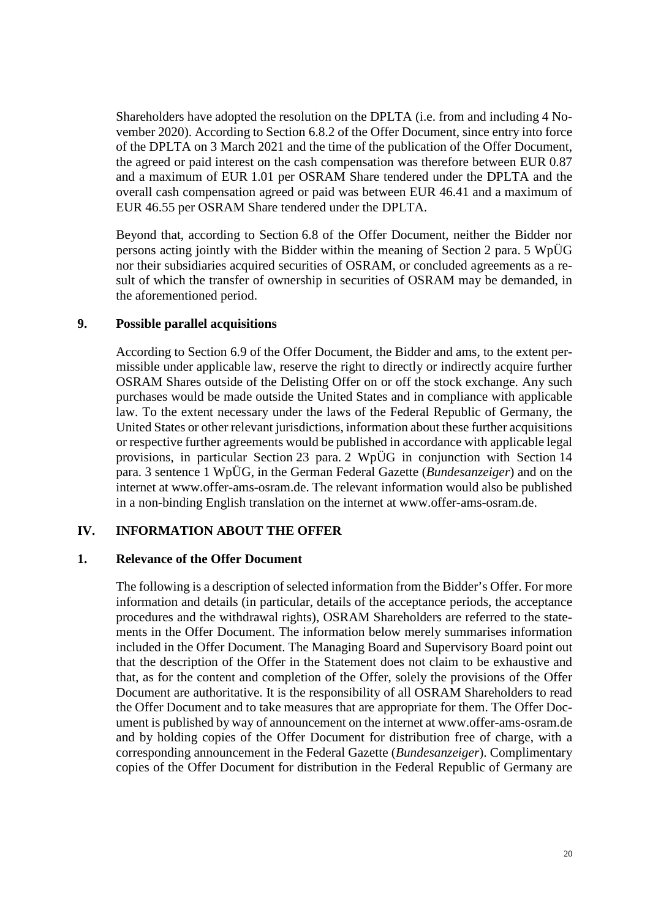Shareholders have adopted the resolution on the DPLTA (i.e. from and including 4 November 2020). According to Section 6.8.2 of the Offer Document, since entry into force of the DPLTA on 3 March 2021 and the time of the publication of the Offer Document, the agreed or paid interest on the cash compensation was therefore between EUR 0.87 and a maximum of EUR 1.01 per OSRAM Share tendered under the DPLTA and the overall cash compensation agreed or paid was between EUR 46.41 and a maximum of EUR 46.55 per OSRAM Share tendered under the DPLTA.

Beyond that, according to Section 6.8 of the Offer Document, neither the Bidder nor persons acting jointly with the Bidder within the meaning of Section 2 para. 5 WpÜG nor their subsidiaries acquired securities of OSRAM, or concluded agreements as a result of which the transfer of ownership in securities of OSRAM may be demanded, in the aforementioned period.

### 9. Possible parallel acquisitions

According to Section 6.9 of the Offer Document, the Bidder and ams, to the extent permissible under applicable law, reserve the right to directly or indirectly acquire further OSRAM Shares outside of the Delisting Offer on or off the stock exchange. Any such purchases would be made outside the United States and in compliance with applicable law. To the extent necessary under the laws of the Federal Republic of Germany, the United States or other relevant jurisdictions, information about these further acquisitions or respective further agreements would be published in accordance with applicable legal provisions, in particular Section 23 para. 2 WpÜG in conjunction with Section 14 para. 3 sentence 1 WpÜG, in the German Federal Gazette (*Bundesanzeiger*) and on the internet at www.offer-ams-osram.de. The relevant information would also be published in a non-binding English translation on the internet at www.offer-ams-osram.de.

## IV. INFORMATION ABOUT THE OFFER

### 1. Relevance of the Offer Document

The following is a description of selected information from the Bidder's Offer. For more information and details (in particular, details of the acceptance periods, the acceptance procedures and the withdrawal rights), OSRAM Shareholders are referred to the statements in the Offer Document. The information below merely summarises information included in the Offer Document. The Managing Board and Supervisory Board point out that the description of the Offer in the Statement does not claim to be exhaustive and that, as for the content and completion of the Offer, solely the provisions of the Offer Document are authoritative. It is the responsibility of all OSRAM Shareholders to read the Offer Document and to take measures that are appropriate for them. The Offer Document is published by way of announcement on the internet at www.offer-ams-osram.de and by holding copies of the Offer Document for distribution free of charge, with a corresponding announcement in the Federal Gazette (*Bundesanzeiger*). Complimentary copies of the Offer Document for distribution in the Federal Republic of Germany are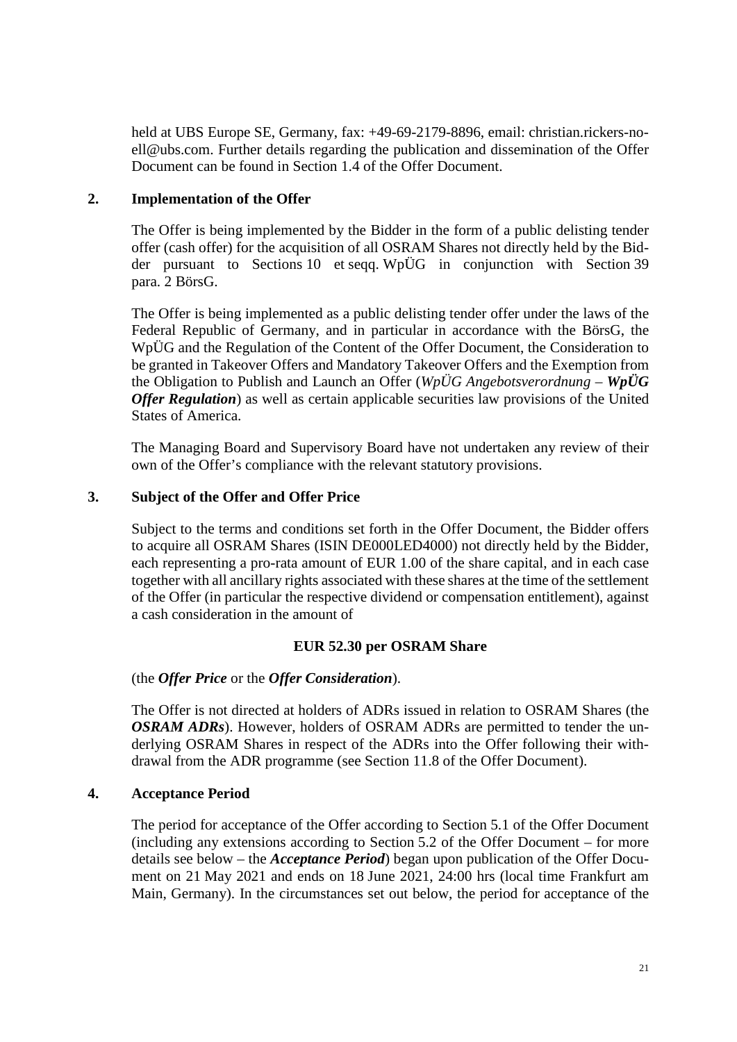held at UBS Europe SE, Germany, fax: +49-69-2179-8896, email: christian.rickers-noell@ubs.com. Further details regarding the publication and dissemination of the Offer Document can be found in Section 1.4 of the Offer Document.

## 2. Implementation of the Offer

The Offer is being implemented by the Bidder in the form of a public delisting tender offer (cash offer) for the acquisition of all OSRAM Shares not directly held by the Bidder pursuant to Sections 10 et seqq. WpÜG in conjunction with Section 39 para. 2 BörsG.

The Offer is being implemented as a public delisting tender offer under the laws of the Federal Republic of Germany, and in particular in accordance with the BörsG, the WpÜG and the Regulation of the Content of the Offer Document, the Consideration to be granted in Takeover Offers and Mandatory Takeover Offers and the Exemption from the Obligation to Publish and Launch an Offer (*WpÜG Angebotsverordnung* – ***WpÜG Offer Regulation***) as well as certain applicable securities law provisions of the United States of America.

The Managing Board and Supervisory Board have not undertaken any review of their own of the Offer's compliance with the relevant statutory provisions.

## 3. Subject of the Offer and Offer Price

Subject to the terms and conditions set forth in the Offer Document, the Bidder offers to acquire all OSRAM Shares (ISIN DE000LED4000) not directly held by the Bidder, each representing a pro-rata amount of EUR 1.00 of the share capital, and in each case together with all ancillary rights associated with these shares at the time of the settlement of the Offer (in particular the respective dividend or compensation entitlement), against a cash consideration in the amount of

**EUR 52.30 per OSRAM Share**

(the ***Offer Price*** or the ***Offer Consideration***).

The Offer is not directed at holders of ADRs issued in relation to OSRAM Shares (the ***OSRAM ADRs***). However, holders of OSRAM ADRs are permitted to tender the underlying OSRAM Shares in respect of the ADRs into the Offer following their withdrawal from the ADR programme (see Section 11.8 of the Offer Document).

## 4. Acceptance Period

The period for acceptance of the Offer according to Section 5.1 of the Offer Document (including any extensions according to Section 5.2 of the Offer Document – for more details see below – the ***Acceptance Period***) began upon publication of the Offer Document on 21 May 2021 and ends on 18 June 2021, 24:00 hrs (local time Frankfurt am Main, Germany). In the circumstances set out below, the period for acceptance of the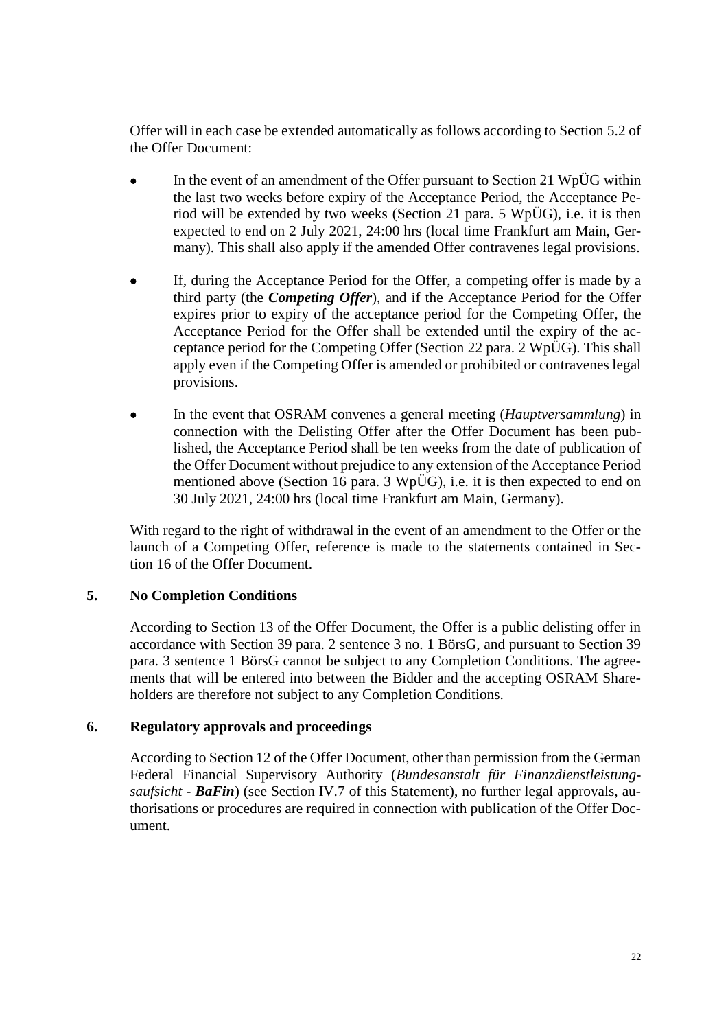Offer will in each case be extended automatically as follows according to Section 5.2 of the Offer Document:

- In the event of an amendment of the Offer pursuant to Section 21 WpÜG within the last two weeks before expiry of the Acceptance Period, the Acceptance Period will be extended by two weeks (Section 21 para. 5 WpÜG), i.e. it is then expected to end on 2 July 2021, 24:00 hrs (local time Frankfurt am Main, Germany). This shall also apply if the amended Offer contravenes legal provisions.

- If, during the Acceptance Period for the Offer, a competing offer is made by a third party (the ***Competing Offer***), and if the Acceptance Period for the Offer expires prior to expiry of the acceptance period for the Competing Offer, the Acceptance Period for the Offer shall be extended until the expiry of the acceptance period for the Competing Offer (Section 22 para. 2 WpÜG). This shall apply even if the Competing Offer is amended or prohibited or contravenes legal provisions.

- In the event that OSRAM convenes a general meeting (*Hauptversammlung*) in connection with the Delisting Offer after the Offer Document has been published, the Acceptance Period shall be ten weeks from the date of publication of the Offer Document without prejudice to any extension of the Acceptance Period mentioned above (Section 16 para. 3 WpÜG), i.e. it is then expected to end on 30 July 2021, 24:00 hrs (local time Frankfurt am Main, Germany).

With regard to the right of withdrawal in the event of an amendment to the Offer or the launch of a Competing Offer, reference is made to the statements contained in Section 16 of the Offer Document.

## 5. No Completion Conditions

According to Section 13 of the Offer Document, the Offer is a public delisting offer in accordance with Section 39 para. 2 sentence 3 no. 1 BörsG, and pursuant to Section 39 para. 3 sentence 1 BörsG cannot be subject to any Completion Conditions. The agreements that will be entered into between the Bidder and the accepting OSRAM Shareholders are therefore not subject to any Completion Conditions.

## 6. Regulatory approvals and proceedings

According to Section 12 of the Offer Document, other than permission from the German Federal Financial Supervisory Authority (*Bundesanstalt für Finanzdienstleistungsaufsicht* - ***BaFin***) (see Section IV.7 of this Statement), no further legal approvals, authorisations or procedures are required in connection with publication of the Offer Document.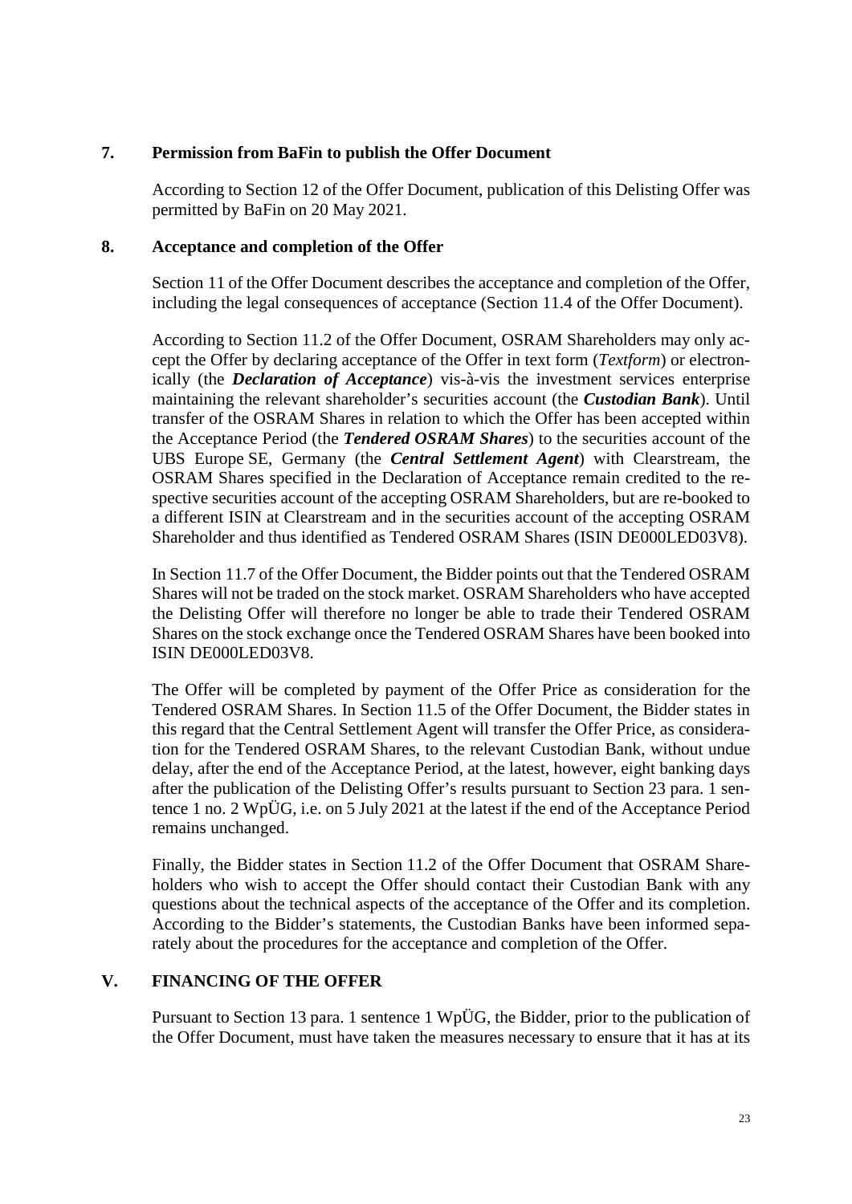### 7. Permission from BaFin to publish the Offer Document

According to Section 12 of the Offer Document, publication of this Delisting Offer was permitted by BaFin on 20 May 2021.

### 8. Acceptance and completion of the Offer

Section 11 of the Offer Document describes the acceptance and completion of the Offer, including the legal consequences of acceptance (Section 11.4 of the Offer Document).

According to Section 11.2 of the Offer Document, OSRAM Shareholders may only accept the Offer by declaring acceptance of the Offer in text form (*Textform*) or electronically (the ***Declaration of Acceptance***) vis-à-vis the investment services enterprise maintaining the relevant shareholder's securities account (the ***Custodian Bank***). Until transfer of the OSRAM Shares in relation to which the Offer has been accepted within the Acceptance Period (the ***Tendered OSRAM Shares***) to the securities account of the UBS Europe SE, Germany (the ***Central Settlement Agent***) with Clearstream, the OSRAM Shares specified in the Declaration of Acceptance remain credited to the respective securities account of the accepting OSRAM Shareholders, but are re-booked to a different ISIN at Clearstream and in the securities account of the accepting OSRAM Shareholder and thus identified as Tendered OSRAM Shares (ISIN DE000LED03V8).

In Section 11.7 of the Offer Document, the Bidder points out that the Tendered OSRAM Shares will not be traded on the stock market. OSRAM Shareholders who have accepted the Delisting Offer will therefore no longer be able to trade their Tendered OSRAM Shares on the stock exchange once the Tendered OSRAM Shares have been booked into ISIN DE000LED03V8.

The Offer will be completed by payment of the Offer Price as consideration for the Tendered OSRAM Shares. In Section 11.5 of the Offer Document, the Bidder states in this regard that the Central Settlement Agent will transfer the Offer Price, as consideration for the Tendered OSRAM Shares, to the relevant Custodian Bank, without undue delay, after the end of the Acceptance Period, at the latest, however, eight banking days after the publication of the Delisting Offer's results pursuant to Section 23 para. 1 sentence 1 no. 2 WpÜG, i.e. on 5 July 2021 at the latest if the end of the Acceptance Period remains unchanged.

Finally, the Bidder states in Section 11.2 of the Offer Document that OSRAM Shareholders who wish to accept the Offer should contact their Custodian Bank with any questions about the technical aspects of the acceptance of the Offer and its completion. According to the Bidder's statements, the Custodian Banks have been informed separately about the procedures for the acceptance and completion of the Offer.

## V. FINANCING OF THE OFFER

Pursuant to Section 13 para. 1 sentence 1 WpÜG, the Bidder, prior to the publication of the Offer Document, must have taken the measures necessary to ensure that it has at its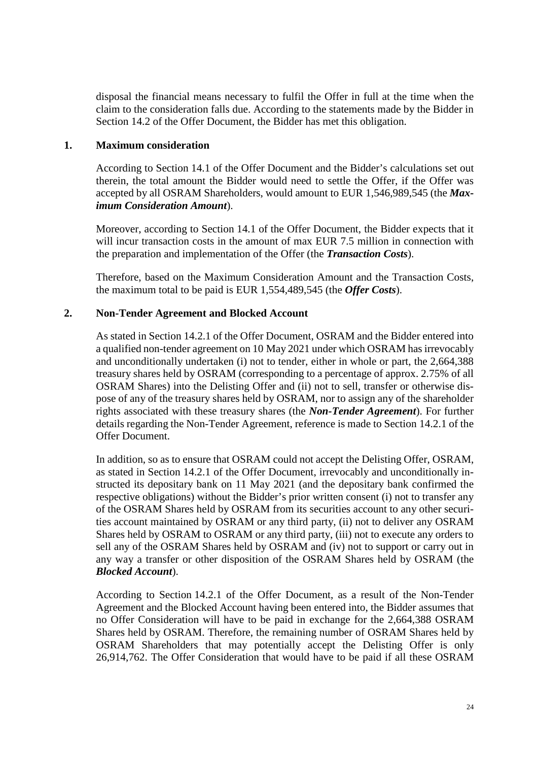disposal the financial means necessary to fulfil the Offer in full at the time when the claim to the consideration falls due. According to the statements made by the Bidder in Section 14.2 of the Offer Document, the Bidder has met this obligation.

## 1. Maximum consideration

According to Section 14.1 of the Offer Document and the Bidder's calculations set out therein, the total amount the Bidder would need to settle the Offer, if the Offer was accepted by all OSRAM Shareholders, would amount to EUR 1,546,989,545 (the ***Maximum Consideration Amount***).

Moreover, according to Section 14.1 of the Offer Document, the Bidder expects that it will incur transaction costs in the amount of max EUR 7.5 million in connection with the preparation and implementation of the Offer (the ***Transaction Costs***).

Therefore, based on the Maximum Consideration Amount and the Transaction Costs, the maximum total to be paid is EUR 1,554,489,545 (the ***Offer Costs***).

## 2. Non-Tender Agreement and Blocked Account

As stated in Section 14.2.1 of the Offer Document, OSRAM and the Bidder entered into a qualified non-tender agreement on 10 May 2021 under which OSRAM has irrevocably and unconditionally undertaken (i) not to tender, either in whole or part, the 2,664,388 treasury shares held by OSRAM (corresponding to a percentage of approx. 2.75% of all OSRAM Shares) into the Delisting Offer and (ii) not to sell, transfer or otherwise dispose of any of the treasury shares held by OSRAM, nor to assign any of the shareholder rights associated with these treasury shares (the ***Non-Tender Agreement***). For further details regarding the Non-Tender Agreement, reference is made to Section 14.2.1 of the Offer Document.

In addition, so as to ensure that OSRAM could not accept the Delisting Offer, OSRAM, as stated in Section 14.2.1 of the Offer Document, irrevocably and unconditionally instructed its depositary bank on 11 May 2021 (and the depositary bank confirmed the respective obligations) without the Bidder's prior written consent (i) not to transfer any of the OSRAM Shares held by OSRAM from its securities account to any other securities account maintained by OSRAM or any third party, (ii) not to deliver any OSRAM Shares held by OSRAM to OSRAM or any third party, (iii) not to execute any orders to sell any of the OSRAM Shares held by OSRAM and (iv) not to support or carry out in any way a transfer or other disposition of the OSRAM Shares held by OSRAM (the ***Blocked Account***).

According to Section 14.2.1 of the Offer Document, as a result of the Non-Tender Agreement and the Blocked Account having been entered into, the Bidder assumes that no Offer Consideration will have to be paid in exchange for the 2,664,388 OSRAM Shares held by OSRAM. Therefore, the remaining number of OSRAM Shares held by OSRAM Shareholders that may potentially accept the Delisting Offer is only 26,914,762. The Offer Consideration that would have to be paid if all these OSRAM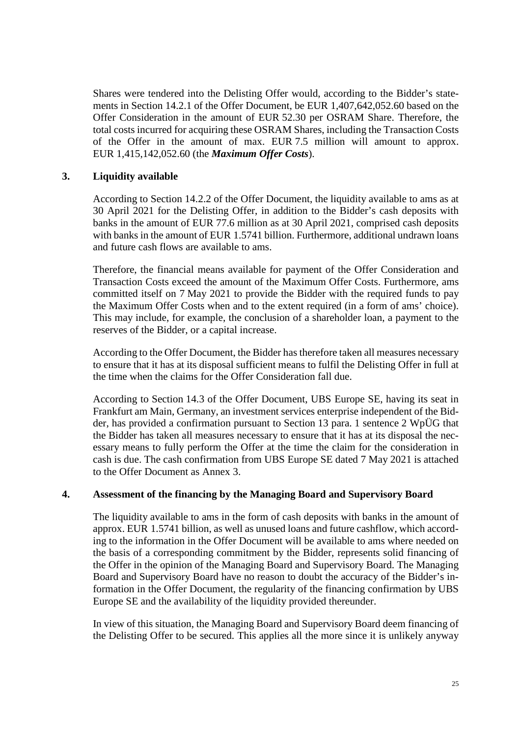Shares were tendered into the Delisting Offer would, according to the Bidder's statements in Section 14.2.1 of the Offer Document, be EUR 1,407,642,052.60 based on the Offer Consideration in the amount of EUR 52.30 per OSRAM Share. Therefore, the total costs incurred for acquiring these OSRAM Shares, including the Transaction Costs of the Offer in the amount of max. EUR 7.5 million will amount to approx. EUR 1,415,142,052.60 (the ***Maximum Offer Costs***).

## 3. Liquidity available

According to Section 14.2.2 of the Offer Document, the liquidity available to ams as at 30 April 2021 for the Delisting Offer, in addition to the Bidder's cash deposits with banks in the amount of EUR 77.6 million as at 30 April 2021, comprised cash deposits with banks in the amount of EUR 1.5741 billion. Furthermore, additional undrawn loans and future cash flows are available to ams.

Therefore, the financial means available for payment of the Offer Consideration and Transaction Costs exceed the amount of the Maximum Offer Costs. Furthermore, ams committed itself on 7 May 2021 to provide the Bidder with the required funds to pay the Maximum Offer Costs when and to the extent required (in a form of ams' choice). This may include, for example, the conclusion of a shareholder loan, a payment to the reserves of the Bidder, or a capital increase.

According to the Offer Document, the Bidder has therefore taken all measures necessary to ensure that it has at its disposal sufficient means to fulfil the Delisting Offer in full at the time when the claims for the Offer Consideration fall due.

According to Section 14.3 of the Offer Document, UBS Europe SE, having its seat in Frankfurt am Main, Germany, an investment services enterprise independent of the Bidder, has provided a confirmation pursuant to Section 13 para. 1 sentence 2 WpÜG that the Bidder has taken all measures necessary to ensure that it has at its disposal the necessary means to fully perform the Offer at the time the claim for the consideration in cash is due. The cash confirmation from UBS Europe SE dated 7 May 2021 is attached to the Offer Document as Annex 3.

## 4. Assessment of the financing by the Managing Board and Supervisory Board

The liquidity available to ams in the form of cash deposits with banks in the amount of approx. EUR 1.5741 billion, as well as unused loans and future cashflow, which according to the information in the Offer Document will be available to ams where needed on the basis of a corresponding commitment by the Bidder, represents solid financing of the Offer in the opinion of the Managing Board and Supervisory Board. The Managing Board and Supervisory Board have no reason to doubt the accuracy of the Bidder's information in the Offer Document, the regularity of the financing confirmation by UBS Europe SE and the availability of the liquidity provided thereunder.

In view of this situation, the Managing Board and Supervisory Board deem financing of the Delisting Offer to be secured. This applies all the more since it is unlikely anyway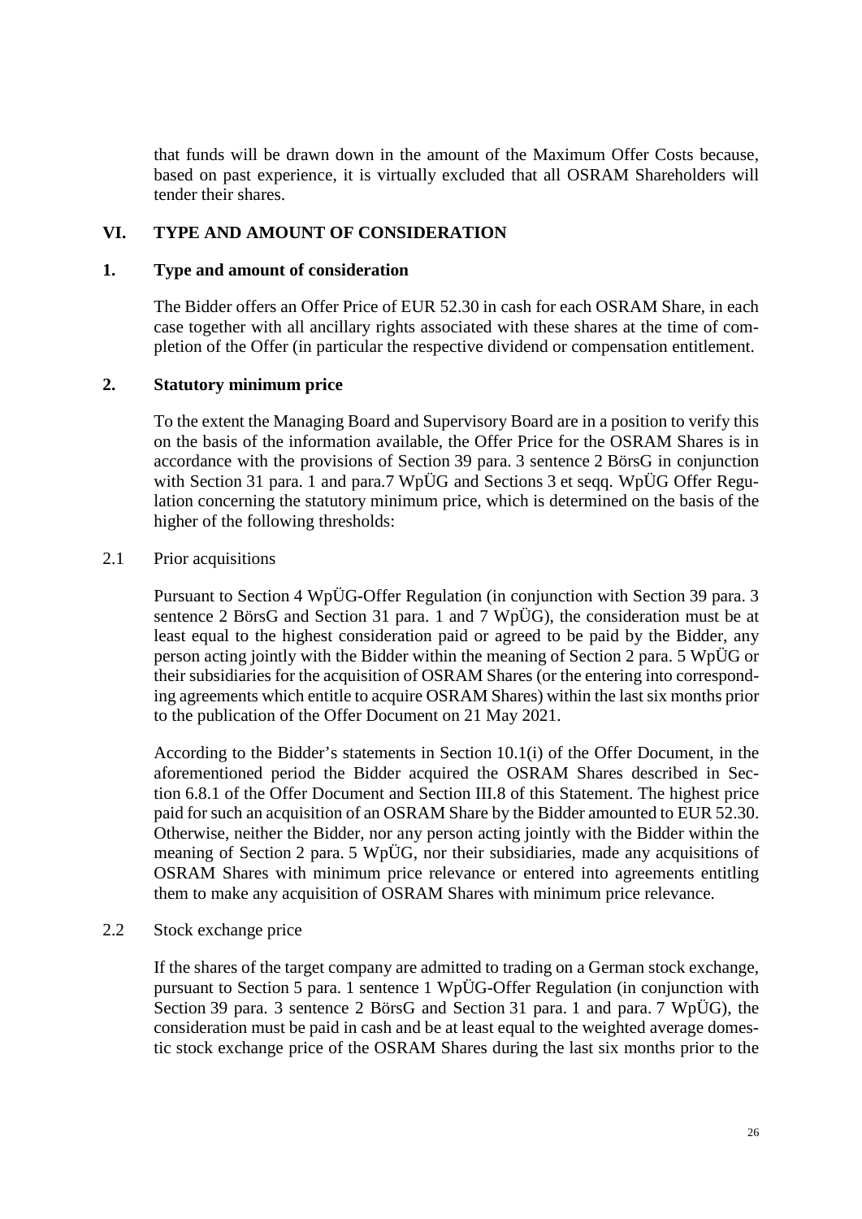that funds will be drawn down in the amount of the Maximum Offer Costs because, based on past experience, it is virtually excluded that all OSRAM Shareholders will tender their shares.

## VI. TYPE AND AMOUNT OF CONSIDERATION

### 1. Type and amount of consideration

The Bidder offers an Offer Price of EUR 52.30 in cash for each OSRAM Share, in each case together with all ancillary rights associated with these shares at the time of completion of the Offer (in particular the respective dividend or compensation entitlement.

### 2. Statutory minimum price

To the extent the Managing Board and Supervisory Board are in a position to verify this on the basis of the information available, the Offer Price for the OSRAM Shares is in accordance with the provisions of Section 39 para. 3 sentence 2 BörsG in conjunction with Section 31 para. 1 and para.7 WpÜG and Sections 3 et seqq. WpÜG Offer Regulation concerning the statutory minimum price, which is determined on the basis of the higher of the following thresholds:

2.1 Prior acquisitions

Pursuant to Section 4 WpÜG-Offer Regulation (in conjunction with Section 39 para. 3 sentence 2 BörsG and Section 31 para. 1 and 7 WpÜG), the consideration must be at least equal to the highest consideration paid or agreed to be paid by the Bidder, any person acting jointly with the Bidder within the meaning of Section 2 para. 5 WpÜG or their subsidiaries for the acquisition of OSRAM Shares (or the entering into corresponding agreements which entitle to acquire OSRAM Shares) within the last six months prior to the publication of the Offer Document on 21 May 2021.

According to the Bidder's statements in Section 10.1(i) of the Offer Document, in the aforementioned period the Bidder acquired the OSRAM Shares described in Section 6.8.1 of the Offer Document and Section III.8 of this Statement. The highest price paid for such an acquisition of an OSRAM Share by the Bidder amounted to EUR 52.30. Otherwise, neither the Bidder, nor any person acting jointly with the Bidder within the meaning of Section 2 para. 5 WpÜG, nor their subsidiaries, made any acquisitions of OSRAM Shares with minimum price relevance or entered into agreements entitling them to make any acquisition of OSRAM Shares with minimum price relevance.

2.2 Stock exchange price

If the shares of the target company are admitted to trading on a German stock exchange, pursuant to Section 5 para. 1 sentence 1 WpÜG-Offer Regulation (in conjunction with Section 39 para. 3 sentence 2 BörsG and Section 31 para. 1 and para. 7 WpÜG), the consideration must be paid in cash and be at least equal to the weighted average domestic stock exchange price of the OSRAM Shares during the last six months prior to the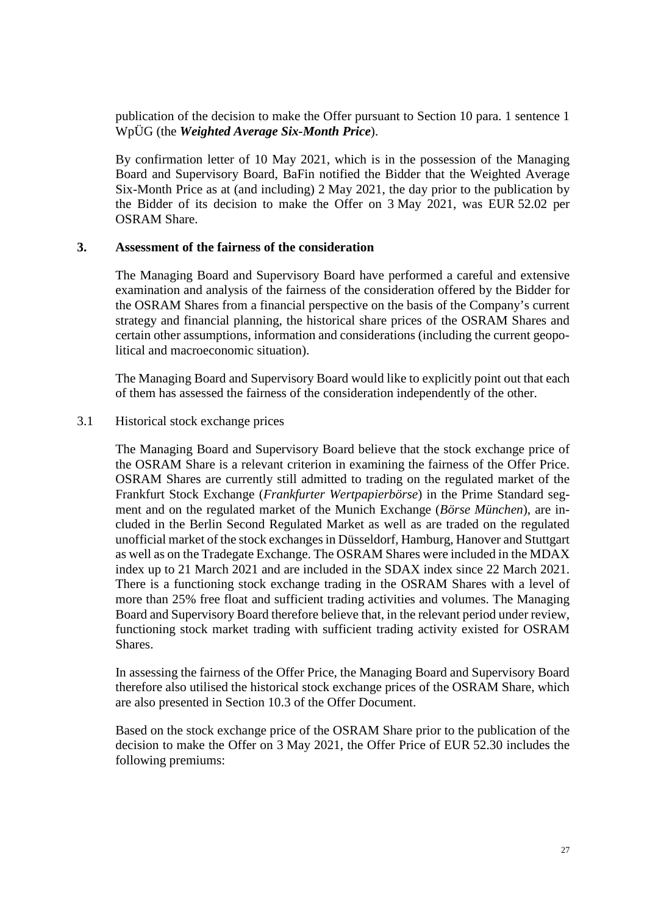publication of the decision to make the Offer pursuant to Section 10 para. 1 sentence 1 WpÜG (the ***Weighted Average Six-Month Price***).

By confirmation letter of 10 May 2021, which is in the possession of the Managing Board and Supervisory Board, BaFin notified the Bidder that the Weighted Average Six-Month Price as at (and including) 2 May 2021, the day prior to the publication by the Bidder of its decision to make the Offer on 3 May 2021, was EUR 52.02 per OSRAM Share.

## 3. Assessment of the fairness of the consideration

The Managing Board and Supervisory Board have performed a careful and extensive examination and analysis of the fairness of the consideration offered by the Bidder for the OSRAM Shares from a financial perspective on the basis of the Company's current strategy and financial planning, the historical share prices of the OSRAM Shares and certain other assumptions, information and considerations (including the current geopolitical and macroeconomic situation).

The Managing Board and Supervisory Board would like to explicitly point out that each of them has assessed the fairness of the consideration independently of the other.

### 3.1 Historical stock exchange prices

The Managing Board and Supervisory Board believe that the stock exchange price of the OSRAM Share is a relevant criterion in examining the fairness of the Offer Price. OSRAM Shares are currently still admitted to trading on the regulated market of the Frankfurt Stock Exchange (*Frankfurter Wertpapierbörse*) in the Prime Standard segment and on the regulated market of the Munich Exchange (*Börse München*), are included in the Berlin Second Regulated Market as well as are traded on the regulated unofficial market of the stock exchanges in Düsseldorf, Hamburg, Hanover and Stuttgart as well as on the Tradegate Exchange. The OSRAM Shares were included in the MDAX index up to 21 March 2021 and are included in the SDAX index since 22 March 2021. There is a functioning stock exchange trading in the OSRAM Shares with a level of more than 25% free float and sufficient trading activities and volumes. The Managing Board and Supervisory Board therefore believe that, in the relevant period under review, functioning stock market trading with sufficient trading activity existed for OSRAM Shares.

In assessing the fairness of the Offer Price, the Managing Board and Supervisory Board therefore also utilised the historical stock exchange prices of the OSRAM Share, which are also presented in Section 10.3 of the Offer Document.

Based on the stock exchange price of the OSRAM Share prior to the publication of the decision to make the Offer on 3 May 2021, the Offer Price of EUR 52.30 includes the following premiums: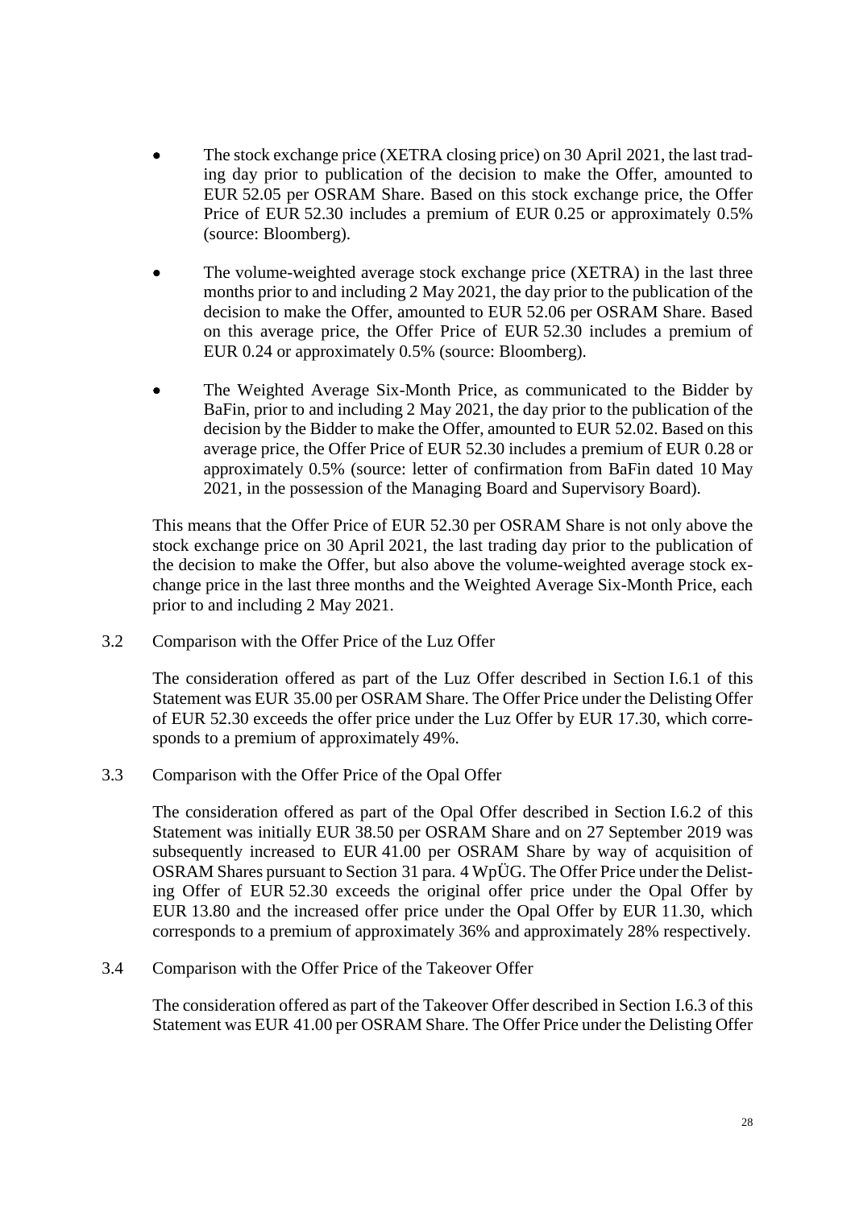- The stock exchange price (XETRA closing price) on 30 April 2021, the last trading day prior to publication of the decision to make the Offer, amounted to EUR 52.05 per OSRAM Share. Based on this stock exchange price, the Offer Price of EUR 52.30 includes a premium of EUR 0.25 or approximately 0.5% (source: Bloomberg).

- The volume-weighted average stock exchange price (XETRA) in the last three months prior to and including 2 May 2021, the day prior to the publication of the decision to make the Offer, amounted to EUR 52.06 per OSRAM Share. Based on this average price, the Offer Price of EUR 52.30 includes a premium of EUR 0.24 or approximately 0.5% (source: Bloomberg).

- The Weighted Average Six-Month Price, as communicated to the Bidder by BaFin, prior to and including 2 May 2021, the day prior to the publication of the decision by the Bidder to make the Offer, amounted to EUR 52.02. Based on this average price, the Offer Price of EUR 52.30 includes a premium of EUR 0.28 or approximately 0.5% (source: letter of confirmation from BaFin dated 10 May 2021, in the possession of the Managing Board and Supervisory Board).

This means that the Offer Price of EUR 52.30 per OSRAM Share is not only above the stock exchange price on 30 April 2021, the last trading day prior to the publication of the decision to make the Offer, but also above the volume-weighted average stock exchange price in the last three months and the Weighted Average Six-Month Price, each prior to and including 2 May 2021.

3.2 Comparison with the Offer Price of the Luz Offer

The consideration offered as part of the Luz Offer described in Section I.6.1 of this Statement was EUR 35.00 per OSRAM Share. The Offer Price under the Delisting Offer of EUR 52.30 exceeds the offer price under the Luz Offer by EUR 17.30, which corresponds to a premium of approximately 49%.

3.3 Comparison with the Offer Price of the Opal Offer

The consideration offered as part of the Opal Offer described in Section I.6.2 of this Statement was initially EUR 38.50 per OSRAM Share and on 27 September 2019 was subsequently increased to EUR 41.00 per OSRAM Share by way of acquisition of OSRAM Shares pursuant to Section 31 para. 4 WpÜG. The Offer Price under the Delisting Offer of EUR 52.30 exceeds the original offer price under the Opal Offer by EUR 13.80 and the increased offer price under the Opal Offer by EUR 11.30, which corresponds to a premium of approximately 36% and approximately 28% respectively.

3.4 Comparison with the Offer Price of the Takeover Offer

The consideration offered as part of the Takeover Offer described in Section I.6.3 of this Statement was EUR 41.00 per OSRAM Share. The Offer Price under the Delisting Offer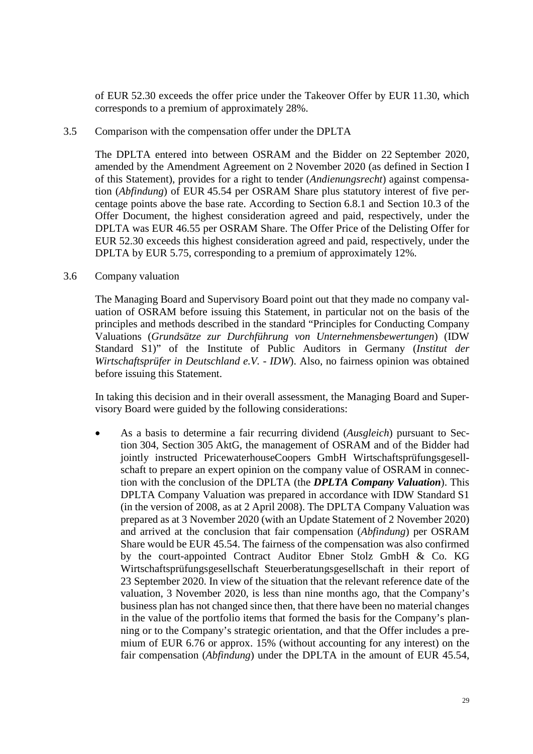of EUR 52.30 exceeds the offer price under the Takeover Offer by EUR 11.30, which corresponds to a premium of approximately 28%.

3.5 Comparison with the compensation offer under the DPLTA

The DPLTA entered into between OSRAM and the Bidder on 22 September 2020, amended by the Amendment Agreement on 2 November 2020 (as defined in Section I of this Statement), provides for a right to tender (*Andienungsrecht*) against compensation (*Abfindung*) of EUR 45.54 per OSRAM Share plus statutory interest of five percentage points above the base rate. According to Section 6.8.1 and Section 10.3 of the Offer Document, the highest consideration agreed and paid, respectively, under the DPLTA was EUR 46.55 per OSRAM Share. The Offer Price of the Delisting Offer for EUR 52.30 exceeds this highest consideration agreed and paid, respectively, under the DPLTA by EUR 5.75, corresponding to a premium of approximately 12%.

3.6 Company valuation

The Managing Board and Supervisory Board point out that they made no company valuation of OSRAM before issuing this Statement, in particular not on the basis of the principles and methods described in the standard "Principles for Conducting Company Valuations (*Grundsätze zur Durchführung von Unternehmensbewertungen*) (IDW Standard S1)" of the Institute of Public Auditors in Germany (*Institut der Wirtschaftsprüfer in Deutschland e.V. - IDW*). Also, no fairness opinion was obtained before issuing this Statement.

In taking this decision and in their overall assessment, the Managing Board and Supervisory Board were guided by the following considerations:

- As a basis to determine a fair recurring dividend (*Ausgleich*) pursuant to Section 304, Section 305 AktG, the management of OSRAM and of the Bidder had jointly instructed PricewaterhouseCoopers GmbH Wirtschaftsprüfungsgesellschaft to prepare an expert opinion on the company value of OSRAM in connection with the conclusion of the DPLTA (the ***DPLTA Company Valuation***). This DPLTA Company Valuation was prepared in accordance with IDW Standard S1 (in the version of 2008, as at 2 April 2008). The DPLTA Company Valuation was prepared as at 3 November 2020 (with an Update Statement of 2 November 2020) and arrived at the conclusion that fair compensation (*Abfindung*) per OSRAM Share would be EUR 45.54. The fairness of the compensation was also confirmed by the court-appointed Contract Auditor Ebner Stolz GmbH & Co. KG Wirtschaftsprüfungsgesellschaft Steuerberatungsgesellschaft in their report of 23 September 2020. In view of the situation that the relevant reference date of the valuation, 3 November 2020, is less than nine months ago, that the Company's business plan has not changed since then, that there have been no material changes in the value of the portfolio items that formed the basis for the Company's planning or to the Company's strategic orientation, and that the Offer includes a premium of EUR 6.76 or approx. 15% (without accounting for any interest) on the fair compensation (*Abfindung*) under the DPLTA in the amount of EUR 45.54,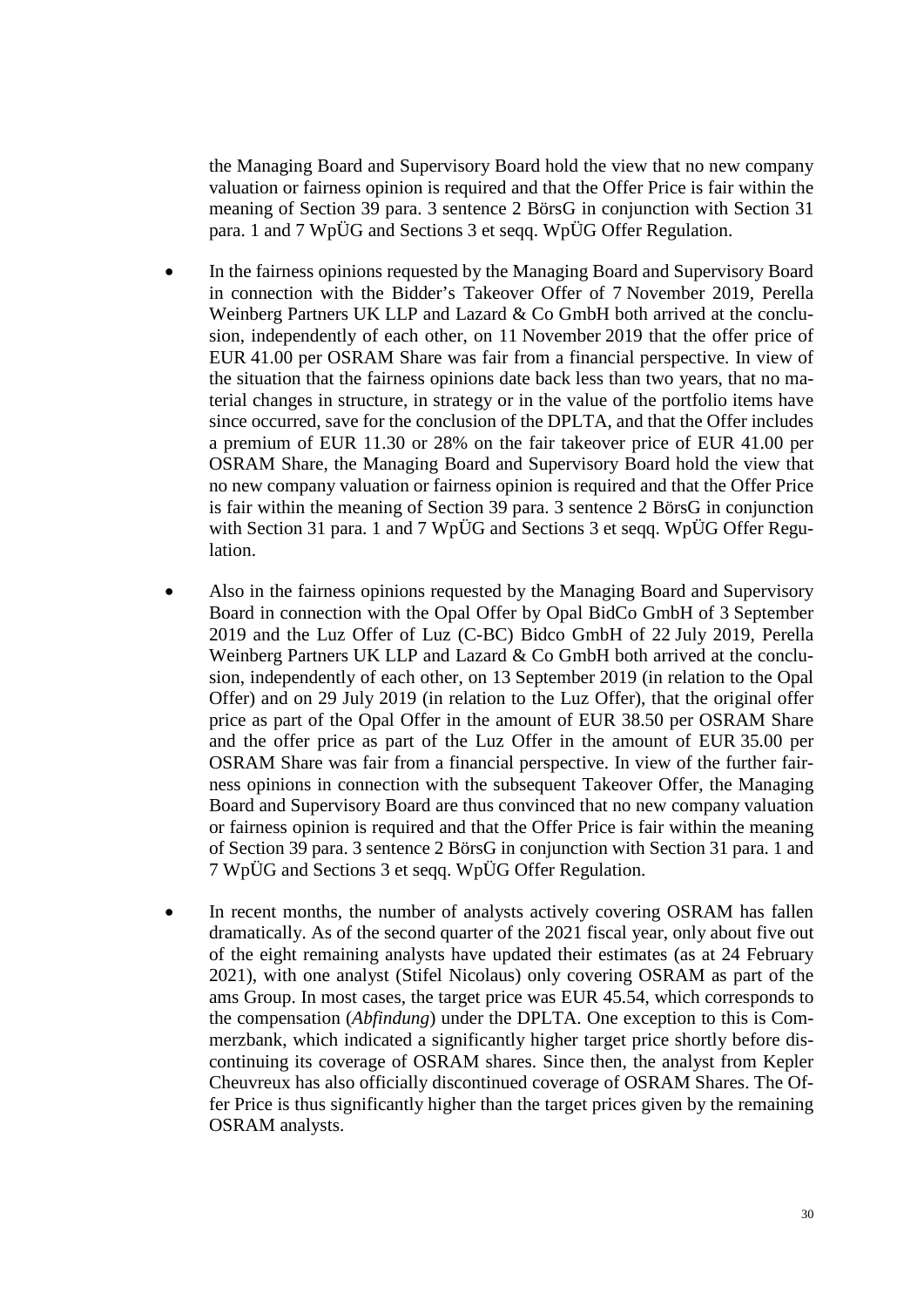the Managing Board and Supervisory Board hold the view that no new company valuation or fairness opinion is required and that the Offer Price is fair within the meaning of Section 39 para. 3 sentence 2 BörsG in conjunction with Section 31 para. 1 and 7 WpÜG and Sections 3 et seqq. WpÜG Offer Regulation.

- In the fairness opinions requested by the Managing Board and Supervisory Board in connection with the Bidder's Takeover Offer of 7 November 2019, Perella Weinberg Partners UK LLP and Lazard & Co GmbH both arrived at the conclusion, independently of each other, on 11 November 2019 that the offer price of EUR 41.00 per OSRAM Share was fair from a financial perspective. In view of the situation that the fairness opinions date back less than two years, that no material changes in structure, in strategy or in the value of the portfolio items have since occurred, save for the conclusion of the DPLTA, and that the Offer includes a premium of EUR 11.30 or 28% on the fair takeover price of EUR 41.00 per OSRAM Share, the Managing Board and Supervisory Board hold the view that no new company valuation or fairness opinion is required and that the Offer Price is fair within the meaning of Section 39 para. 3 sentence 2 BörsG in conjunction with Section 31 para. 1 and 7 WpÜG and Sections 3 et seqq. WpÜG Offer Regulation.

- Also in the fairness opinions requested by the Managing Board and Supervisory Board in connection with the Opal Offer by Opal BidCo GmbH of 3 September 2019 and the Luz Offer of Luz (C-BC) Bidco GmbH of 22 July 2019, Perella Weinberg Partners UK LLP and Lazard & Co GmbH both arrived at the conclusion, independently of each other, on 13 September 2019 (in relation to the Opal Offer) and on 29 July 2019 (in relation to the Luz Offer), that the original offer price as part of the Opal Offer in the amount of EUR 38.50 per OSRAM Share and the offer price as part of the Luz Offer in the amount of EUR 35.00 per OSRAM Share was fair from a financial perspective. In view of the further fairness opinions in connection with the subsequent Takeover Offer, the Managing Board and Supervisory Board are thus convinced that no new company valuation or fairness opinion is required and that the Offer Price is fair within the meaning of Section 39 para. 3 sentence 2 BörsG in conjunction with Section 31 para. 1 and 7 WpÜG and Sections 3 et seqq. WpÜG Offer Regulation.

- In recent months, the number of analysts actively covering OSRAM has fallen dramatically. As of the second quarter of the 2021 fiscal year, only about five out of the eight remaining analysts have updated their estimates (as at 24 February 2021), with one analyst (Stifel Nicolaus) only covering OSRAM as part of the ams Group. In most cases, the target price was EUR 45.54, which corresponds to the compensation (*Abfindung*) under the DPLTA. One exception to this is Commerzbank, which indicated a significantly higher target price shortly before discontinuing its coverage of OSRAM shares. Since then, the analyst from Kepler Cheuvreux has also officially discontinued coverage of OSRAM Shares. The Offer Price is thus significantly higher than the target prices given by the remaining OSRAM analysts.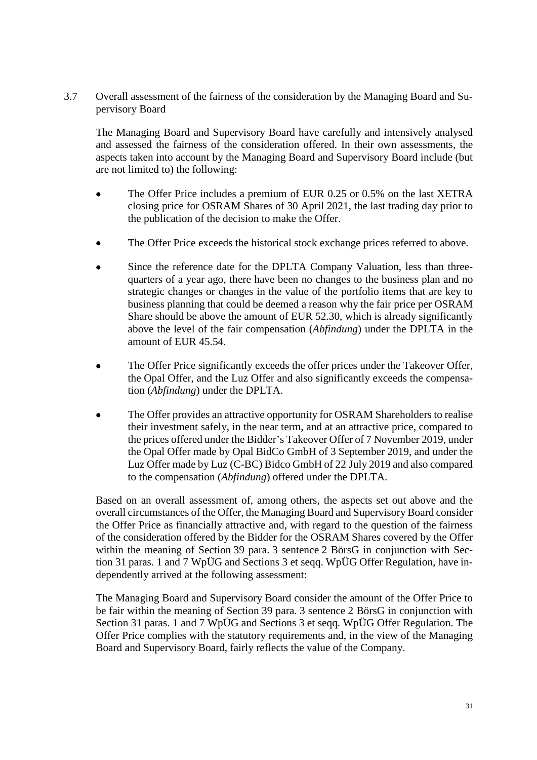### 3.7 Overall assessment of the fairness of the consideration by the Managing Board and Supervisory Board

The Managing Board and Supervisory Board have carefully and intensively analysed and assessed the fairness of the consideration offered. In their own assessments, the aspects taken into account by the Managing Board and Supervisory Board include (but are not limited to) the following:

- The Offer Price includes a premium of EUR 0.25 or 0.5% on the last XETRA closing price for OSRAM Shares of 30 April 2021, the last trading day prior to the publication of the decision to make the Offer.
- The Offer Price exceeds the historical stock exchange prices referred to above.
- Since the reference date for the DPLTA Company Valuation, less than three-quarters of a year ago, there have been no changes to the business plan and no strategic changes or changes in the value of the portfolio items that are key to business planning that could be deemed a reason why the fair price per OSRAM Share should be above the amount of EUR 52.30, which is already significantly above the level of the fair compensation (*Abfindung*) under the DPLTA in the amount of EUR 45.54.
- The Offer Price significantly exceeds the offer prices under the Takeover Offer, the Opal Offer, and the Luz Offer and also significantly exceeds the compensation (*Abfindung*) under the DPLTA.
- The Offer provides an attractive opportunity for OSRAM Shareholders to realise their investment safely, in the near term, and at an attractive price, compared to the prices offered under the Bidder's Takeover Offer of 7 November 2019, under the Opal Offer made by Opal BidCo GmbH of 3 September 2019, and under the Luz Offer made by Luz (C-BC) Bidco GmbH of 22 July 2019 and also compared to the compensation (*Abfindung*) offered under the DPLTA.

Based on an overall assessment of, among others, the aspects set out above and the overall circumstances of the Offer, the Managing Board and Supervisory Board consider the Offer Price as financially attractive and, with regard to the question of the fairness of the consideration offered by the Bidder for the OSRAM Shares covered by the Offer within the meaning of Section 39 para. 3 sentence 2 BörsG in conjunction with Section 31 paras. 1 and 7 WpÜG and Sections 3 et seqq. WpÜG Offer Regulation, have independently arrived at the following assessment:

The Managing Board and Supervisory Board consider the amount of the Offer Price to be fair within the meaning of Section 39 para. 3 sentence 2 BörsG in conjunction with Section 31 paras. 1 and 7 WpÜG and Sections 3 et seqq. WpÜG Offer Regulation. The Offer Price complies with the statutory requirements and, in the view of the Managing Board and Supervisory Board, fairly reflects the value of the Company.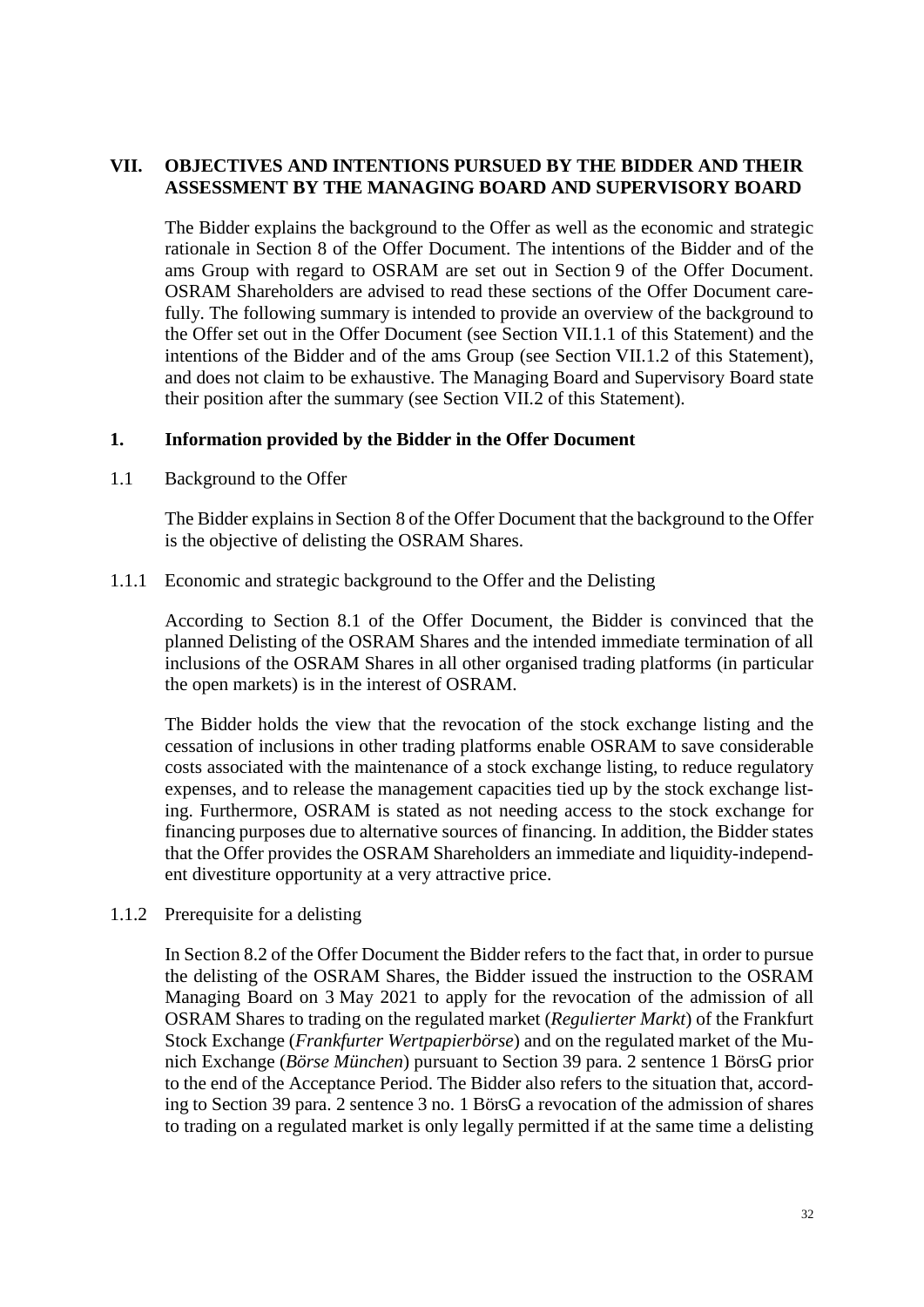# VII. OBJECTIVES AND INTENTIONS PURSUED BY THE BIDDER AND THEIR ASSESSMENT BY THE MANAGING BOARD AND SUPERVISORY BOARD

The Bidder explains the background to the Offer as well as the economic and strategic rationale in Section 8 of the Offer Document. The intentions of the Bidder and of the ams Group with regard to OSRAM are set out in Section 9 of the Offer Document. OSRAM Shareholders are advised to read these sections of the Offer Document carefully. The following summary is intended to provide an overview of the background to the Offer set out in the Offer Document (see Section VII.1.1 of this Statement) and the intentions of the Bidder and of the ams Group (see Section VII.1.2 of this Statement), and does not claim to be exhaustive. The Managing Board and Supervisory Board state their position after the summary (see Section VII.2 of this Statement).

## 1. Information provided by the Bidder in the Offer Document

### 1.1 Background to the Offer

The Bidder explains in Section 8 of the Offer Document that the background to the Offer is the objective of delisting the OSRAM Shares.

#### 1.1.1 Economic and strategic background to the Offer and the Delisting

According to Section 8.1 of the Offer Document, the Bidder is convinced that the planned Delisting of the OSRAM Shares and the intended immediate termination of all inclusions of the OSRAM Shares in all other organised trading platforms (in particular the open markets) is in the interest of OSRAM.

The Bidder holds the view that the revocation of the stock exchange listing and the cessation of inclusions in other trading platforms enable OSRAM to save considerable costs associated with the maintenance of a stock exchange listing, to reduce regulatory expenses, and to release the management capacities tied up by the stock exchange listing. Furthermore, OSRAM is stated as not needing access to the stock exchange for financing purposes due to alternative sources of financing. In addition, the Bidder states that the Offer provides the OSRAM Shareholders an immediate and liquidity-independent divestiture opportunity at a very attractive price.

#### 1.1.2 Prerequisite for a delisting

In Section 8.2 of the Offer Document the Bidder refers to the fact that, in order to pursue the delisting of the OSRAM Shares, the Bidder issued the instruction to the OSRAM Managing Board on 3 May 2021 to apply for the revocation of the admission of all OSRAM Shares to trading on the regulated market (*Regulierter Markt*) of the Frankfurt Stock Exchange (*Frankfurter Wertpapierbörse*) and on the regulated market of the Munich Exchange (*Börse München*) pursuant to Section 39 para. 2 sentence 1 BörsG prior to the end of the Acceptance Period. The Bidder also refers to the situation that, according to Section 39 para. 2 sentence 3 no. 1 BörsG a revocation of the admission of shares to trading on a regulated market is only legally permitted if at the same time a delisting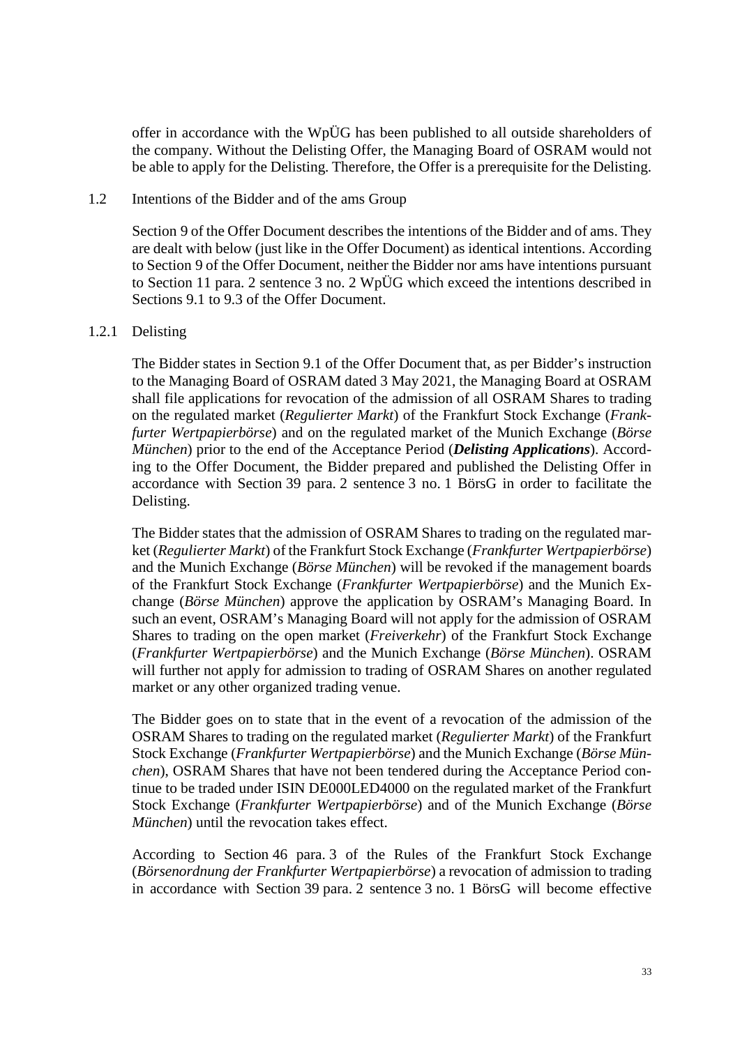offer in accordance with the WpÜG has been published to all outside shareholders of the company. Without the Delisting Offer, the Managing Board of OSRAM would not be able to apply for the Delisting. Therefore, the Offer is a prerequisite for the Delisting.

### 1.2 Intentions of the Bidder and of the ams Group

Section 9 of the Offer Document describes the intentions of the Bidder and of ams. They are dealt with below (just like in the Offer Document) as identical intentions. According to Section 9 of the Offer Document, neither the Bidder nor ams have intentions pursuant to Section 11 para. 2 sentence 3 no. 2 WpÜG which exceed the intentions described in Sections 9.1 to 9.3 of the Offer Document.

#### 1.2.1 Delisting

The Bidder states in Section 9.1 of the Offer Document that, as per Bidder's instruction to the Managing Board of OSRAM dated 3 May 2021, the Managing Board at OSRAM shall file applications for revocation of the admission of all OSRAM Shares to trading on the regulated market (*Regulierter Markt*) of the Frankfurt Stock Exchange (*Frankfurter Wertpapierbörse*) and on the regulated market of the Munich Exchange (*Börse München*) prior to the end of the Acceptance Period (***Delisting Applications***). According to the Offer Document, the Bidder prepared and published the Delisting Offer in accordance with Section 39 para. 2 sentence 3 no. 1 BörsG in order to facilitate the Delisting.

The Bidder states that the admission of OSRAM Shares to trading on the regulated market (*Regulierter Markt*) of the Frankfurt Stock Exchange (*Frankfurter Wertpapierbörse*) and the Munich Exchange (*Börse München*) will be revoked if the management boards of the Frankfurt Stock Exchange (*Frankfurter Wertpapierbörse*) and the Munich Exchange (*Börse München*) approve the application by OSRAM's Managing Board. In such an event, OSRAM's Managing Board will not apply for the admission of OSRAM Shares to trading on the open market (*Freiverkehr*) of the Frankfurt Stock Exchange (*Frankfurter Wertpapierbörse*) and the Munich Exchange (*Börse München*). OSRAM will further not apply for admission to trading of OSRAM Shares on another regulated market or any other organized trading venue.

The Bidder goes on to state that in the event of a revocation of the admission of the OSRAM Shares to trading on the regulated market (*Regulierter Markt*) of the Frankfurt Stock Exchange (*Frankfurter Wertpapierbörse*) and the Munich Exchange (*Börse München*), OSRAM Shares that have not been tendered during the Acceptance Period continue to be traded under ISIN DE000LED4000 on the regulated market of the Frankfurt Stock Exchange (*Frankfurter Wertpapierbörse*) and of the Munich Exchange (*Börse München*) until the revocation takes effect.

According to Section 46 para. 3 of the Rules of the Frankfurt Stock Exchange (*Börsenordnung der Frankfurter Wertpapierbörse*) a revocation of admission to trading in accordance with Section 39 para. 2 sentence 3 no. 1 BörsG will become effective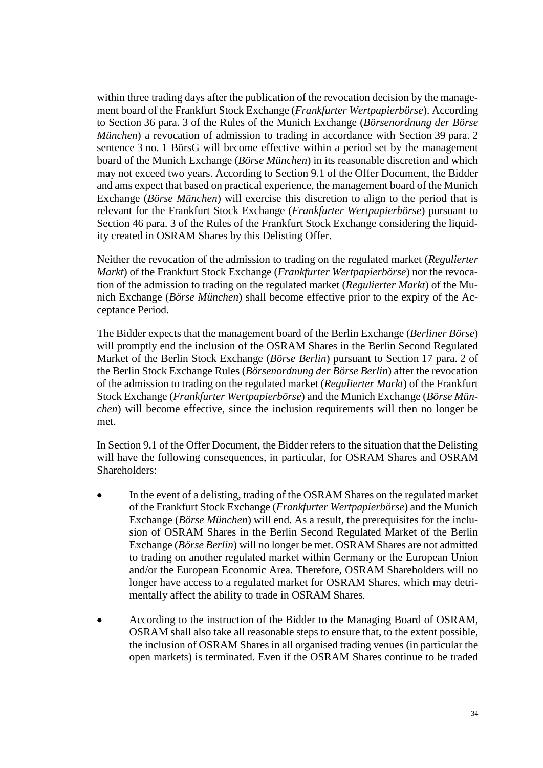within three trading days after the publication of the revocation decision by the management board of the Frankfurt Stock Exchange (*Frankfurter Wertpapierbörse*). According to Section 36 para. 3 of the Rules of the Munich Exchange (*Börsenordnung der Börse München*) a revocation of admission to trading in accordance with Section 39 para. 2 sentence 3 no. 1 BörsG will become effective within a period set by the management board of the Munich Exchange (*Börse München*) in its reasonable discretion and which may not exceed two years. According to Section 9.1 of the Offer Document, the Bidder and ams expect that based on practical experience, the management board of the Munich Exchange (*Börse München*) will exercise this discretion to align to the period that is relevant for the Frankfurt Stock Exchange (*Frankfurter Wertpapierbörse*) pursuant to Section 46 para. 3 of the Rules of the Frankfurt Stock Exchange considering the liquidity created in OSRAM Shares by this Delisting Offer.

Neither the revocation of the admission to trading on the regulated market (*Regulierter Markt*) of the Frankfurt Stock Exchange (*Frankfurter Wertpapierbörse*) nor the revocation of the admission to trading on the regulated market (*Regulierter Markt*) of the Munich Exchange (*Börse München*) shall become effective prior to the expiry of the Acceptance Period.

The Bidder expects that the management board of the Berlin Exchange (*Berliner Börse*) will promptly end the inclusion of the OSRAM Shares in the Berlin Second Regulated Market of the Berlin Stock Exchange (*Börse Berlin*) pursuant to Section 17 para. 2 of the Berlin Stock Exchange Rules (*Börsenordnung der Börse Berlin*) after the revocation of the admission to trading on the regulated market (*Regulierter Markt*) of the Frankfurt Stock Exchange (*Frankfurter Wertpapierbörse*) and the Munich Exchange (*Börse München*) will become effective, since the inclusion requirements will then no longer be met.

In Section 9.1 of the Offer Document, the Bidder refers to the situation that the Delisting will have the following consequences, in particular, for OSRAM Shares and OSRAM Shareholders:

- In the event of a delisting, trading of the OSRAM Shares on the regulated market of the Frankfurt Stock Exchange (*Frankfurter Wertpapierbörse*) and the Munich Exchange (*Börse München*) will end. As a result, the prerequisites for the inclusion of OSRAM Shares in the Berlin Second Regulated Market of the Berlin Exchange (*Börse Berlin*) will no longer be met. OSRAM Shares are not admitted to trading on another regulated market within Germany or the European Union and/or the European Economic Area. Therefore, OSRAM Shareholders will no longer have access to a regulated market for OSRAM Shares, which may detrimentally affect the ability to trade in OSRAM Shares.

- According to the instruction of the Bidder to the Managing Board of OSRAM, OSRAM shall also take all reasonable steps to ensure that, to the extent possible, the inclusion of OSRAM Shares in all organised trading venues (in particular the open markets) is terminated. Even if the OSRAM Shares continue to be traded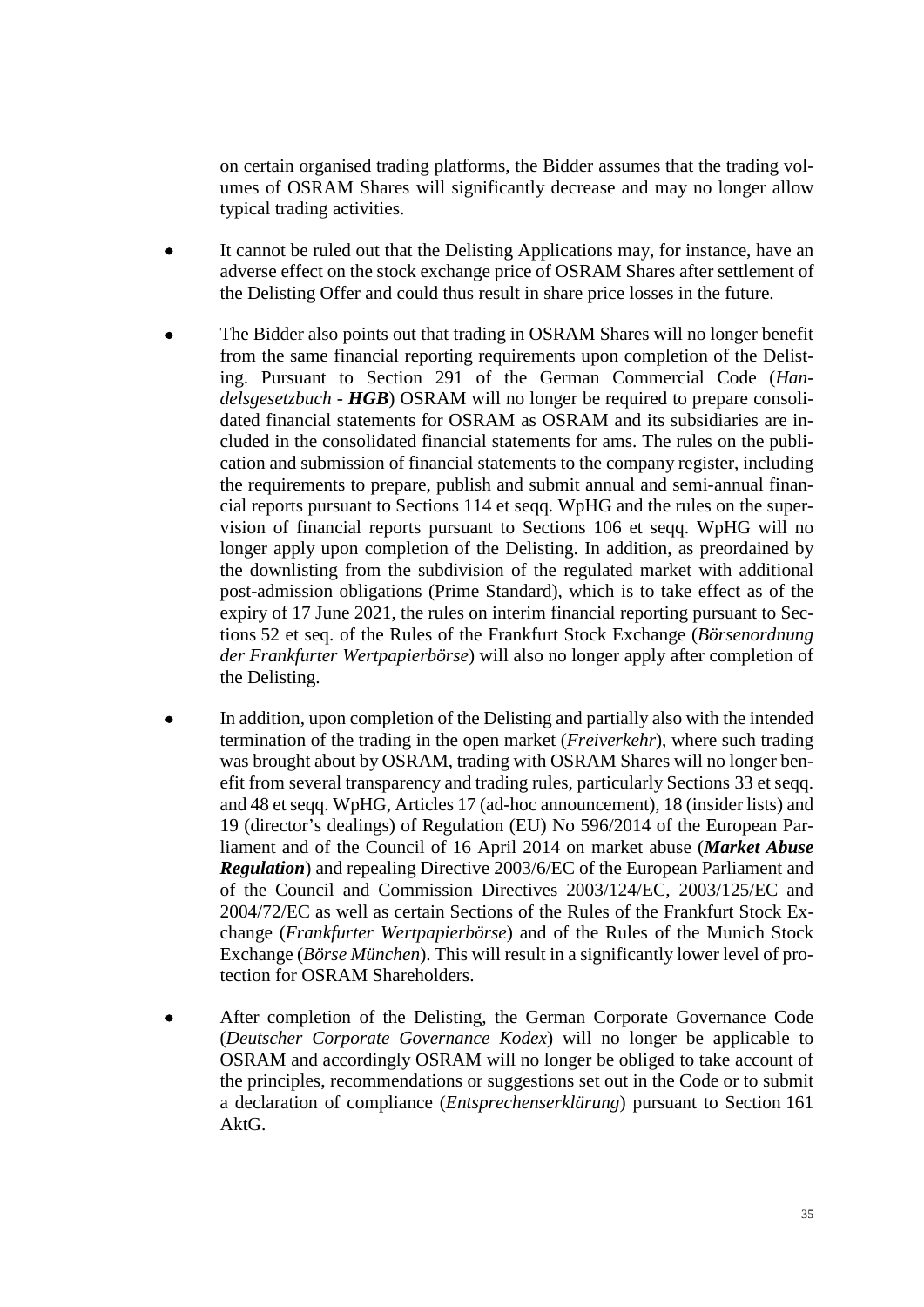on certain organised trading platforms, the Bidder assumes that the trading volumes of OSRAM Shares will significantly decrease and may no longer allow typical trading activities.

- It cannot be ruled out that the Delisting Applications may, for instance, have an adverse effect on the stock exchange price of OSRAM Shares after settlement of the Delisting Offer and could thus result in share price losses in the future.

- The Bidder also points out that trading in OSRAM Shares will no longer benefit from the same financial reporting requirements upon completion of the Delisting. Pursuant to Section 291 of the German Commercial Code (*Handelsgesetzbuch* - ***HGB***) OSRAM will no longer be required to prepare consolidated financial statements for OSRAM as OSRAM and its subsidiaries are included in the consolidated financial statements for ams. The rules on the publication and submission of financial statements to the company register, including the requirements to prepare, publish and submit annual and semi-annual financial reports pursuant to Sections 114 et seqq. WpHG and the rules on the supervision of financial reports pursuant to Sections 106 et seqq. WpHG will no longer apply upon completion of the Delisting. In addition, as preordained by the downlisting from the subdivision of the regulated market with additional post-admission obligations (Prime Standard), which is to take effect as of the expiry of 17 June 2021, the rules on interim financial reporting pursuant to Sections 52 et seq. of the Rules of the Frankfurt Stock Exchange (*Börsenordnung der Frankfurter Wertpapierbörse*) will also no longer apply after completion of the Delisting.

- In addition, upon completion of the Delisting and partially also with the intended termination of the trading in the open market (*Freiverkehr*), where such trading was brought about by OSRAM, trading with OSRAM Shares will no longer benefit from several transparency and trading rules, particularly Sections 33 et seqq. and 48 et seqq. WpHG, Articles 17 (ad-hoc announcement), 18 (insider lists) and 19 (director's dealings) of Regulation (EU) No 596/2014 of the European Parliament and of the Council of 16 April 2014 on market abuse (***Market Abuse Regulation***) and repealing Directive 2003/6/EC of the European Parliament and of the Council and Commission Directives 2003/124/EC, 2003/125/EC and 2004/72/EC as well as certain Sections of the Rules of the Frankfurt Stock Exchange (*Frankfurter Wertpapierbörse*) and of the Rules of the Munich Stock Exchange (*Börse München*). This will result in a significantly lower level of protection for OSRAM Shareholders.

- After completion of the Delisting, the German Corporate Governance Code (*Deutscher Corporate Governance Kodex*) will no longer be applicable to OSRAM and accordingly OSRAM will no longer be obliged to take account of the principles, recommendations or suggestions set out in the Code or to submit a declaration of compliance (*Entsprechenserklärung*) pursuant to Section 161 AktG.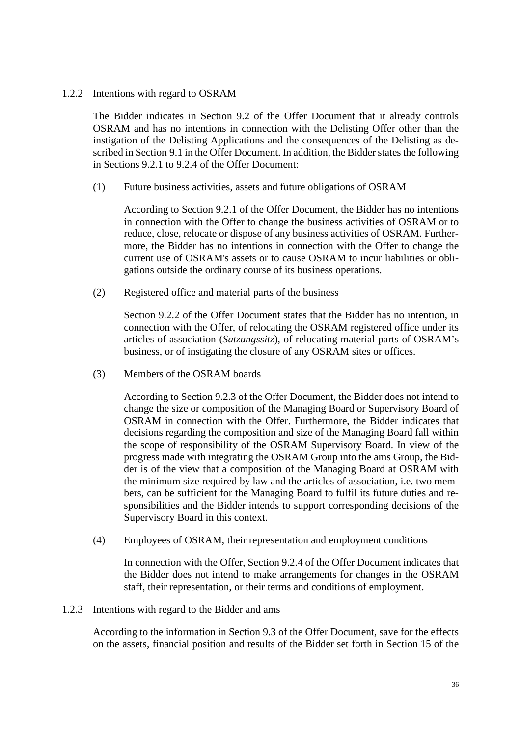### 1.2.2 Intentions with regard to OSRAM

The Bidder indicates in Section 9.2 of the Offer Document that it already controls OSRAM and has no intentions in connection with the Delisting Offer other than the instigation of the Delisting Applications and the consequences of the Delisting as described in Section 9.1 in the Offer Document. In addition, the Bidder states the following in Sections 9.2.1 to 9.2.4 of the Offer Document:

(1) Future business activities, assets and future obligations of OSRAM

According to Section 9.2.1 of the Offer Document, the Bidder has no intentions in connection with the Offer to change the business activities of OSRAM or to reduce, close, relocate or dispose of any business activities of OSRAM. Furthermore, the Bidder has no intentions in connection with the Offer to change the current use of OSRAM's assets or to cause OSRAM to incur liabilities or obligations outside the ordinary course of its business operations.

(2) Registered office and material parts of the business

Section 9.2.2 of the Offer Document states that the Bidder has no intention, in connection with the Offer, of relocating the OSRAM registered office under its articles of association (*Satzungssitz*), of relocating material parts of OSRAM's business, or of instigating the closure of any OSRAM sites or offices.

(3) Members of the OSRAM boards

According to Section 9.2.3 of the Offer Document, the Bidder does not intend to change the size or composition of the Managing Board or Supervisory Board of OSRAM in connection with the Offer. Furthermore, the Bidder indicates that decisions regarding the composition and size of the Managing Board fall within the scope of responsibility of the OSRAM Supervisory Board. In view of the progress made with integrating the OSRAM Group into the ams Group, the Bidder is of the view that a composition of the Managing Board at OSRAM with the minimum size required by law and the articles of association, i.e. two members, can be sufficient for the Managing Board to fulfil its future duties and responsibilities and the Bidder intends to support corresponding decisions of the Supervisory Board in this context.

(4) Employees of OSRAM, their representation and employment conditions

In connection with the Offer, Section 9.2.4 of the Offer Document indicates that the Bidder does not intend to make arrangements for changes in the OSRAM staff, their representation, or their terms and conditions of employment.

### 1.2.3 Intentions with regard to the Bidder and ams

According to the information in Section 9.3 of the Offer Document, save for the effects on the assets, financial position and results of the Bidder set forth in Section 15 of the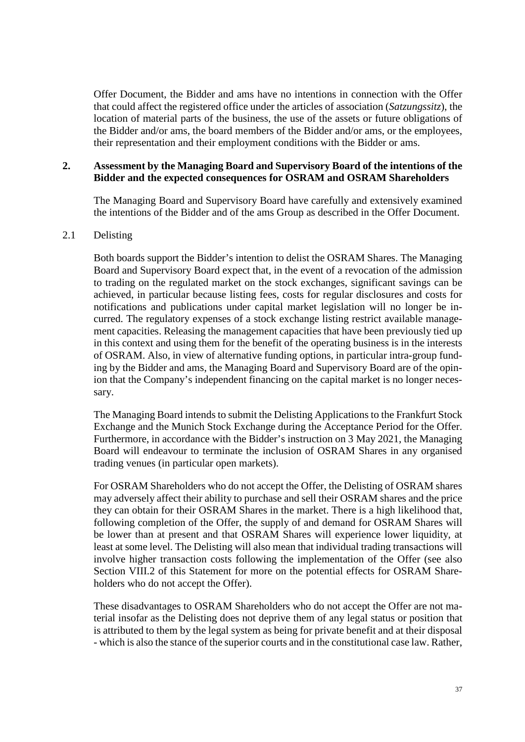Offer Document, the Bidder and ams have no intentions in connection with the Offer that could affect the registered office under the articles of association (*Satzungssitz*), the location of material parts of the business, the use of the assets or future obligations of the Bidder and/or ams, the board members of the Bidder and/or ams, or the employees, their representation and their employment conditions with the Bidder or ams.

## 2. Assessment by the Managing Board and Supervisory Board of the intentions of the Bidder and the expected consequences for OSRAM and OSRAM Shareholders

The Managing Board and Supervisory Board have carefully and extensively examined the intentions of the Bidder and of the ams Group as described in the Offer Document.

### 2.1 Delisting

Both boards support the Bidder's intention to delist the OSRAM Shares. The Managing Board and Supervisory Board expect that, in the event of a revocation of the admission to trading on the regulated market on the stock exchanges, significant savings can be achieved, in particular because listing fees, costs for regular disclosures and costs for notifications and publications under capital market legislation will no longer be incurred. The regulatory expenses of a stock exchange listing restrict available management capacities. Releasing the management capacities that have been previously tied up in this context and using them for the benefit of the operating business is in the interests of OSRAM. Also, in view of alternative funding options, in particular intra-group funding by the Bidder and ams, the Managing Board and Supervisory Board are of the opinion that the Company's independent financing on the capital market is no longer necessary.

The Managing Board intends to submit the Delisting Applications to the Frankfurt Stock Exchange and the Munich Stock Exchange during the Acceptance Period for the Offer. Furthermore, in accordance with the Bidder's instruction on 3 May 2021, the Managing Board will endeavour to terminate the inclusion of OSRAM Shares in any organised trading venues (in particular open markets).

For OSRAM Shareholders who do not accept the Offer, the Delisting of OSRAM shares may adversely affect their ability to purchase and sell their OSRAM shares and the price they can obtain for their OSRAM Shares in the market. There is a high likelihood that, following completion of the Offer, the supply of and demand for OSRAM Shares will be lower than at present and that OSRAM Shares will experience lower liquidity, at least at some level. The Delisting will also mean that individual trading transactions will involve higher transaction costs following the implementation of the Offer (see also Section VIII.2 of this Statement for more on the potential effects for OSRAM Shareholders who do not accept the Offer).

These disadvantages to OSRAM Shareholders who do not accept the Offer are not material insofar as the Delisting does not deprive them of any legal status or position that is attributed to them by the legal system as being for private benefit and at their disposal - which is also the stance of the superior courts and in the constitutional case law. Rather,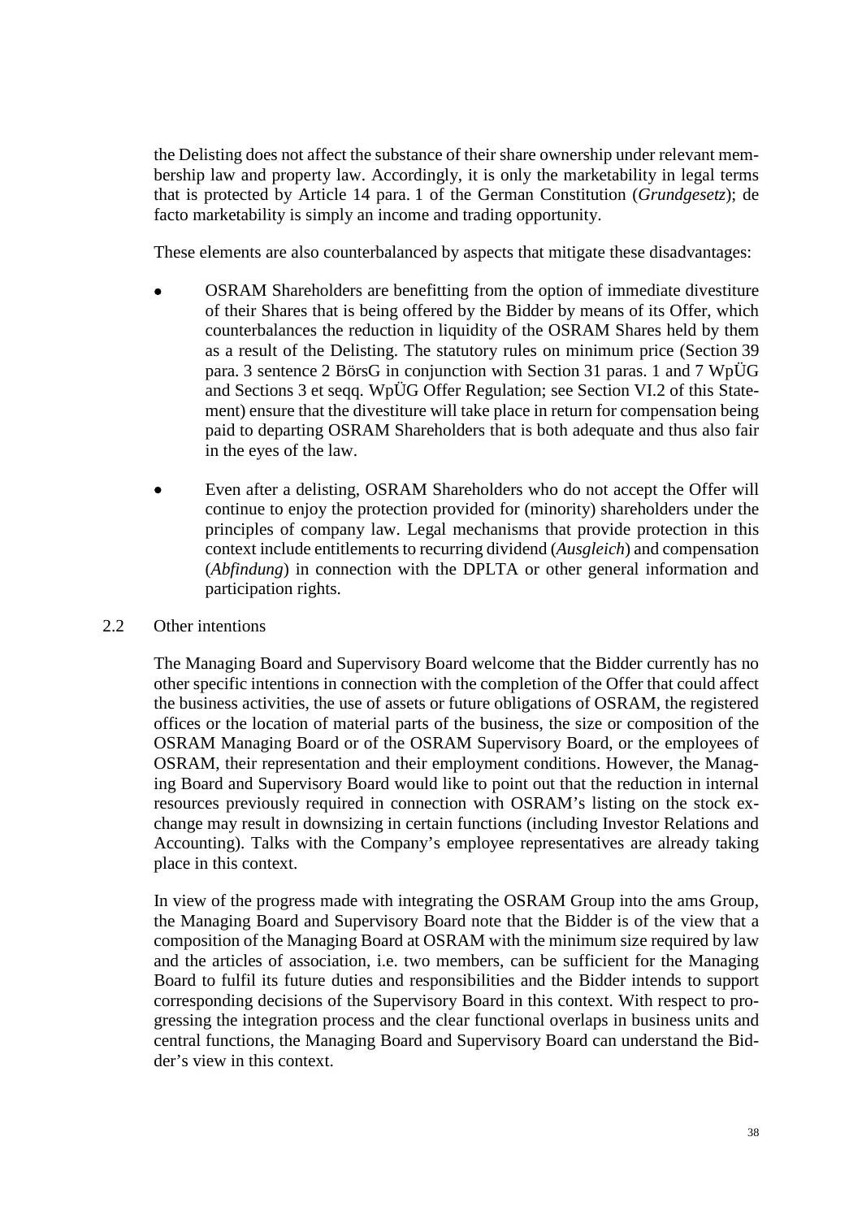the Delisting does not affect the substance of their share ownership under relevant membership law and property law. Accordingly, it is only the marketability in legal terms that is protected by Article 14 para. 1 of the German Constitution (*Grundgesetz*); de facto marketability is simply an income and trading opportunity.

These elements are also counterbalanced by aspects that mitigate these disadvantages:

- OSRAM Shareholders are benefitting from the option of immediate divestiture of their Shares that is being offered by the Bidder by means of its Offer, which counterbalances the reduction in liquidity of the OSRAM Shares held by them as a result of the Delisting. The statutory rules on minimum price (Section 39 para. 3 sentence 2 BörsG in conjunction with Section 31 paras. 1 and 7 WpÜG and Sections 3 et seqq. WpÜG Offer Regulation; see Section VI.2 of this Statement) ensure that the divestiture will take place in return for compensation being paid to departing OSRAM Shareholders that is both adequate and thus also fair in the eyes of the law.
- Even after a delisting, OSRAM Shareholders who do not accept the Offer will continue to enjoy the protection provided for (minority) shareholders under the principles of company law. Legal mechanisms that provide protection in this context include entitlements to recurring dividend (*Ausgleich*) and compensation (*Abfindung*) in connection with the DPLTA or other general information and participation rights.

## 2.2 Other intentions

The Managing Board and Supervisory Board welcome that the Bidder currently has no other specific intentions in connection with the completion of the Offer that could affect the business activities, the use of assets or future obligations of OSRAM, the registered offices or the location of material parts of the business, the size or composition of the OSRAM Managing Board or of the OSRAM Supervisory Board, or the employees of OSRAM, their representation and their employment conditions. However, the Managing Board and Supervisory Board would like to point out that the reduction in internal resources previously required in connection with OSRAM's listing on the stock exchange may result in downsizing in certain functions (including Investor Relations and Accounting). Talks with the Company's employee representatives are already taking place in this context.

In view of the progress made with integrating the OSRAM Group into the ams Group, the Managing Board and Supervisory Board note that the Bidder is of the view that a composition of the Managing Board at OSRAM with the minimum size required by law and the articles of association, i.e. two members, can be sufficient for the Managing Board to fulfil its future duties and responsibilities and the Bidder intends to support corresponding decisions of the Supervisory Board in this context. With respect to progressing the integration process and the clear functional overlaps in business units and central functions, the Managing Board and Supervisory Board can understand the Bidder's view in this context.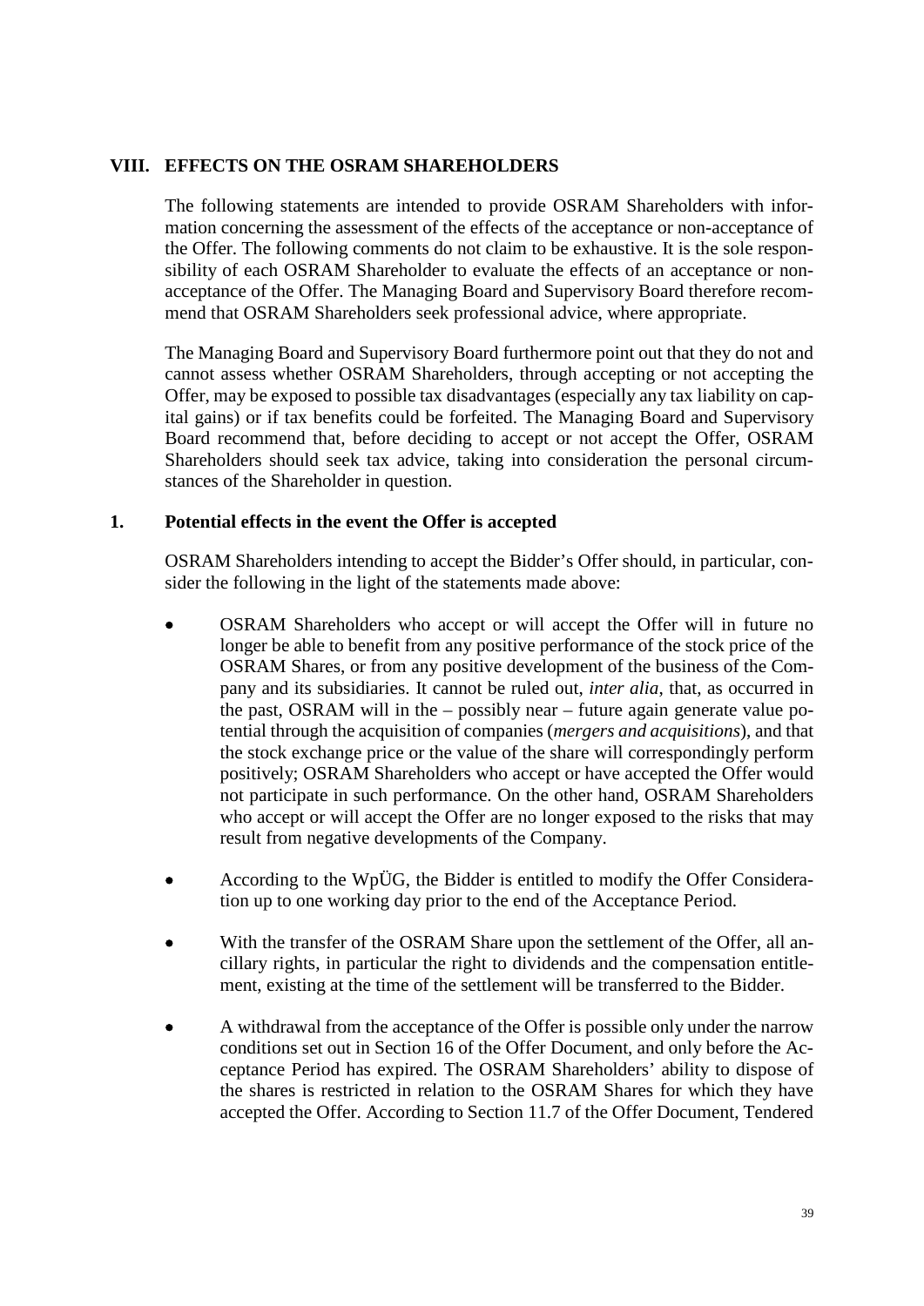## VIII. EFFECTS ON THE OSRAM SHAREHOLDERS

The following statements are intended to provide OSRAM Shareholders with information concerning the assessment of the effects of the acceptance or non-acceptance of the Offer. The following comments do not claim to be exhaustive. It is the sole responsibility of each OSRAM Shareholder to evaluate the effects of an acceptance or non-acceptance of the Offer. The Managing Board and Supervisory Board therefore recommend that OSRAM Shareholders seek professional advice, where appropriate.

The Managing Board and Supervisory Board furthermore point out that they do not and cannot assess whether OSRAM Shareholders, through accepting or not accepting the Offer, may be exposed to possible tax disadvantages (especially any tax liability on capital gains) or if tax benefits could be forfeited. The Managing Board and Supervisory Board recommend that, before deciding to accept or not accept the Offer, OSRAM Shareholders should seek tax advice, taking into consideration the personal circumstances of the Shareholder in question.

### 1. Potential effects in the event the Offer is accepted

OSRAM Shareholders intending to accept the Bidder's Offer should, in particular, consider the following in the light of the statements made above:

- OSRAM Shareholders who accept or will accept the Offer will in future no longer be able to benefit from any positive performance of the stock price of the OSRAM Shares, or from any positive development of the business of the Company and its subsidiaries. It cannot be ruled out, *inter alia*, that, as occurred in the past, OSRAM will in the – possibly near – future again generate value potential through the acquisition of companies (*mergers and acquisitions*), and that the stock exchange price or the value of the share will correspondingly perform positively; OSRAM Shareholders who accept or have accepted the Offer would not participate in such performance. On the other hand, OSRAM Shareholders who accept or will accept the Offer are no longer exposed to the risks that may result from negative developments of the Company.

- According to the WpÜG, the Bidder is entitled to modify the Offer Consideration up to one working day prior to the end of the Acceptance Period.

- With the transfer of the OSRAM Share upon the settlement of the Offer, all ancillary rights, in particular the right to dividends and the compensation entitlement, existing at the time of the settlement will be transferred to the Bidder.

- A withdrawal from the acceptance of the Offer is possible only under the narrow conditions set out in Section 16 of the Offer Document, and only before the Acceptance Period has expired. The OSRAM Shareholders' ability to dispose of the shares is restricted in relation to the OSRAM Shares for which they have accepted the Offer. According to Section 11.7 of the Offer Document, Tendered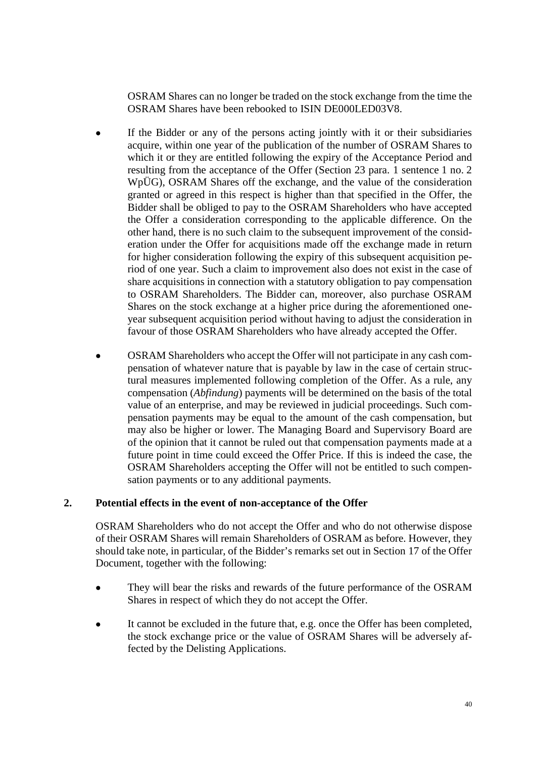OSRAM Shares can no longer be traded on the stock exchange from the time the OSRAM Shares have been rebooked to ISIN DE000LED03V8.

- If the Bidder or any of the persons acting jointly with it or their subsidiaries acquire, within one year of the publication of the number of OSRAM Shares to which it or they are entitled following the expiry of the Acceptance Period and resulting from the acceptance of the Offer (Section 23 para. 1 sentence 1 no. 2 WpÜG), OSRAM Shares off the exchange, and the value of the consideration granted or agreed in this respect is higher than that specified in the Offer, the Bidder shall be obliged to pay to the OSRAM Shareholders who have accepted the Offer a consideration corresponding to the applicable difference. On the other hand, there is no such claim to the subsequent improvement of the consideration under the Offer for acquisitions made off the exchange made in return for higher consideration following the expiry of this subsequent acquisition period of one year. Such a claim to improvement also does not exist in the case of share acquisitions in connection with a statutory obligation to pay compensation to OSRAM Shareholders. The Bidder can, moreover, also purchase OSRAM Shares on the stock exchange at a higher price during the aforementioned one-year subsequent acquisition period without having to adjust the consideration in favour of those OSRAM Shareholders who have already accepted the Offer.

- OSRAM Shareholders who accept the Offer will not participate in any cash compensation of whatever nature that is payable by law in the case of certain structural measures implemented following completion of the Offer. As a rule, any compensation (*Abfindung*) payments will be determined on the basis of the total value of an enterprise, and may be reviewed in judicial proceedings. Such compensation payments may be equal to the amount of the cash compensation, but may also be higher or lower. The Managing Board and Supervisory Board are of the opinion that it cannot be ruled out that compensation payments made at a future point in time could exceed the Offer Price. If this is indeed the case, the OSRAM Shareholders accepting the Offer will not be entitled to such compensation payments or to any additional payments.

## 2. Potential effects in the event of non-acceptance of the Offer

OSRAM Shareholders who do not accept the Offer and who do not otherwise dispose of their OSRAM Shares will remain Shareholders of OSRAM as before. However, they should take note, in particular, of the Bidder's remarks set out in Section 17 of the Offer Document, together with the following:

- They will bear the risks and rewards of the future performance of the OSRAM Shares in respect of which they do not accept the Offer.

- It cannot be excluded in the future that, e.g. once the Offer has been completed, the stock exchange price or the value of OSRAM Shares will be adversely affected by the Delisting Applications.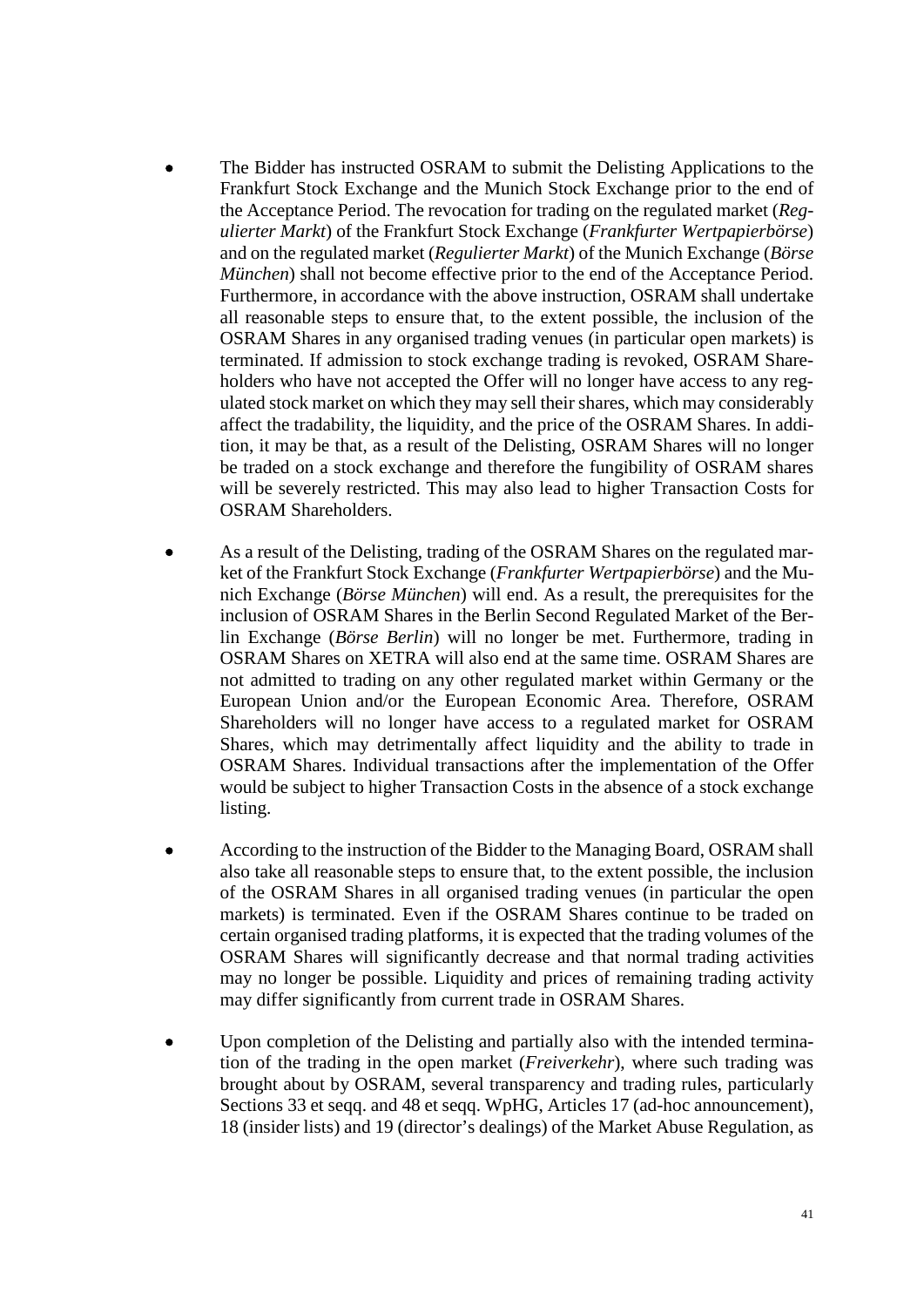- The Bidder has instructed OSRAM to submit the Delisting Applications to the Frankfurt Stock Exchange and the Munich Stock Exchange prior to the end of the Acceptance Period. The revocation for trading on the regulated market (*Regulierter Markt*) of the Frankfurt Stock Exchange (*Frankfurter Wertpapierbörse*) and on the regulated market (*Regulierter Markt*) of the Munich Exchange (*Börse München*) shall not become effective prior to the end of the Acceptance Period. Furthermore, in accordance with the above instruction, OSRAM shall undertake all reasonable steps to ensure that, to the extent possible, the inclusion of the OSRAM Shares in any organised trading venues (in particular open markets) is terminated. If admission to stock exchange trading is revoked, OSRAM Shareholders who have not accepted the Offer will no longer have access to any regulated stock market on which they may sell their shares, which may considerably affect the tradability, the liquidity, and the price of the OSRAM Shares. In addition, it may be that, as a result of the Delisting, OSRAM Shares will no longer be traded on a stock exchange and therefore the fungibility of OSRAM shares will be severely restricted. This may also lead to higher Transaction Costs for OSRAM Shareholders.

- As a result of the Delisting, trading of the OSRAM Shares on the regulated market of the Frankfurt Stock Exchange (*Frankfurter Wertpapierbörse*) and the Munich Exchange (*Börse München*) will end. As a result, the prerequisites for the inclusion of OSRAM Shares in the Berlin Second Regulated Market of the Berlin Exchange (*Börse Berlin*) will no longer be met. Furthermore, trading in OSRAM Shares on XETRA will also end at the same time. OSRAM Shares are not admitted to trading on any other regulated market within Germany or the European Union and/or the European Economic Area. Therefore, OSRAM Shareholders will no longer have access to a regulated market for OSRAM Shares, which may detrimentally affect liquidity and the ability to trade in OSRAM Shares. Individual transactions after the implementation of the Offer would be subject to higher Transaction Costs in the absence of a stock exchange listing.

- According to the instruction of the Bidder to the Managing Board, OSRAM shall also take all reasonable steps to ensure that, to the extent possible, the inclusion of the OSRAM Shares in all organised trading venues (in particular the open markets) is terminated. Even if the OSRAM Shares continue to be traded on certain organised trading platforms, it is expected that the trading volumes of the OSRAM Shares will significantly decrease and that normal trading activities may no longer be possible. Liquidity and prices of remaining trading activity may differ significantly from current trade in OSRAM Shares.

- Upon completion of the Delisting and partially also with the intended termination of the trading in the open market (*Freiverkehr*), where such trading was brought about by OSRAM, several transparency and trading rules, particularly Sections 33 et seqq. and 48 et seqq. WpHG, Articles 17 (ad-hoc announcement), 18 (insider lists) and 19 (director's dealings) of the Market Abuse Regulation, as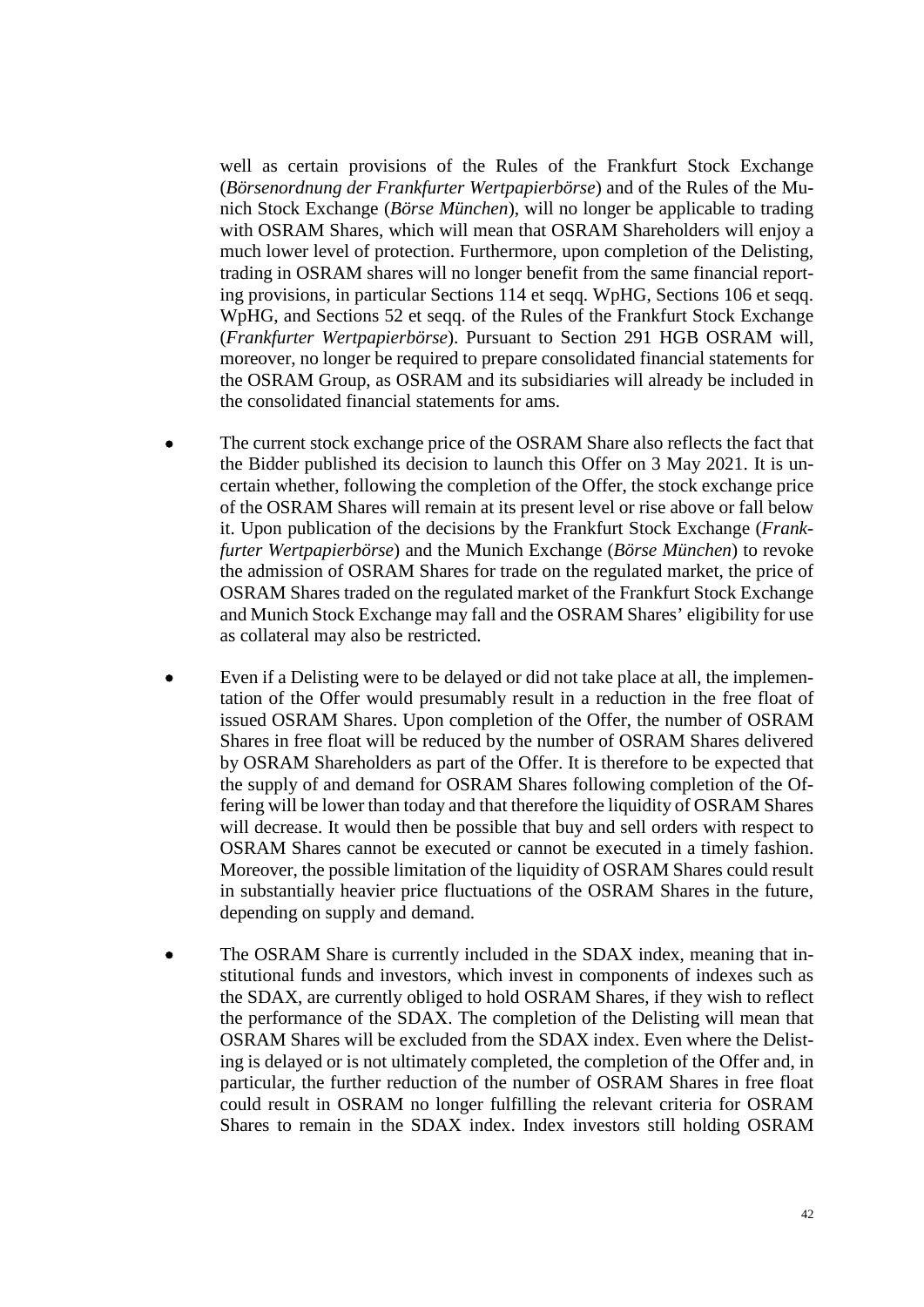well as certain provisions of the Rules of the Frankfurt Stock Exchange (*Börsenordnung der Frankfurter Wertpapierbörse*) and of the Rules of the Munich Stock Exchange (*Börse München*), will no longer be applicable to trading with OSRAM Shares, which will mean that OSRAM Shareholders will enjoy a much lower level of protection. Furthermore, upon completion of the Delisting, trading in OSRAM shares will no longer benefit from the same financial reporting provisions, in particular Sections 114 et seqq. WpHG, Sections 106 et seqq. WpHG, and Sections 52 et seqq. of the Rules of the Frankfurt Stock Exchange (*Frankfurter Wertpapierbörse*). Pursuant to Section 291 HGB OSRAM will, moreover, no longer be required to prepare consolidated financial statements for the OSRAM Group, as OSRAM and its subsidiaries will already be included in the consolidated financial statements for ams.

- The current stock exchange price of the OSRAM Share also reflects the fact that the Bidder published its decision to launch this Offer on 3 May 2021. It is uncertain whether, following the completion of the Offer, the stock exchange price of the OSRAM Shares will remain at its present level or rise above or fall below it. Upon publication of the decisions by the Frankfurt Stock Exchange (*Frankfurter Wertpapierbörse*) and the Munich Exchange (*Börse München*) to revoke the admission of OSRAM Shares for trade on the regulated market, the price of OSRAM Shares traded on the regulated market of the Frankfurt Stock Exchange and Munich Stock Exchange may fall and the OSRAM Shares' eligibility for use as collateral may also be restricted.

- Even if a Delisting were to be delayed or did not take place at all, the implementation of the Offer would presumably result in a reduction in the free float of issued OSRAM Shares. Upon completion of the Offer, the number of OSRAM Shares in free float will be reduced by the number of OSRAM Shares delivered by OSRAM Shareholders as part of the Offer. It is therefore to be expected that the supply of and demand for OSRAM Shares following completion of the Offering will be lower than today and that therefore the liquidity of OSRAM Shares will decrease. It would then be possible that buy and sell orders with respect to OSRAM Shares cannot be executed or cannot be executed in a timely fashion. Moreover, the possible limitation of the liquidity of OSRAM Shares could result in substantially heavier price fluctuations of the OSRAM Shares in the future, depending on supply and demand.

- The OSRAM Share is currently included in the SDAX index, meaning that institutional funds and investors, which invest in components of indexes such as the SDAX, are currently obliged to hold OSRAM Shares, if they wish to reflect the performance of the SDAX. The completion of the Delisting will mean that OSRAM Shares will be excluded from the SDAX index. Even where the Delisting is delayed or is not ultimately completed, the completion of the Offer and, in particular, the further reduction of the number of OSRAM Shares in free float could result in OSRAM no longer fulfilling the relevant criteria for OSRAM Shares to remain in the SDAX index. Index investors still holding OSRAM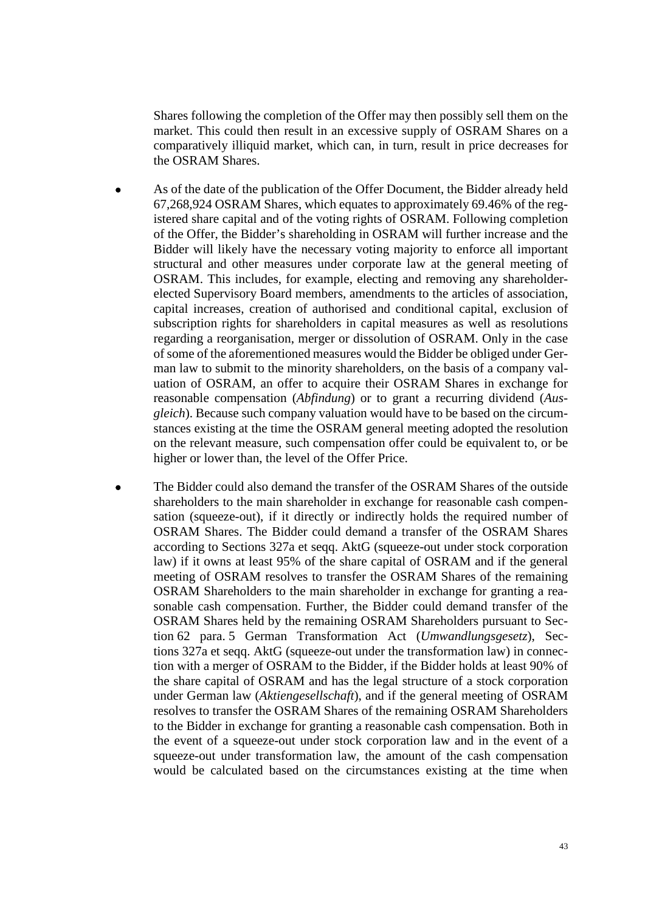Shares following the completion of the Offer may then possibly sell them on the market. This could then result in an excessive supply of OSRAM Shares on a comparatively illiquid market, which can, in turn, result in price decreases for the OSRAM Shares.

- As of the date of the publication of the Offer Document, the Bidder already held 67,268,924 OSRAM Shares, which equates to approximately 69.46% of the registered share capital and of the voting rights of OSRAM. Following completion of the Offer, the Bidder's shareholding in OSRAM will further increase and the Bidder will likely have the necessary voting majority to enforce all important structural and other measures under corporate law at the general meeting of OSRAM. This includes, for example, electing and removing any shareholder-elected Supervisory Board members, amendments to the articles of association, capital increases, creation of authorised and conditional capital, exclusion of subscription rights for shareholders in capital measures as well as resolutions regarding a reorganisation, merger or dissolution of OSRAM. Only in the case of some of the aforementioned measures would the Bidder be obliged under German law to submit to the minority shareholders, on the basis of a company valuation of OSRAM, an offer to acquire their OSRAM Shares in exchange for reasonable compensation (*Abfindung*) or to grant a recurring dividend (*Ausgleich*). Because such company valuation would have to be based on the circumstances existing at the time the OSRAM general meeting adopted the resolution on the relevant measure, such compensation offer could be equivalent to, or be higher or lower than, the level of the Offer Price.

- The Bidder could also demand the transfer of the OSRAM Shares of the outside shareholders to the main shareholder in exchange for reasonable cash compensation (squeeze-out), if it directly or indirectly holds the required number of OSRAM Shares. The Bidder could demand a transfer of the OSRAM Shares according to Sections 327a et seqq. AktG (squeeze-out under stock corporation law) if it owns at least 95% of the share capital of OSRAM and if the general meeting of OSRAM resolves to transfer the OSRAM Shares of the remaining OSRAM Shareholders to the main shareholder in exchange for granting a reasonable cash compensation. Further, the Bidder could demand transfer of the OSRAM Shares held by the remaining OSRAM Shareholders pursuant to Section 62 para. 5 German Transformation Act (*Umwandlungsgesetz*), Sections 327a et seqq. AktG (squeeze-out under the transformation law) in connection with a merger of OSRAM to the Bidder, if the Bidder holds at least 90% of the share capital of OSRAM and has the legal structure of a stock corporation under German law (*Aktiengesellschaft*), and if the general meeting of OSRAM resolves to transfer the OSRAM Shares of the remaining OSRAM Shareholders to the Bidder in exchange for granting a reasonable cash compensation. Both in the event of a squeeze-out under stock corporation law and in the event of a squeeze-out under transformation law, the amount of the cash compensation would be calculated based on the circumstances existing at the time when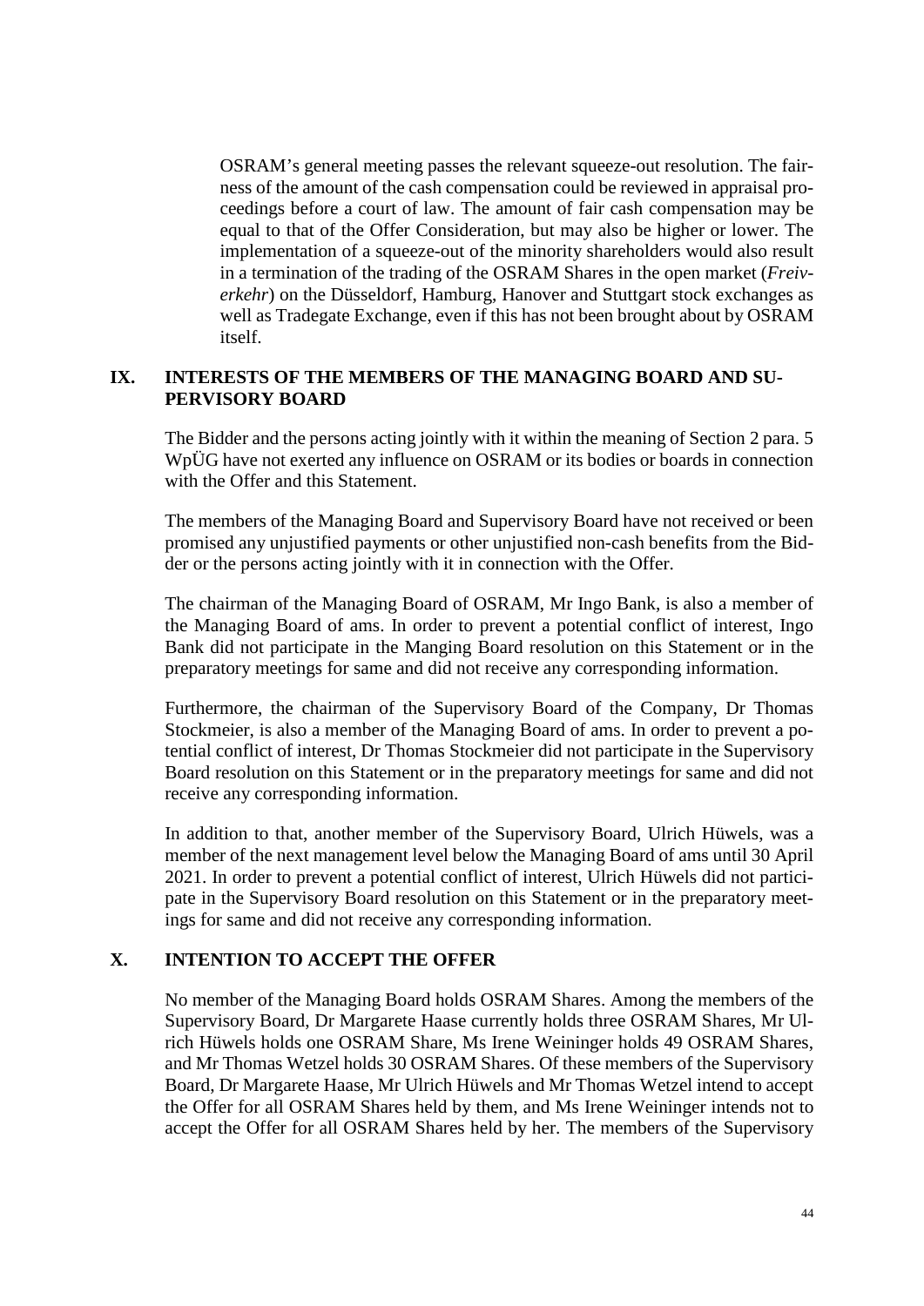OSRAM's general meeting passes the relevant squeeze-out resolution. The fairness of the amount of the cash compensation could be reviewed in appraisal proceedings before a court of law. The amount of fair cash compensation may be equal to that of the Offer Consideration, but may also be higher or lower. The implementation of a squeeze-out of the minority shareholders would also result in a termination of the trading of the OSRAM Shares in the open market (*Freiverkehr*) on the Düsseldorf, Hamburg, Hanover and Stuttgart stock exchanges as well as Tradegate Exchange, even if this has not been brought about by OSRAM itself.

## IX. INTERESTS OF THE MEMBERS OF THE MANAGING BOARD AND SUPERVISORY BOARD

The Bidder and the persons acting jointly with it within the meaning of Section 2 para. 5 WpÜG have not exerted any influence on OSRAM or its bodies or boards in connection with the Offer and this Statement.

The members of the Managing Board and Supervisory Board have not received or been promised any unjustified payments or other unjustified non-cash benefits from the Bidder or the persons acting jointly with it in connection with the Offer.

The chairman of the Managing Board of OSRAM, Mr Ingo Bank, is also a member of the Managing Board of ams. In order to prevent a potential conflict of interest, Ingo Bank did not participate in the Manging Board resolution on this Statement or in the preparatory meetings for same and did not receive any corresponding information.

Furthermore, the chairman of the Supervisory Board of the Company, Dr Thomas Stockmeier, is also a member of the Managing Board of ams. In order to prevent a potential conflict of interest, Dr Thomas Stockmeier did not participate in the Supervisory Board resolution on this Statement or in the preparatory meetings for same and did not receive any corresponding information.

In addition to that, another member of the Supervisory Board, Ulrich Hüwels, was a member of the next management level below the Managing Board of ams until 30 April 2021. In order to prevent a potential conflict of interest, Ulrich Hüwels did not participate in the Supervisory Board resolution on this Statement or in the preparatory meetings for same and did not receive any corresponding information.

## X. INTENTION TO ACCEPT THE OFFER

No member of the Managing Board holds OSRAM Shares. Among the members of the Supervisory Board, Dr Margarete Haase currently holds three OSRAM Shares, Mr Ulrich Hüwels holds one OSRAM Share, Ms Irene Weininger holds 49 OSRAM Shares, and Mr Thomas Wetzel holds 30 OSRAM Shares. Of these members of the Supervisory Board, Dr Margarete Haase, Mr Ulrich Hüwels and Mr Thomas Wetzel intend to accept the Offer for all OSRAM Shares held by them, and Ms Irene Weininger intends not to accept the Offer for all OSRAM Shares held by her. The members of the Supervisory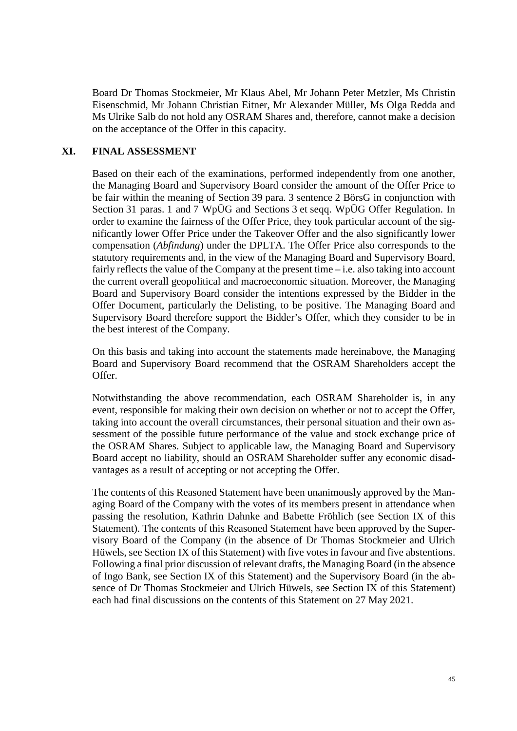Board Dr Thomas Stockmeier, Mr Klaus Abel, Mr Johann Peter Metzler, Ms Christin Eisenschmid, Mr Johann Christian Eitner, Mr Alexander Müller, Ms Olga Redda and Ms Ulrike Salb do not hold any OSRAM Shares and, therefore, cannot make a decision on the acceptance of the Offer in this capacity.

## XI. FINAL ASSESSMENT

Based on their each of the examinations, performed independently from one another, the Managing Board and Supervisory Board consider the amount of the Offer Price to be fair within the meaning of Section 39 para. 3 sentence 2 BörsG in conjunction with Section 31 paras. 1 and 7 WpÜG and Sections 3 et seqq. WpÜG Offer Regulation. In order to examine the fairness of the Offer Price, they took particular account of the significantly lower Offer Price under the Takeover Offer and the also significantly lower compensation (*Abfindung*) under the DPLTA. The Offer Price also corresponds to the statutory requirements and, in the view of the Managing Board and Supervisory Board, fairly reflects the value of the Company at the present time – i.e. also taking into account the current overall geopolitical and macroeconomic situation. Moreover, the Managing Board and Supervisory Board consider the intentions expressed by the Bidder in the Offer Document, particularly the Delisting, to be positive. The Managing Board and Supervisory Board therefore support the Bidder's Offer, which they consider to be in the best interest of the Company.

On this basis and taking into account the statements made hereinabove, the Managing Board and Supervisory Board recommend that the OSRAM Shareholders accept the Offer.

Notwithstanding the above recommendation, each OSRAM Shareholder is, in any event, responsible for making their own decision on whether or not to accept the Offer, taking into account the overall circumstances, their personal situation and their own assessment of the possible future performance of the value and stock exchange price of the OSRAM Shares. Subject to applicable law, the Managing Board and Supervisory Board accept no liability, should an OSRAM Shareholder suffer any economic disadvantages as a result of accepting or not accepting the Offer.

The contents of this Reasoned Statement have been unanimously approved by the Managing Board of the Company with the votes of its members present in attendance when passing the resolution, Kathrin Dahnke and Babette Fröhlich (see Section IX of this Statement). The contents of this Reasoned Statement have been approved by the Supervisory Board of the Company (in the absence of Dr Thomas Stockmeier and Ulrich Hüwels, see Section IX of this Statement) with five votes in favour and five abstentions. Following a final prior discussion of relevant drafts, the Managing Board (in the absence of Ingo Bank, see Section IX of this Statement) and the Supervisory Board (in the absence of Dr Thomas Stockmeier and Ulrich Hüwels, see Section IX of this Statement) each had final discussions on the contents of this Statement on 27 May 2021.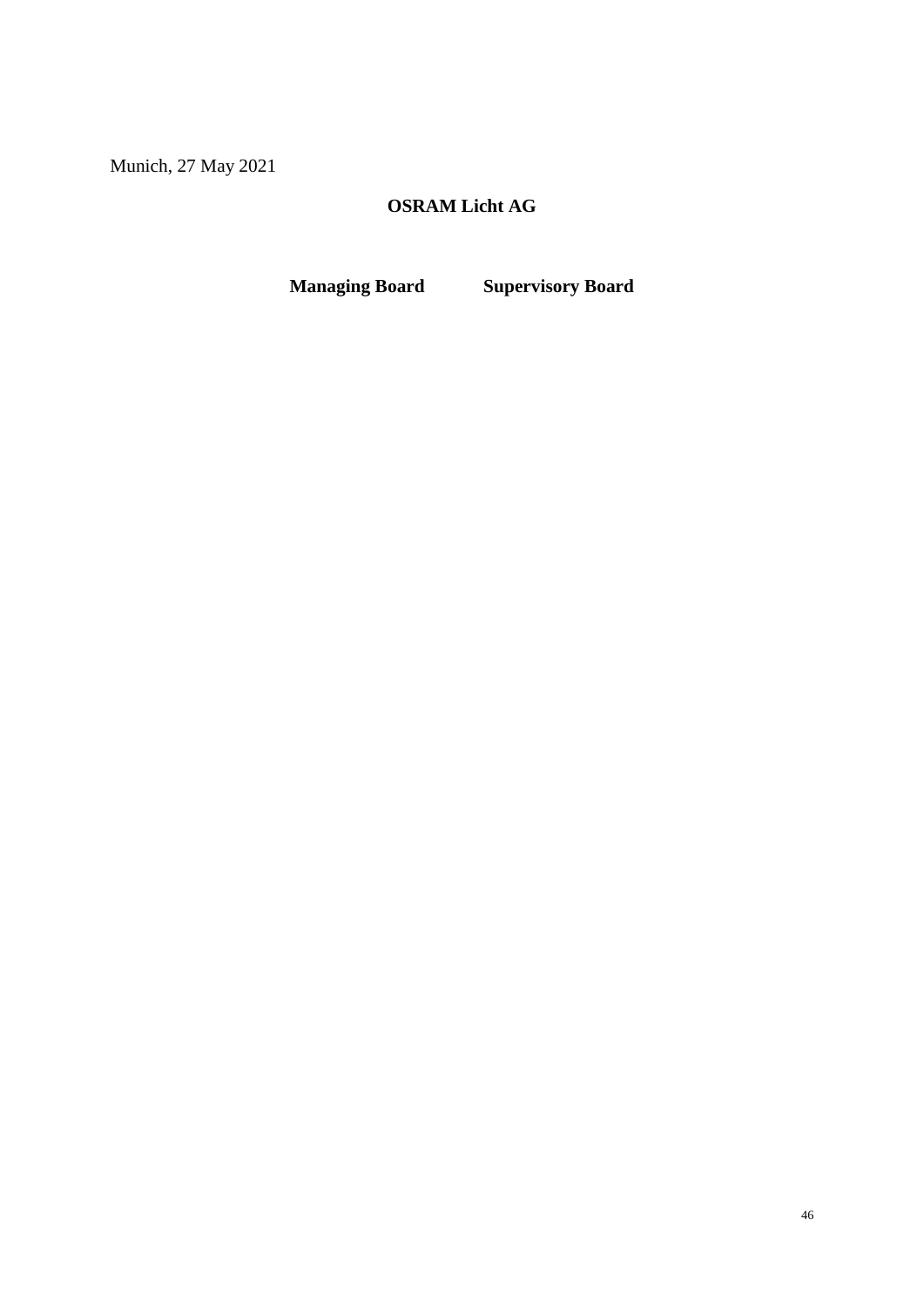Munich, 27 May 2021

**OSRAM Licht AG**

**Managing Board** **Supervisory Board**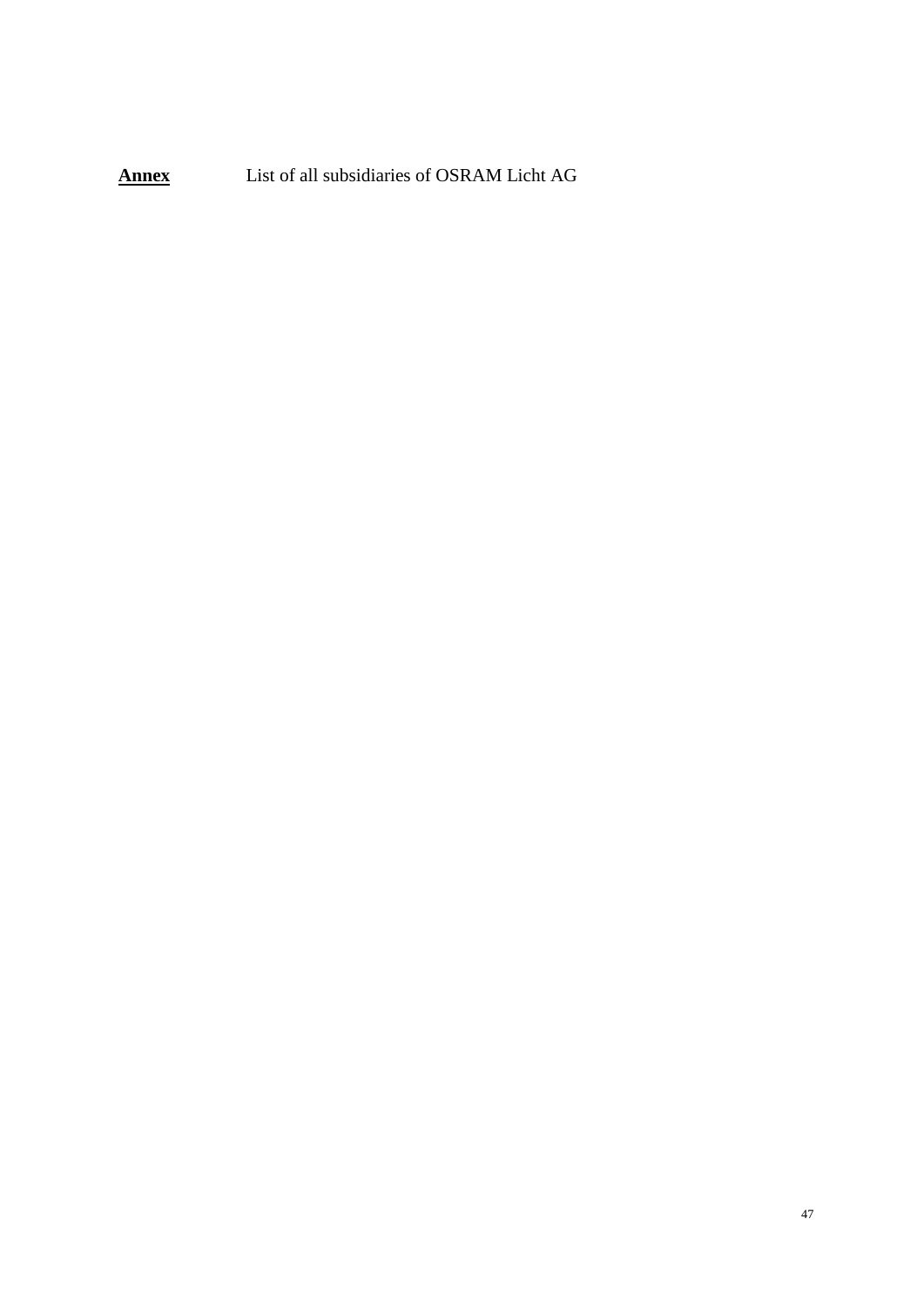**<u>Annex</u>** List of all subsidiaries of OSRAM Licht AG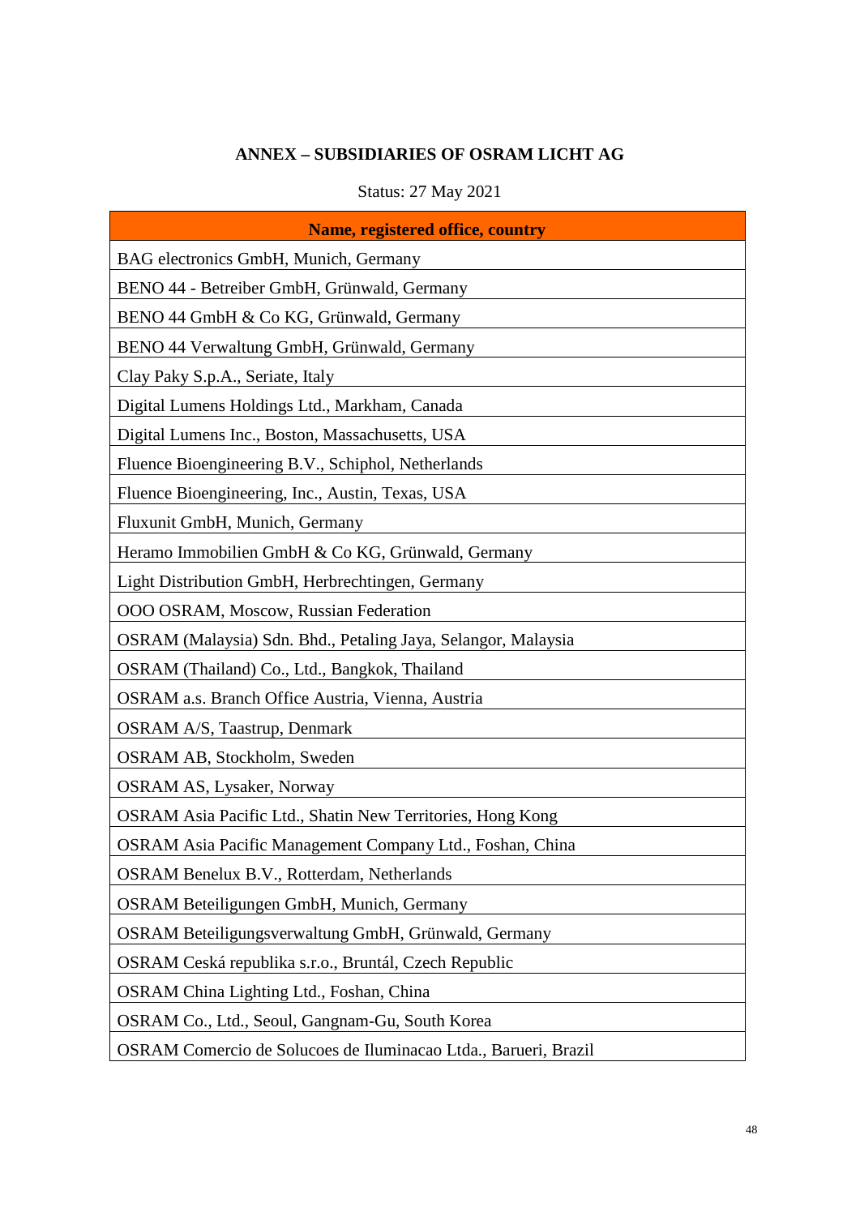### ANNEX – SUBSIDIARIES OF OSRAM LICHT AG

Status: 27 May 2021

| Name, registered office, country |
|---|
| BAG electronics GmbH, Munich, Germany |
| BENO 44 - Betreiber GmbH, Grünwald, Germany |
| BENO 44 GmbH & Co KG, Grünwald, Germany |
| BENO 44 Verwaltung GmbH, Grünwald, Germany |
| Clay Paky S.p.A., Seriate, Italy |
| Digital Lumens Holdings Ltd., Markham, Canada |
| Digital Lumens Inc., Boston, Massachusetts, USA |
| Fluence Bioengineering B.V., Schiphol, Netherlands |
| Fluence Bioengineering, Inc., Austin, Texas, USA |
| Fluxunit GmbH, Munich, Germany |
| Heramo Immobilien GmbH & Co KG, Grünwald, Germany |
| Light Distribution GmbH, Herbrechtingen, Germany |
| OOO OSRAM, Moscow, Russian Federation |
| OSRAM (Malaysia) Sdn. Bhd., Petaling Jaya, Selangor, Malaysia |
| OSRAM (Thailand) Co., Ltd., Bangkok, Thailand |
| OSRAM a.s. Branch Office Austria, Vienna, Austria |
| OSRAM A/S, Taastrup, Denmark |
| OSRAM AB, Stockholm, Sweden |
| OSRAM AS, Lysaker, Norway |
| OSRAM Asia Pacific Ltd., Shatin New Territories, Hong Kong |
| OSRAM Asia Pacific Management Company Ltd., Foshan, China |
| OSRAM Benelux B.V., Rotterdam, Netherlands |
| OSRAM Beteiligungen GmbH, Munich, Germany |
| OSRAM Beteiligungsverwaltung GmbH, Grünwald, Germany |
| OSRAM Ceská republika s.r.o., Bruntál, Czech Republic |
| OSRAM China Lighting Ltd., Foshan, China |
| OSRAM Co., Ltd., Seoul, Gangnam-Gu, South Korea |
| OSRAM Comercio de Solucoes de Iluminacao Ltda., Barueri, Brazil |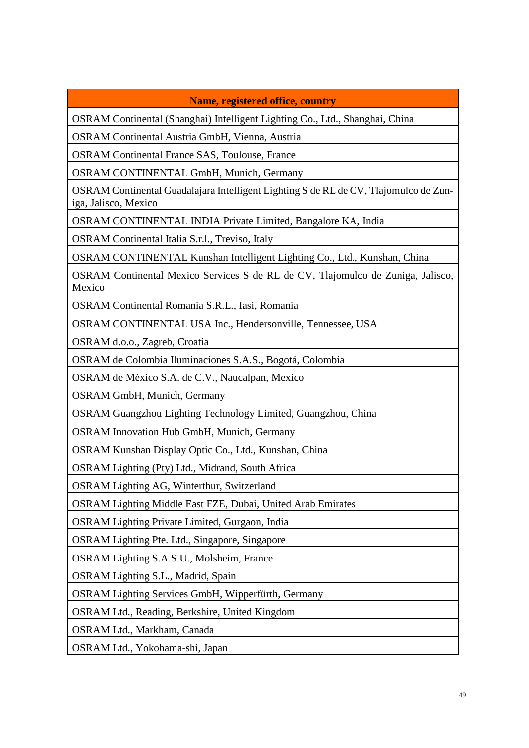| Name, registered office, country |
| --- |
| OSRAM Continental (Shanghai) Intelligent Lighting Co., Ltd., Shanghai, China |
| OSRAM Continental Austria GmbH, Vienna, Austria |
| OSRAM Continental France SAS, Toulouse, France |
| OSRAM CONTINENTAL GmbH, Munich, Germany |
| OSRAM Continental Guadalajara Intelligent Lighting S de RL de CV, Tlajomulco de Zuniga, Jalisco, Mexico |
| OSRAM CONTINENTAL INDIA Private Limited, Bangalore KA, India |
| OSRAM Continental Italia S.r.l., Treviso, Italy |
| OSRAM CONTINENTAL Kunshan Intelligent Lighting Co., Ltd., Kunshan, China |
| OSRAM Continental Mexico Services S de RL de CV, Tlajomulco de Zuniga, Jalisco, Mexico |
| OSRAM Continental Romania S.R.L., Iasi, Romania |
| OSRAM CONTINENTAL USA Inc., Hendersonville, Tennessee, USA |
| OSRAM d.o.o., Zagreb, Croatia |
| OSRAM de Colombia Iluminaciones S.A.S., Bogotá, Colombia |
| OSRAM de México S.A. de C.V., Naucalpan, Mexico |
| OSRAM GmbH, Munich, Germany |
| OSRAM Guangzhou Lighting Technology Limited, Guangzhou, China |
| OSRAM Innovation Hub GmbH, Munich, Germany |
| OSRAM Kunshan Display Optic Co., Ltd., Kunshan, China |
| OSRAM Lighting (Pty) Ltd., Midrand, South Africa |
| OSRAM Lighting AG, Winterthur, Switzerland |
| OSRAM Lighting Middle East FZE, Dubai, United Arab Emirates |
| OSRAM Lighting Private Limited, Gurgaon, India |
| OSRAM Lighting Pte. Ltd., Singapore, Singapore |
| OSRAM Lighting S.A.S.U., Molsheim, France |
| OSRAM Lighting S.L., Madrid, Spain |
| OSRAM Lighting Services GmbH, Wipperfürth, Germany |
| OSRAM Ltd., Reading, Berkshire, United Kingdom |
| OSRAM Ltd., Markham, Canada |
| OSRAM Ltd., Yokohama-shi, Japan |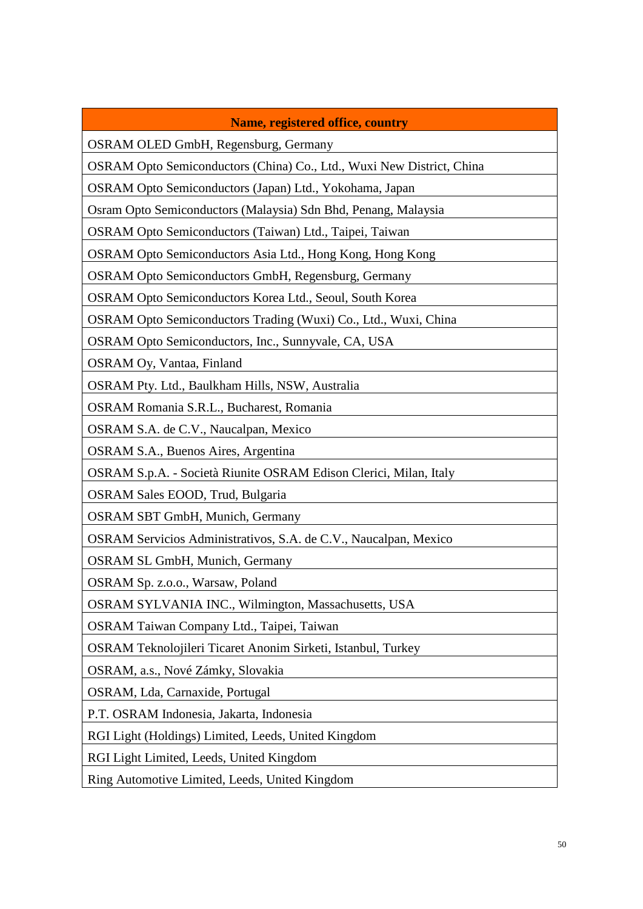| Name, registered office, country |
| --- |
| OSRAM OLED GmbH, Regensburg, Germany |
| OSRAM Opto Semiconductors (China) Co., Ltd., Wuxi New District, China |
| OSRAM Opto Semiconductors (Japan) Ltd., Yokohama, Japan |
| Osram Opto Semiconductors (Malaysia) Sdn Bhd, Penang, Malaysia |
| OSRAM Opto Semiconductors (Taiwan) Ltd., Taipei, Taiwan |
| OSRAM Opto Semiconductors Asia Ltd., Hong Kong, Hong Kong |
| OSRAM Opto Semiconductors GmbH, Regensburg, Germany |
| OSRAM Opto Semiconductors Korea Ltd., Seoul, South Korea |
| OSRAM Opto Semiconductors Trading (Wuxi) Co., Ltd., Wuxi, China |
| OSRAM Opto Semiconductors, Inc., Sunnyvale, CA, USA |
| OSRAM Oy, Vantaa, Finland |
| OSRAM Pty. Ltd., Baulkham Hills, NSW, Australia |
| OSRAM Romania S.R.L., Bucharest, Romania |
| OSRAM S.A. de C.V., Naucalpan, Mexico |
| OSRAM S.A., Buenos Aires, Argentina |
| OSRAM S.p.A. - Società Riunite OSRAM Edison Clerici, Milan, Italy |
| OSRAM Sales EOOD, Trud, Bulgaria |
| OSRAM SBT GmbH, Munich, Germany |
| OSRAM Servicios Administrativos, S.A. de C.V., Naucalpan, Mexico |
| OSRAM SL GmbH, Munich, Germany |
| OSRAM Sp. z.o.o., Warsaw, Poland |
| OSRAM SYLVANIA INC., Wilmington, Massachusetts, USA |
| OSRAM Taiwan Company Ltd., Taipei, Taiwan |
| OSRAM Teknolojileri Ticaret Anonim Sirketi, Istanbul, Turkey |
| OSRAM, a.s., Nové Zámky, Slovakia |
| OSRAM, Lda, Carnaxide, Portugal |
| P.T. OSRAM Indonesia, Jakarta, Indonesia |
| RGI Light (Holdings) Limited, Leeds, United Kingdom |
| RGI Light Limited, Leeds, United Kingdom |
| Ring Automotive Limited, Leeds, United Kingdom |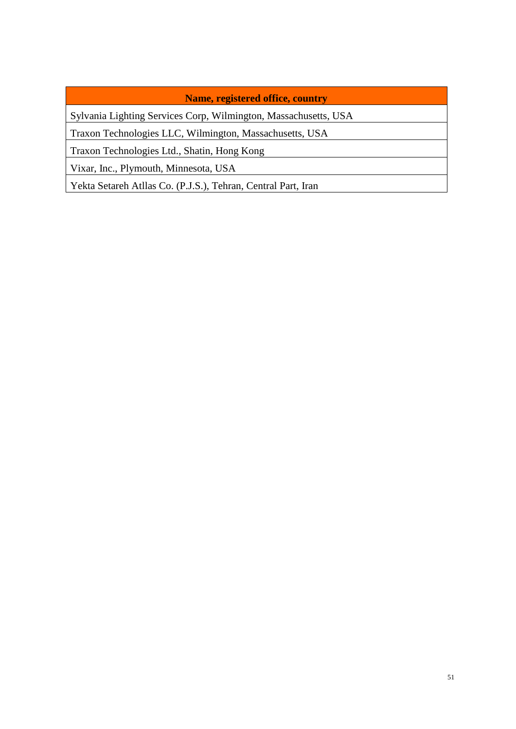| Name, registered office, country |
| --- |
| Sylvania Lighting Services Corp, Wilmington, Massachusetts, USA |
| Traxon Technologies LLC, Wilmington, Massachusetts, USA |
| Traxon Technologies Ltd., Shatin, Hong Kong |
| Vixar, Inc., Plymouth, Minnesota, USA |
| Yekta Setareh Atllas Co. (P.J.S.), Tehran, Central Part, Iran |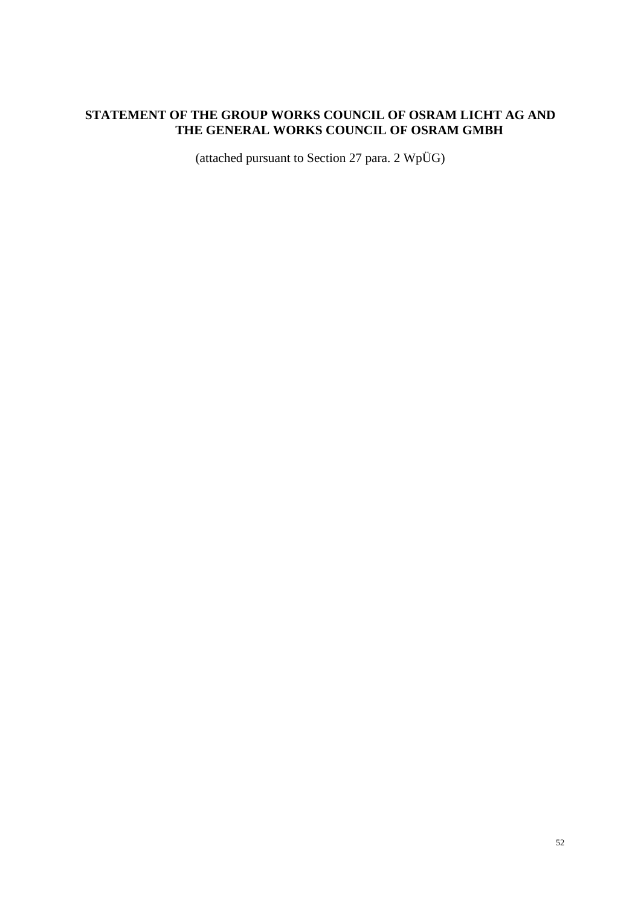# STATEMENT OF THE GROUP WORKS COUNCIL OF OSRAM LICHT AG AND THE GENERAL WORKS COUNCIL OF OSRAM GMBH

(attached pursuant to Section 27 para. 2 WpÜG)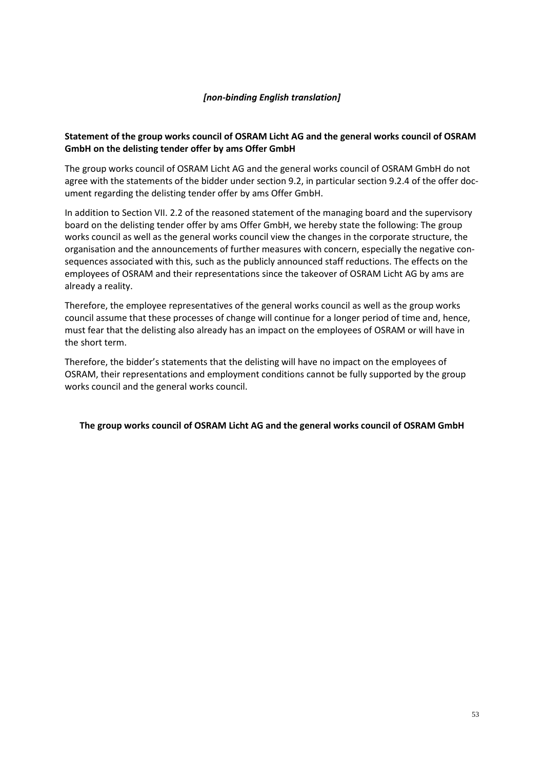*[non-binding English translation]*

**Statement of the group works council of OSRAM Licht AG and the general works council of OSRAM GmbH on the delisting tender offer by ams Offer GmbH**

The group works council of OSRAM Licht AG and the general works council of OSRAM GmbH do not agree with the statements of the bidder under section 9.2, in particular section 9.2.4 of the offer document regarding the delisting tender offer by ams Offer GmbH.

In addition to Section VII. 2.2 of the reasoned statement of the managing board and the supervisory board on the delisting tender offer by ams Offer GmbH, we hereby state the following: The group works council as well as the general works council view the changes in the corporate structure, the organisation and the announcements of further measures with concern, especially the negative consequences associated with this, such as the publicly announced staff reductions. The effects on the employees of OSRAM and their representations since the takeover of OSRAM Licht AG by ams are already a reality.

Therefore, the employee representatives of the general works council as well as the group works council assume that these processes of change will continue for a longer period of time and, hence, must fear that the delisting also already has an impact on the employees of OSRAM or will have in the short term.

Therefore, the bidder's statements that the delisting will have no impact on the employees of OSRAM, their representations and employment conditions cannot be fully supported by the group works council and the general works council.

**The group works council of OSRAM Licht AG and the general works council of OSRAM GmbH**